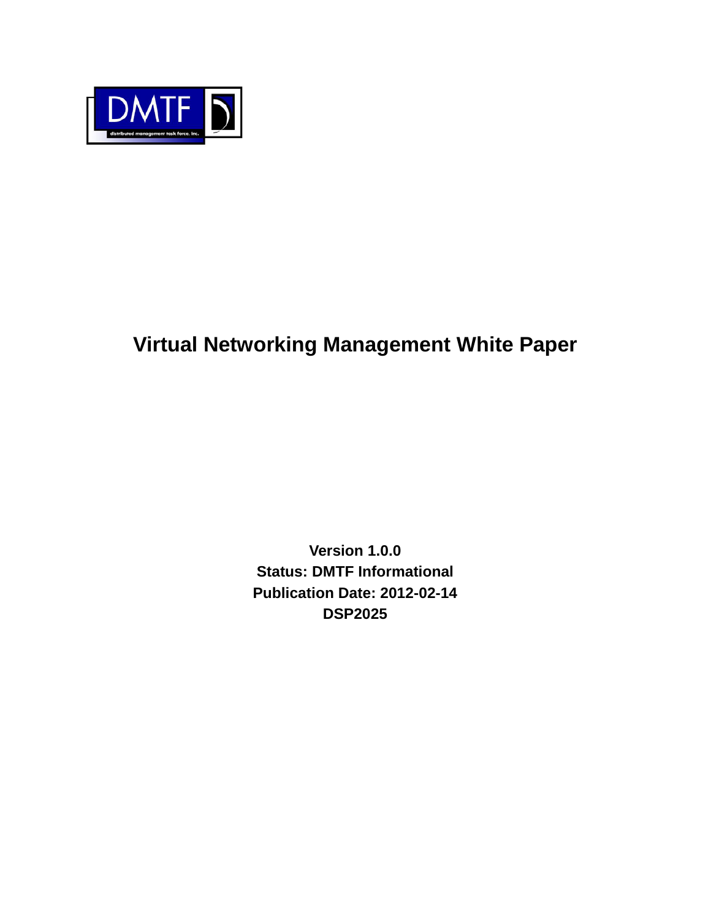# Virtual Networking Management White Paper

**Version 1.0.0**
**Status: DMTF Informational**
**Publication Date: 2012-02-14**
**DSP2025**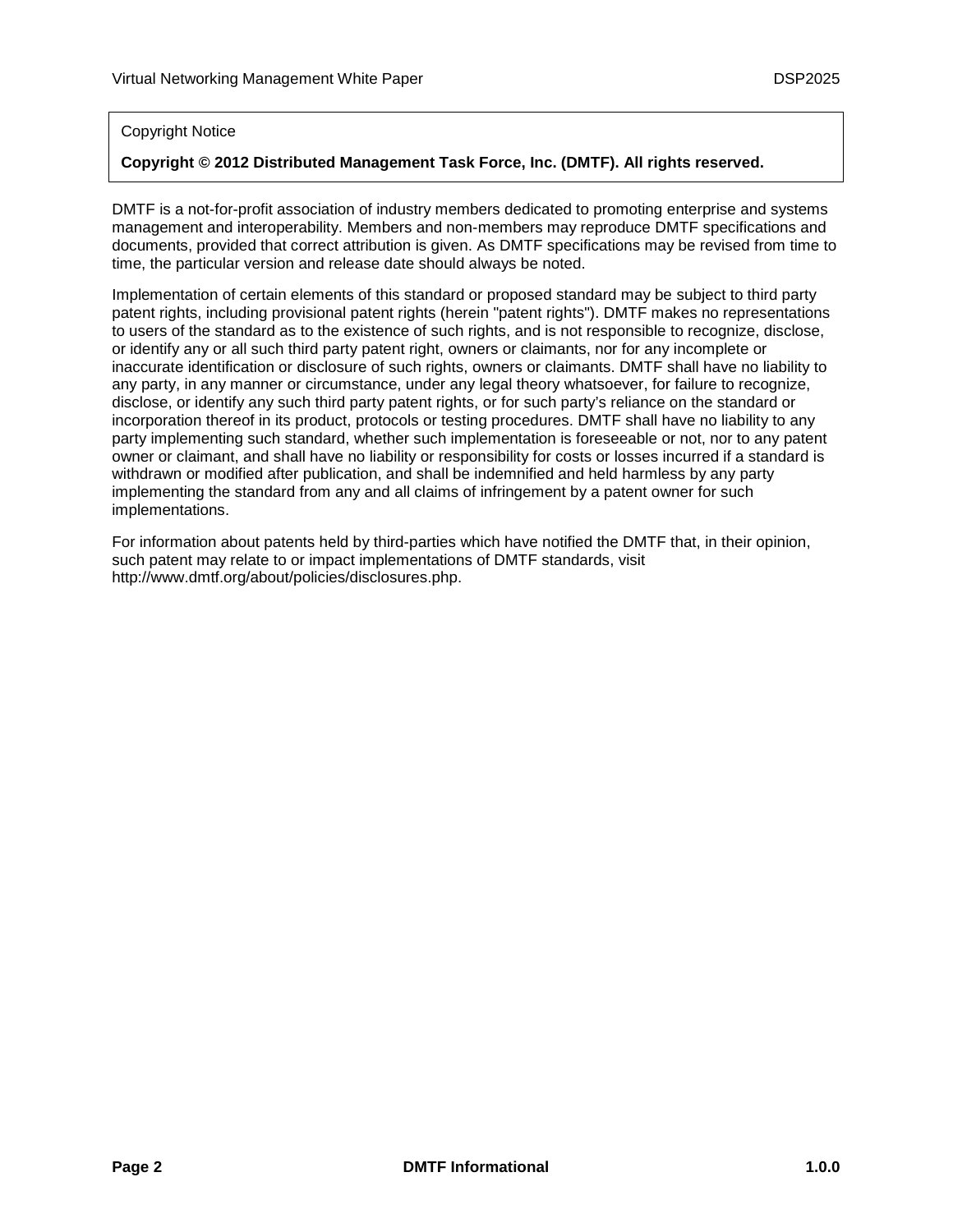Copyright Notice

**Copyright © 2012 Distributed Management Task Force, Inc. (DMTF). All rights reserved.**

DMTF is a not-for-profit association of industry members dedicated to promoting enterprise and systems management and interoperability. Members and non-members may reproduce DMTF specifications and documents, provided that correct attribution is given. As DMTF specifications may be revised from time to time, the particular version and release date should always be noted.

Implementation of certain elements of this standard or proposed standard may be subject to third party patent rights, including provisional patent rights (herein "patent rights"). DMTF makes no representations to users of the standard as to the existence of such rights, and is not responsible to recognize, disclose, or identify any or all such third party patent right, owners or claimants, nor for any incomplete or inaccurate identification or disclosure of such rights, owners or claimants. DMTF shall have no liability to any party, in any manner or circumstance, under any legal theory whatsoever, for failure to recognize, disclose, or identify any such third party patent rights, or for such party's reliance on the standard or incorporation thereof in its product, protocols or testing procedures. DMTF shall have no liability to any party implementing such standard, whether such implementation is foreseeable or not, nor to any patent owner or claimant, and shall have no liability or responsibility for costs or losses incurred if a standard is withdrawn or modified after publication, and shall be indemnified and held harmless by any party implementing the standard from any and all claims of infringement by a patent owner for such implementations.

For information about patents held by third-parties which have notified the DMTF that, in their opinion, such patent may relate to or impact implementations of DMTF standards, visit http://www.dmtf.org/about/policies/disclosures.php.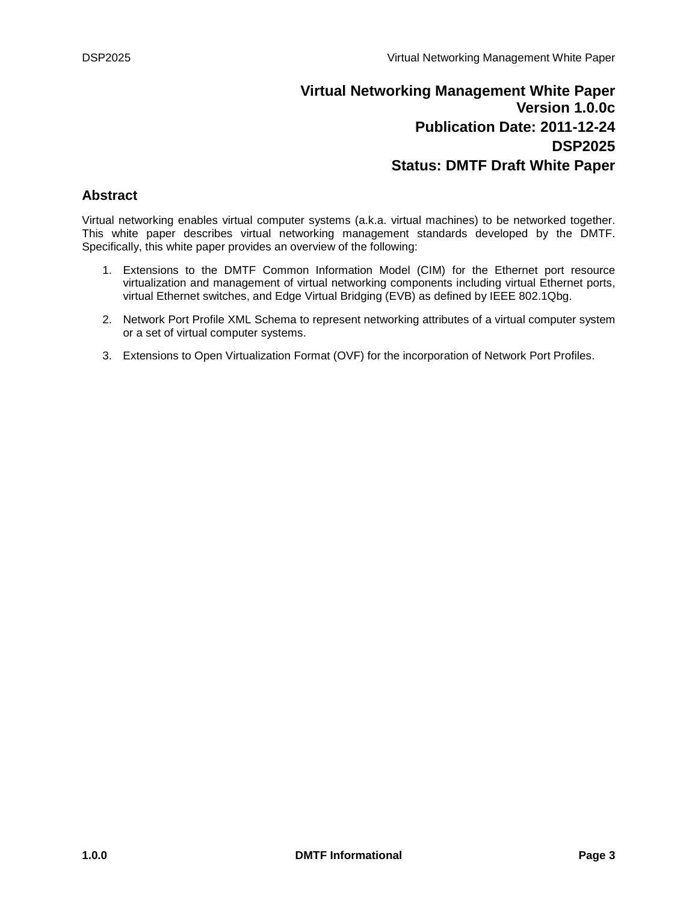# Virtual Networking Management White Paper

**Version 1.0.0c**

**Publication Date: 2011-12-24**

**DSP2025**

**Status: DMTF Draft White Paper**

## Abstract

Virtual networking enables virtual computer systems (a.k.a. virtual machines) to be networked together. This white paper describes virtual networking management standards developed by the DMTF. Specifically, this white paper provides an overview of the following:

1. Extensions to the DMTF Common Information Model (CIM) for the Ethernet port resource virtualization and management of virtual networking components including virtual Ethernet ports, virtual Ethernet switches, and Edge Virtual Bridging (EVB) as defined by IEEE 802.1Qbg.

2. Network Port Profile XML Schema to represent networking attributes of a virtual computer system or a set of virtual computer systems.

3. Extensions to Open Virtualization Format (OVF) for the incorporation of Network Port Profiles.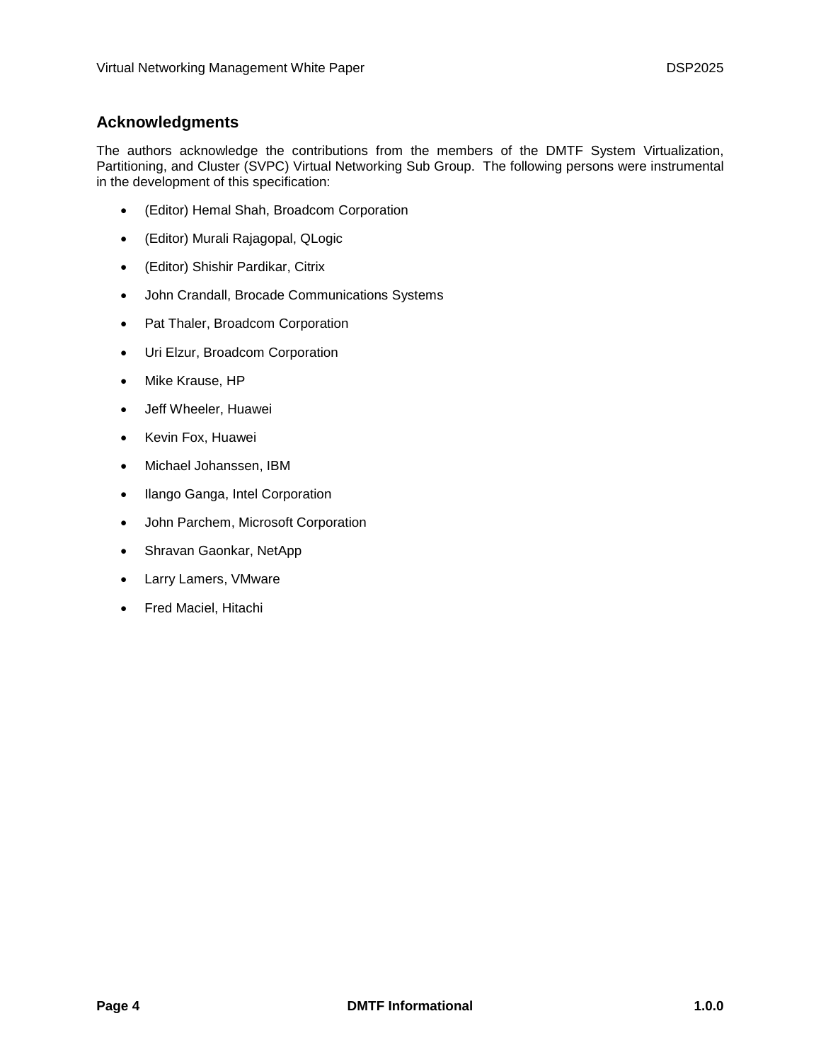## Acknowledgments

The authors acknowledge the contributions from the members of the DMTF System Virtualization, Partitioning, and Cluster (SVPC) Virtual Networking Sub Group. The following persons were instrumental in the development of this specification:

- (Editor) Hemal Shah, Broadcom Corporation
- (Editor) Murali Rajagopal, QLogic
- (Editor) Shishir Pardikar, Citrix
- John Crandall, Brocade Communications Systems
- Pat Thaler, Broadcom Corporation
- Uri Elzur, Broadcom Corporation
- Mike Krause, HP
- Jeff Wheeler, Huawei
- Kevin Fox, Huawei
- Michael Johanssen, IBM
- Ilango Ganga, Intel Corporation
- John Parchem, Microsoft Corporation
- Shravan Gaonkar, NetApp
- Larry Lamers, VMware
- Fred Maciel, Hitachi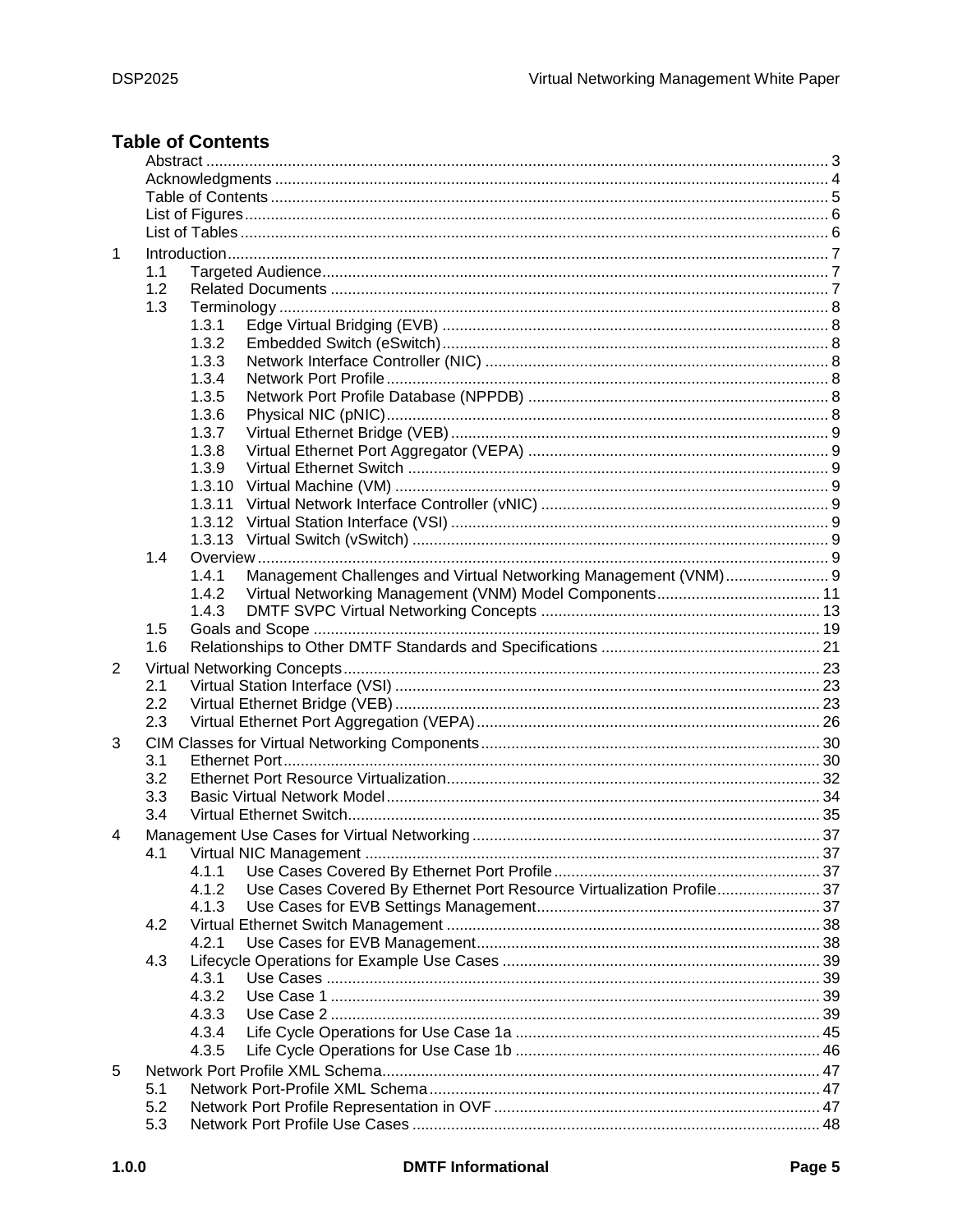# Table of Contents

- Abstract ... 3
- Acknowledgments ... 4
- Table of Contents ... 5
- List of Figures ... 6
- List of Tables ... 6
- 1 Introduction ... 7
  - 1.1 Targeted Audience ... 7
  - 1.2 Related Documents ... 7
  - 1.3 Terminology ... 8
    - 1.3.1 Edge Virtual Bridging (EVB) ... 8
    - 1.3.2 Embedded Switch (eSwitch) ... 8
    - 1.3.3 Network Interface Controller (NIC) ... 8
    - 1.3.4 Network Port Profile ... 8
    - 1.3.5 Network Port Profile Database (NPPDB) ... 8
    - 1.3.6 Physical NIC (pNIC) ... 8
    - 1.3.7 Virtual Ethernet Bridge (VEB) ... 9
    - 1.3.8 Virtual Ethernet Port Aggregator (VEPA) ... 9
    - 1.3.9 Virtual Ethernet Switch ... 9
    - 1.3.10 Virtual Machine (VM) ... 9
    - 1.3.11 Virtual Network Interface Controller (vNIC) ... 9
    - 1.3.12 Virtual Station Interface (VSI) ... 9
    - 1.3.13 Virtual Switch (vSwitch) ... 9
  - 1.4 Overview ... 9
    - 1.4.1 Management Challenges and Virtual Networking Management (VNM) ... 9
    - 1.4.2 Virtual Networking Management (VNM) Model Components ... 11
    - 1.4.3 DMTF SVPC Virtual Networking Concepts ... 13
  - 1.5 Goals and Scope ... 19
  - 1.6 Relationships to Other DMTF Standards and Specifications ... 21
- 2 Virtual Networking Concepts ... 23
  - 2.1 Virtual Station Interface (VSI) ... 23
  - 2.2 Virtual Ethernet Bridge (VEB) ... 23
  - 2.3 Virtual Ethernet Port Aggregation (VEPA) ... 26
- 3 CIM Classes for Virtual Networking Components ... 30
  - 3.1 Ethernet Port ... 30
  - 3.2 Ethernet Port Resource Virtualization ... 32
  - 3.3 Basic Virtual Network Model ... 34
  - 3.4 Virtual Ethernet Switch ... 35
- 4 Management Use Cases for Virtual Networking ... 37
  - 4.1 Virtual NIC Management ... 37
    - 4.1.1 Use Cases Covered By Ethernet Port Profile ... 37
    - 4.1.2 Use Cases Covered By Ethernet Port Resource Virtualization Profile ... 37
    - 4.1.3 Use Cases for EVB Settings Management ... 37
  - 4.2 Virtual Ethernet Switch Management ... 38
    - 4.2.1 Use Cases for EVB Management ... 38
  - 4.3 Lifecycle Operations for Example Use Cases ... 39
    - 4.3.1 Use Cases ... 39
    - 4.3.2 Use Case 1 ... 39
    - 4.3.3 Use Case 2 ... 39
    - 4.3.4 Life Cycle Operations for Use Case 1a ... 45
    - 4.3.5 Life Cycle Operations for Use Case 1b ... 46
- 5 Network Port Profile XML Schema ... 47
  - 5.1 Network Port-Profile XML Schema ... 47
  - 5.2 Network Port Profile Representation in OVF ... 47
  - 5.3 Network Port Profile Use Cases ... 48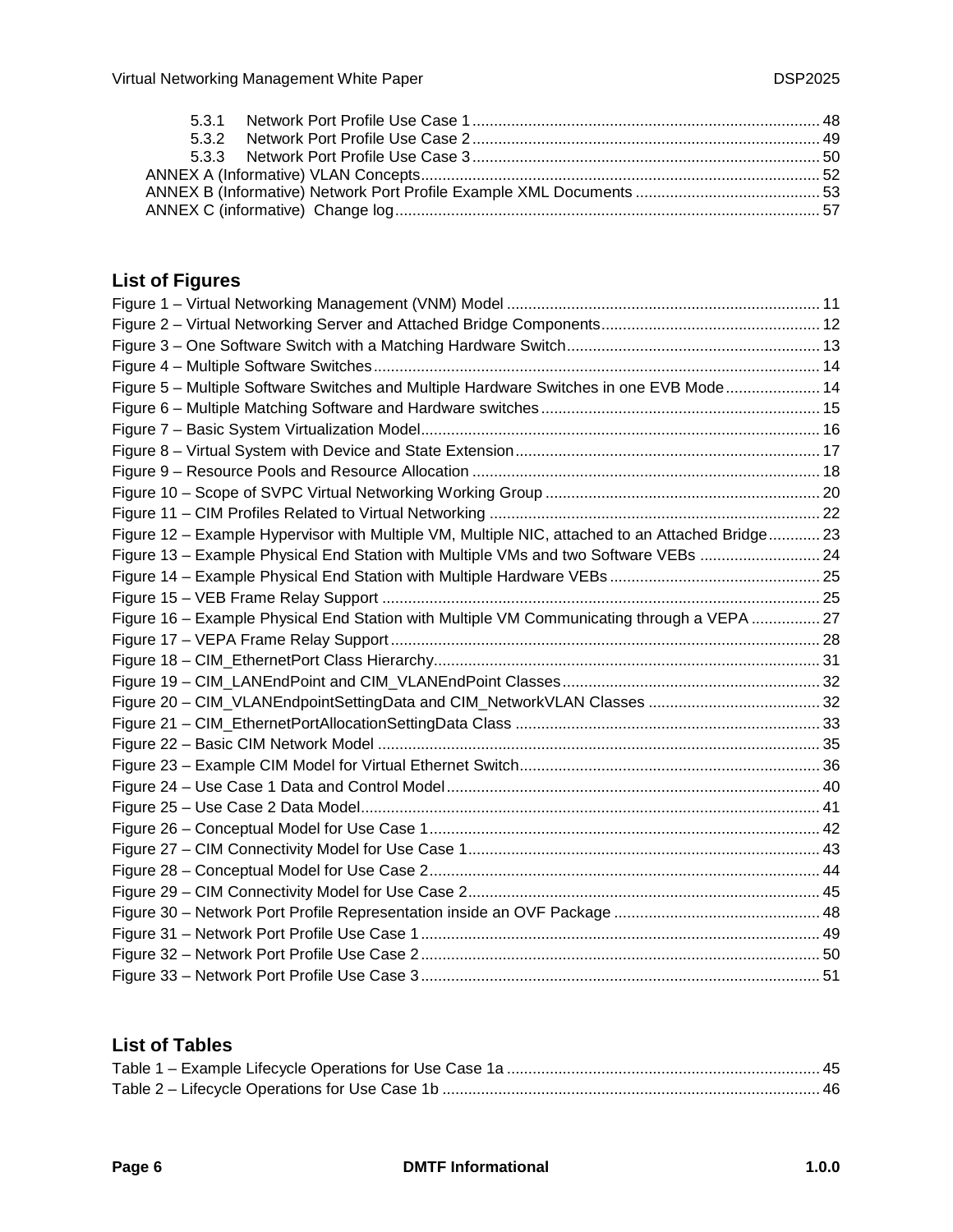5.3.1 Network Port Profile Use Case 1 ................................................................................ 48
5.3.2 Network Port Profile Use Case 2 ................................................................................ 49
5.3.3 Network Port Profile Use Case 3 ................................................................................ 50
ANNEX A (Informative) VLAN Concepts ............................................................................................ 52
ANNEX B (Informative) Network Port Profile Example XML Documents ........................................... 53
ANNEX C (informative) Change log .................................................................................................. 57

## List of Figures

Figure 1 – Virtual Networking Management (VNM) Model ........................................................................ 11
Figure 2 – Virtual Networking Server and Attached Bridge Components .................................................. 12
Figure 3 – One Software Switch with a Matching Hardware Switch .......................................................... 13
Figure 4 – Multiple Software Switches ...................................................................................................... 14
Figure 5 – Multiple Software Switches and Multiple Hardware Switches in one EVB Mode ...................... 14
Figure 6 – Multiple Matching Software and Hardware switches ................................................................ 15
Figure 7 – Basic System Virtualization Model ............................................................................................ 16
Figure 8 – Virtual System with Device and State Extension ...................................................................... 17
Figure 9 – Resource Pools and Resource Allocation ................................................................................ 18
Figure 10 – Scope of SVPC Virtual Networking Working Group ............................................................... 20
Figure 11 – CIM Profiles Related to Virtual Networking ............................................................................ 22
Figure 12 – Example Hypervisor with Multiple VM, Multiple NIC, attached to an Attached Bridge ............ 23
Figure 13 – Example Physical End Station with Multiple VMs and two Software VEBs ............................ 24
Figure 14 – Example Physical End Station with Multiple Hardware VEBs ................................................ 25
Figure 15 – VEB Frame Relay Support ..................................................................................................... 25
Figure 16 – Example Physical End Station with Multiple VM Communicating through a VEPA ................ 27
Figure 17 – VEPA Frame Relay Support ................................................................................................... 28
Figure 18 – CIM_EthernetPort Class Hierarchy ......................................................................................... 31
Figure 19 – CIM_LANEndPoint and CIM_VLANEndPoint Classes ............................................................ 32
Figure 20 – CIM_VLANEndpointSettingData and CIM_NetworkVLAN Classes ........................................ 32
Figure 21 – CIM_EthernetPortAllocationSettingData Class ....................................................................... 33
Figure 22 – Basic CIM Network Model ...................................................................................................... 35
Figure 23 – Example CIM Model for Virtual Ethernet Switch ...................................................................... 36
Figure 24 – Use Case 1 Data and Control Model ...................................................................................... 40
Figure 25 – Use Case 2 Data Model .......................................................................................................... 41
Figure 26 – Conceptual Model for Use Case 1 .......................................................................................... 42
Figure 27 – CIM Connectivity Model for Use Case 1 ................................................................................. 43
Figure 28 – Conceptual Model for Use Case 2 .......................................................................................... 44
Figure 29 – CIM Connectivity Model for Use Case 2 ................................................................................. 45
Figure 30 – Network Port Profile Representation inside an OVF Package ................................................ 48
Figure 31 – Network Port Profile Use Case 1 ............................................................................................ 49
Figure 32 – Network Port Profile Use Case 2 ............................................................................................ 50
Figure 33 – Network Port Profile Use Case 3 ............................................................................................ 51

## List of Tables

Table 1 – Example Lifecycle Operations for Use Case 1a ......................................................................... 45
Table 2 – Lifecycle Operations for Use Case 1b ........................................................................................ 46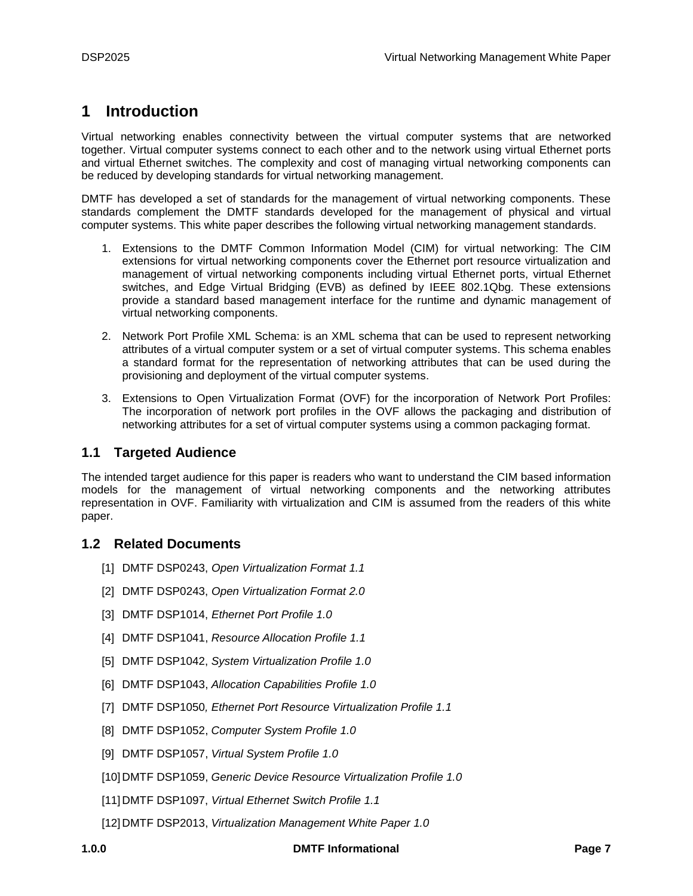# 1 Introduction

Virtual networking enables connectivity between the virtual computer systems that are networked together. Virtual computer systems connect to each other and to the network using virtual Ethernet ports and virtual Ethernet switches. The complexity and cost of managing virtual networking components can be reduced by developing standards for virtual networking management.

DMTF has developed a set of standards for the management of virtual networking components. These standards complement the DMTF standards developed for the management of physical and virtual computer systems. This white paper describes the following virtual networking management standards.

1. Extensions to the DMTF Common Information Model (CIM) for virtual networking: The CIM extensions for virtual networking components cover the Ethernet port resource virtualization and management of virtual networking components including virtual Ethernet ports, virtual Ethernet switches, and Edge Virtual Bridging (EVB) as defined by IEEE 802.1Qbg. These extensions provide a standard based management interface for the runtime and dynamic management of virtual networking components.
2. Network Port Profile XML Schema: is an XML schema that can be used to represent networking attributes of a virtual computer system or a set of virtual computer systems. This schema enables a standard format for the representation of networking attributes that can be used during the provisioning and deployment of the virtual computer systems.
3. Extensions to Open Virtualization Format (OVF) for the incorporation of Network Port Profiles: The incorporation of network port profiles in the OVF allows the packaging and distribution of networking attributes for a set of virtual computer systems using a common packaging format.

## 1.1 Targeted Audience

The intended target audience for this paper is readers who want to understand the CIM based information models for the management of virtual networking components and the networking attributes representation in OVF. Familiarity with virtualization and CIM is assumed from the readers of this white paper.

## 1.2 Related Documents

[1] DMTF DSP0243, *Open Virtualization Format 1.1*

[2] DMTF DSP0243, *Open Virtualization Format 2.0*

[3] DMTF DSP1014, *Ethernet Port Profile 1.0*

[4] DMTF DSP1041, *Resource Allocation Profile 1.1*

[5] DMTF DSP1042, *System Virtualization Profile 1.0*

[6] DMTF DSP1043, *Allocation Capabilities Profile 1.0*

[7] DMTF DSP1050, *Ethernet Port Resource Virtualization Profile 1.1*

[8] DMTF DSP1052, *Computer System Profile 1.0*

[9] DMTF DSP1057, *Virtual System Profile 1.0*

[10] DMTF DSP1059, *Generic Device Resource Virtualization Profile 1.0*

[11] DMTF DSP1097, *Virtual Ethernet Switch Profile 1.1*

[12] DMTF DSP2013, *Virtualization Management White Paper 1.0*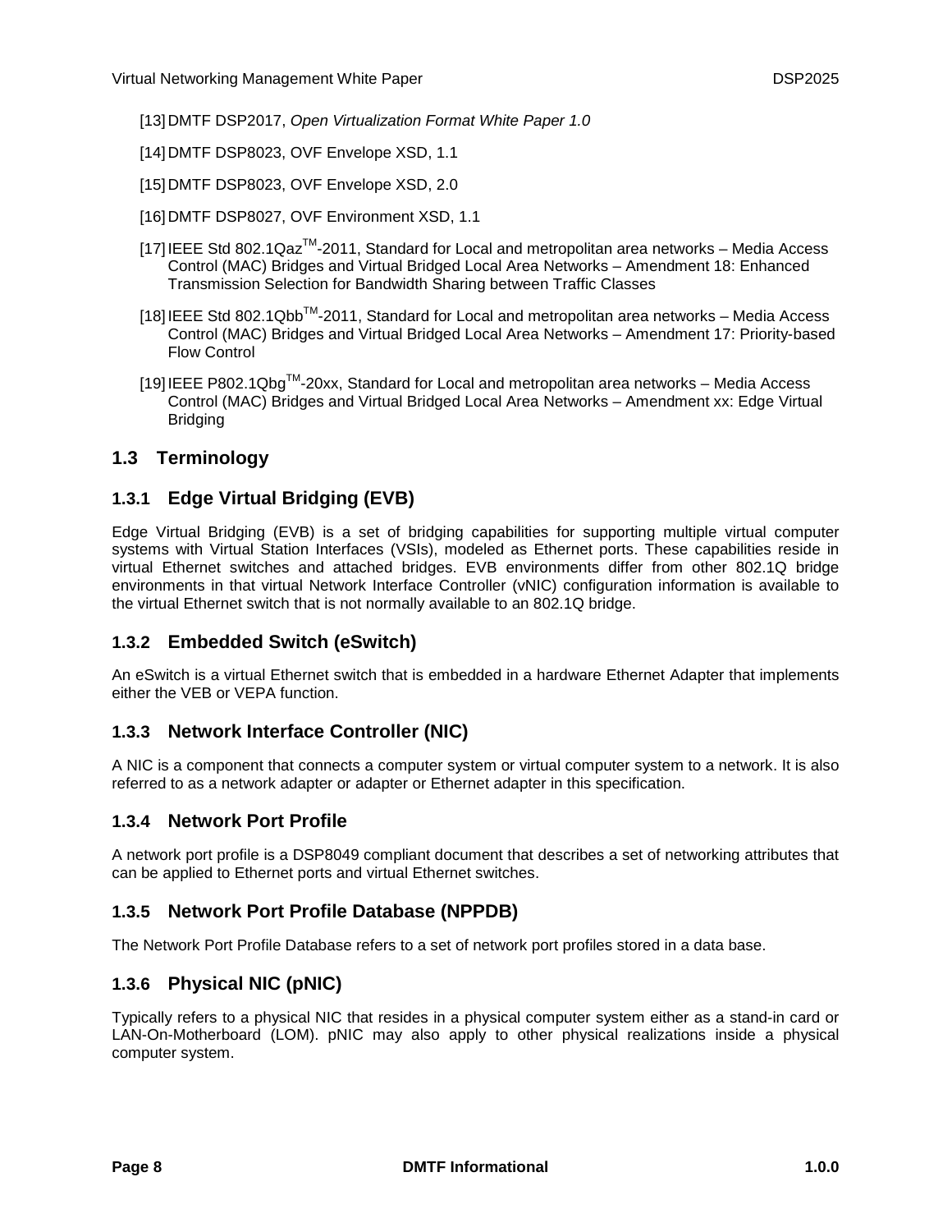[13] DMTF DSP2017, *Open Virtualization Format White Paper 1.0*

[14] DMTF DSP8023, OVF Envelope XSD, 1.1

[15] DMTF DSP8023, OVF Envelope XSD, 2.0

[16] DMTF DSP8027, OVF Environment XSD, 1.1

[17] IEEE Std 802.1Qaz™-2011, Standard for Local and metropolitan area networks – Media Access Control (MAC) Bridges and Virtual Bridged Local Area Networks – Amendment 18: Enhanced Transmission Selection for Bandwidth Sharing between Traffic Classes

[18] IEEE Std 802.1Qbb™-2011, Standard for Local and metropolitan area networks – Media Access Control (MAC) Bridges and Virtual Bridged Local Area Networks – Amendment 17: Priority-based Flow Control

[19] IEEE P802.1Qbg™-20xx, Standard for Local and metropolitan area networks – Media Access Control (MAC) Bridges and Virtual Bridged Local Area Networks – Amendment xx: Edge Virtual Bridging

## 1.3 Terminology

### 1.3.1 Edge Virtual Bridging (EVB)

Edge Virtual Bridging (EVB) is a set of bridging capabilities for supporting multiple virtual computer systems with Virtual Station Interfaces (VSIs), modeled as Ethernet ports. These capabilities reside in virtual Ethernet switches and attached bridges. EVB environments differ from other 802.1Q bridge environments in that virtual Network Interface Controller (vNIC) configuration information is available to the virtual Ethernet switch that is not normally available to an 802.1Q bridge.

### 1.3.2 Embedded Switch (eSwitch)

An eSwitch is a virtual Ethernet switch that is embedded in a hardware Ethernet Adapter that implements either the VEB or VEPA function.

### 1.3.3 Network Interface Controller (NIC)

A NIC is a component that connects a computer system or virtual computer system to a network. It is also referred to as a network adapter or adapter or Ethernet adapter in this specification.

### 1.3.4 Network Port Profile

A network port profile is a DSP8049 compliant document that describes a set of networking attributes that can be applied to Ethernet ports and virtual Ethernet switches.

### 1.3.5 Network Port Profile Database (NPPDB)

The Network Port Profile Database refers to a set of network port profiles stored in a data base.

### 1.3.6 Physical NIC (pNIC)

Typically refers to a physical NIC that resides in a physical computer system either as a stand-in card or LAN-On-Motherboard (LOM). pNIC may also apply to other physical realizations inside a physical computer system.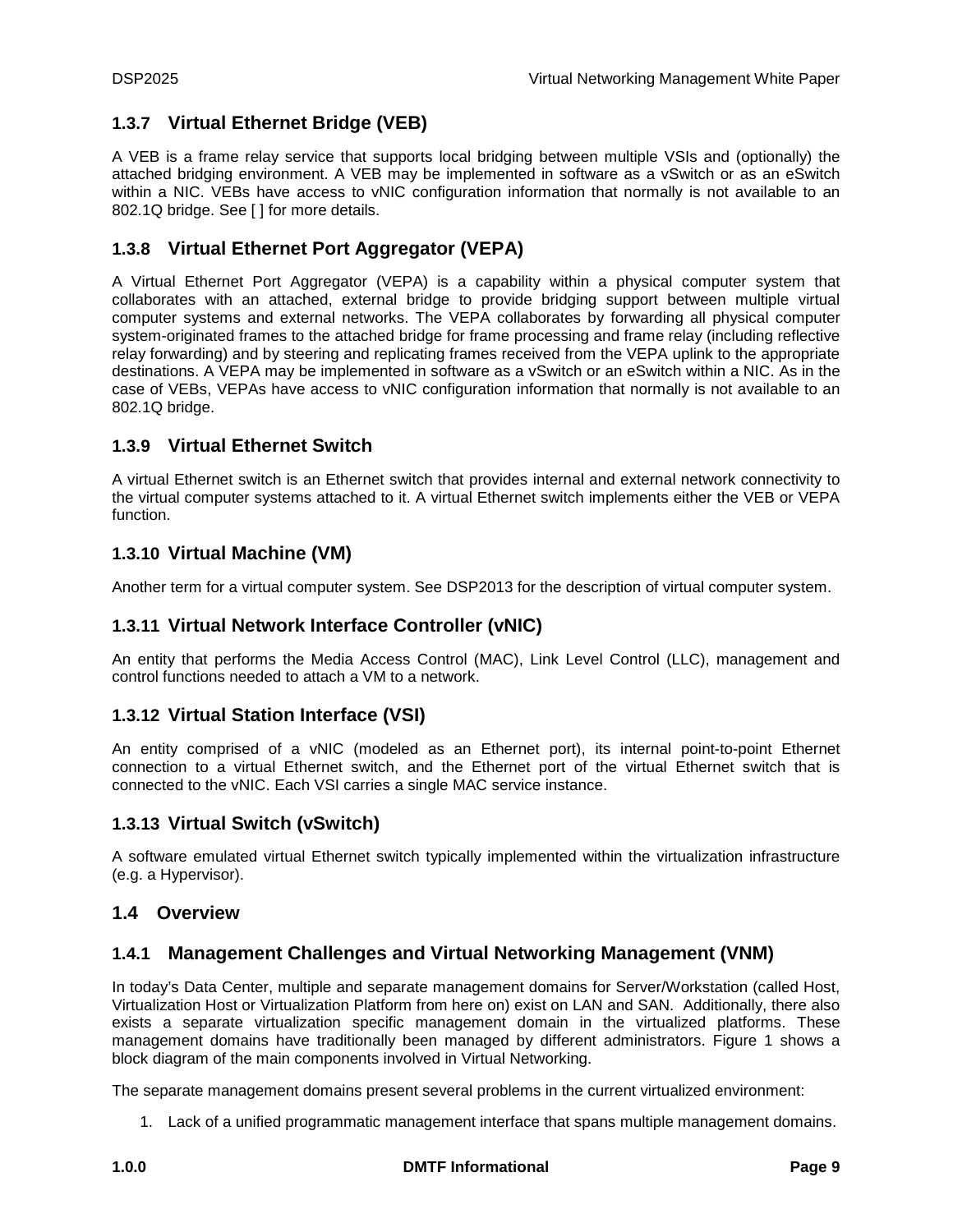### 1.3.7 Virtual Ethernet Bridge (VEB)

A VEB is a frame relay service that supports local bridging between multiple VSIs and (optionally) the attached bridging environment. A VEB may be implemented in software as a vSwitch or as an eSwitch within a NIC. VEBs have access to vNIC configuration information that normally is not available to an 802.1Q bridge. See [ ] for more details.

### 1.3.8 Virtual Ethernet Port Aggregator (VEPA)

A Virtual Ethernet Port Aggregator (VEPA) is a capability within a physical computer system that collaborates with an attached, external bridge to provide bridging support between multiple virtual computer systems and external networks. The VEPA collaborates by forwarding all physical computer system-originated frames to the attached bridge for frame processing and frame relay (including reflective relay forwarding) and by steering and replicating frames received from the VEPA uplink to the appropriate destinations. A VEPA may be implemented in software as a vSwitch or an eSwitch within a NIC. As in the case of VEBs, VEPAs have access to vNIC configuration information that normally is not available to an 802.1Q bridge.

### 1.3.9 Virtual Ethernet Switch

A virtual Ethernet switch is an Ethernet switch that provides internal and external network connectivity to the virtual computer systems attached to it. A virtual Ethernet switch implements either the VEB or VEPA function.

### 1.3.10 Virtual Machine (VM)

Another term for a virtual computer system. See DSP2013 for the description of virtual computer system.

### 1.3.11 Virtual Network Interface Controller (vNIC)

An entity that performs the Media Access Control (MAC), Link Level Control (LLC), management and control functions needed to attach a VM to a network.

### 1.3.12 Virtual Station Interface (VSI)

An entity comprised of a vNIC (modeled as an Ethernet port), its internal point-to-point Ethernet connection to a virtual Ethernet switch, and the Ethernet port of the virtual Ethernet switch that is connected to the vNIC. Each VSI carries a single MAC service instance.

### 1.3.13 Virtual Switch (vSwitch)

A software emulated virtual Ethernet switch typically implemented within the virtualization infrastructure (e.g. a Hypervisor).

## 1.4 Overview

### 1.4.1 Management Challenges and Virtual Networking Management (VNM)

In today's Data Center, multiple and separate management domains for Server/Workstation (called Host, Virtualization Host or Virtualization Platform from here on) exist on LAN and SAN. Additionally, there also exists a separate virtualization specific management domain in the virtualized platforms. These management domains have traditionally been managed by different administrators. Figure 1 shows a block diagram of the main components involved in Virtual Networking.

The separate management domains present several problems in the current virtualized environment:

1. Lack of a unified programmatic management interface that spans multiple management domains.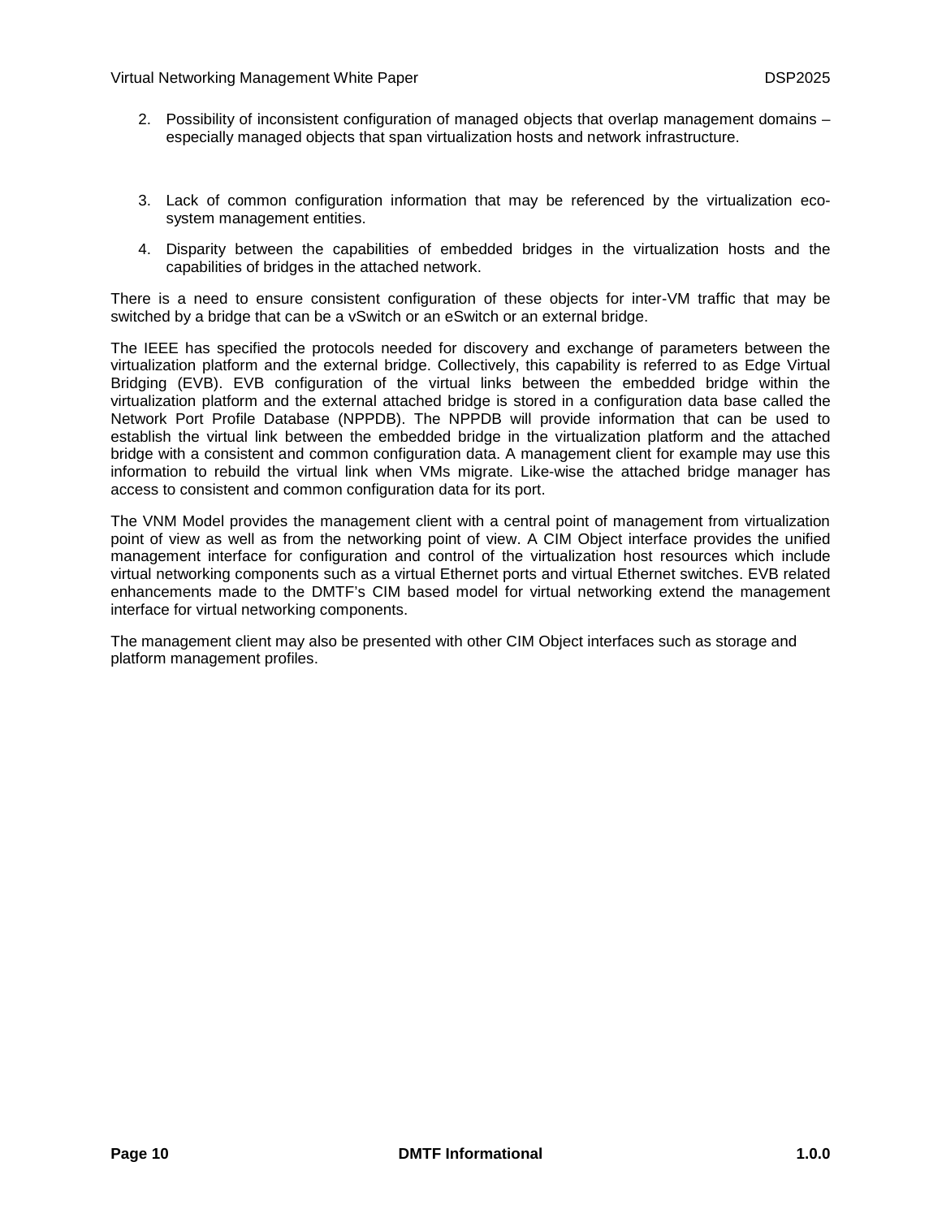2. Possibility of inconsistent configuration of managed objects that overlap management domains – especially managed objects that span virtualization hosts and network infrastructure.

3. Lack of common configuration information that may be referenced by the virtualization eco-system management entities.

4. Disparity between the capabilities of embedded bridges in the virtualization hosts and the capabilities of bridges in the attached network.

There is a need to ensure consistent configuration of these objects for inter-VM traffic that may be switched by a bridge that can be a vSwitch or an eSwitch or an external bridge.

The IEEE has specified the protocols needed for discovery and exchange of parameters between the virtualization platform and the external bridge. Collectively, this capability is referred to as Edge Virtual Bridging (EVB). EVB configuration of the virtual links between the embedded bridge within the virtualization platform and the external attached bridge is stored in a configuration data base called the Network Port Profile Database (NPPDB). The NPPDB will provide information that can be used to establish the virtual link between the embedded bridge in the virtualization platform and the attached bridge with a consistent and common configuration data. A management client for example may use this information to rebuild the virtual link when VMs migrate. Like-wise the attached bridge manager has access to consistent and common configuration data for its port.

The VNM Model provides the management client with a central point of management from virtualization point of view as well as from the networking point of view. A CIM Object interface provides the unified management interface for configuration and control of the virtualization host resources which include virtual networking components such as a virtual Ethernet ports and virtual Ethernet switches. EVB related enhancements made to the DMTF's CIM based model for virtual networking extend the management interface for virtual networking components.

The management client may also be presented with other CIM Object interfaces such as storage and platform management profiles.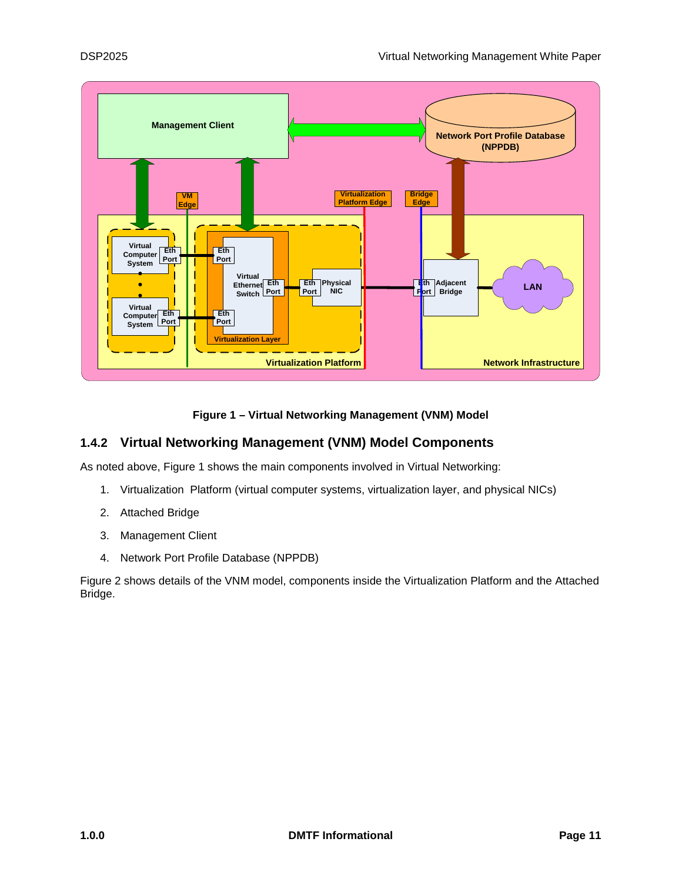**Figure 1 – Virtual Networking Management (VNM) Model**

### 1.4.2 Virtual Networking Management (VNM) Model Components

As noted above, Figure 1 shows the main components involved in Virtual Networking:

1. Virtualization Platform (virtual computer systems, virtualization layer, and physical NICs)
2. Attached Bridge
3. Management Client
4. Network Port Profile Database (NPPDB)

Figure 2 shows details of the VNM model, components inside the Virtualization Platform and the Attached Bridge.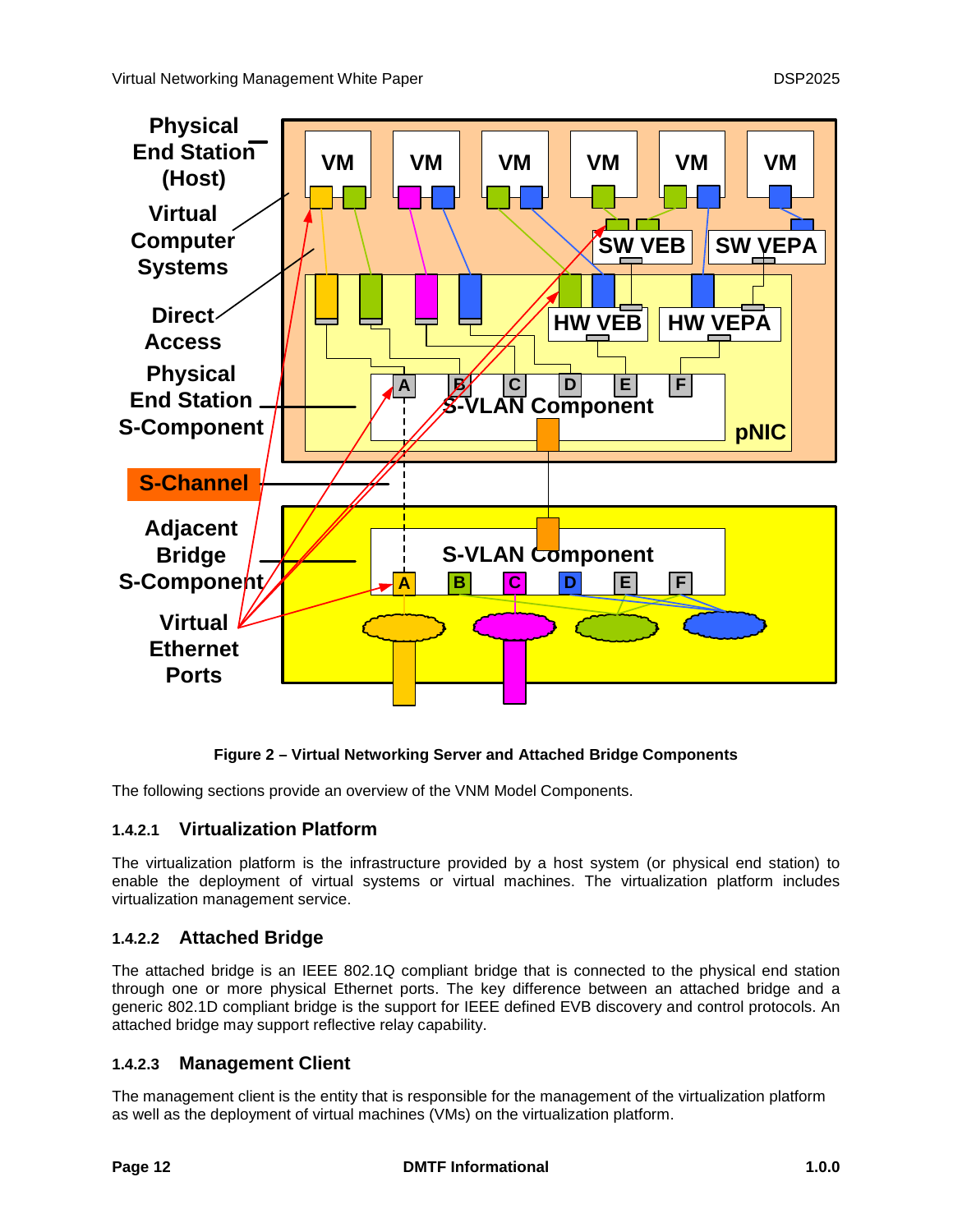Figure 2 – Virtual Networking Server and Attached Bridge Components

The following sections provide an overview of the VNM Model Components.

### 1.4.2.1 Virtualization Platform

The virtualization platform is the infrastructure provided by a host system (or physical end station) to enable the deployment of virtual systems or virtual machines. The virtualization platform includes virtualization management service.

### 1.4.2.2 Attached Bridge

The attached bridge is an IEEE 802.1Q compliant bridge that is connected to the physical end station through one or more physical Ethernet ports. The key difference between an attached bridge and a generic 802.1D compliant bridge is the support for IEEE defined EVB discovery and control protocols. An attached bridge may support reflective relay capability.

### 1.4.2.3 Management Client

The management client is the entity that is responsible for the management of the virtualization platform as well as the deployment of virtual machines (VMs) on the virtualization platform.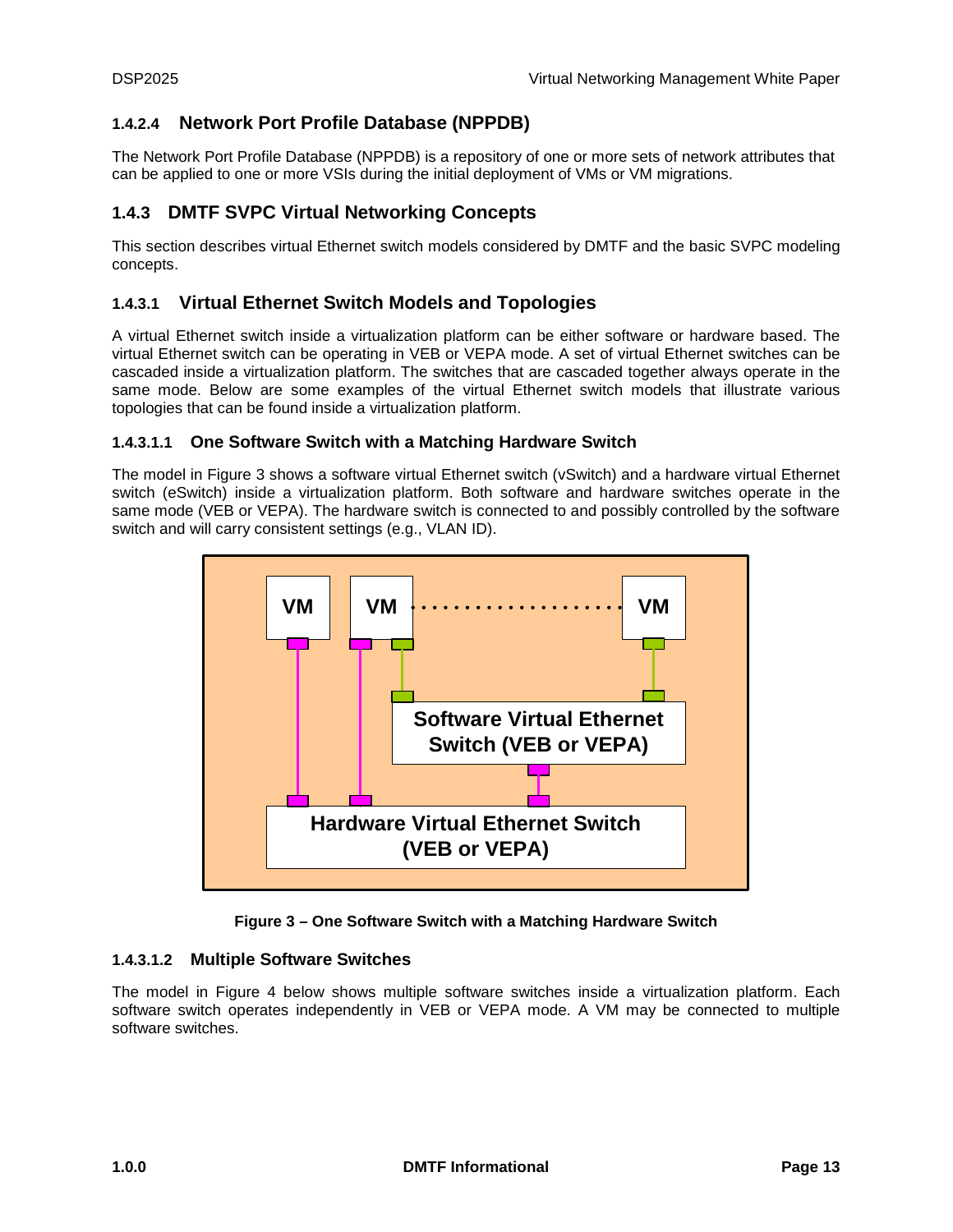#### 1.4.2.4 Network Port Profile Database (NPPDB)

The Network Port Profile Database (NPPDB) is a repository of one or more sets of network attributes that can be applied to one or more VSIs during the initial deployment of VMs or VM migrations.

### 1.4.3 DMTF SVPC Virtual Networking Concepts

This section describes virtual Ethernet switch models considered by DMTF and the basic SVPC modeling concepts.

#### 1.4.3.1 Virtual Ethernet Switch Models and Topologies

A virtual Ethernet switch inside a virtualization platform can be either software or hardware based. The virtual Ethernet switch can be operating in VEB or VEPA mode. A set of virtual Ethernet switches can be cascaded inside a virtualization platform. The switches that are cascaded together always operate in the same mode. Below are some examples of the virtual Ethernet switch models that illustrate various topologies that can be found inside a virtualization platform.

##### 1.4.3.1.1 One Software Switch with a Matching Hardware Switch

The model in Figure 3 shows a software virtual Ethernet switch (vSwitch) and a hardware virtual Ethernet switch (eSwitch) inside a virtualization platform. Both software and hardware switches operate in the same mode (VEB or VEPA). The hardware switch is connected to and possibly controlled by the software switch and will carry consistent settings (e.g., VLAN ID).

**Figure 3 – One Software Switch with a Matching Hardware Switch**

##### 1.4.3.1.2 Multiple Software Switches

The model in Figure 4 below shows multiple software switches inside a virtualization platform. Each software switch operates independently in VEB or VEPA mode. A VM may be connected to multiple software switches.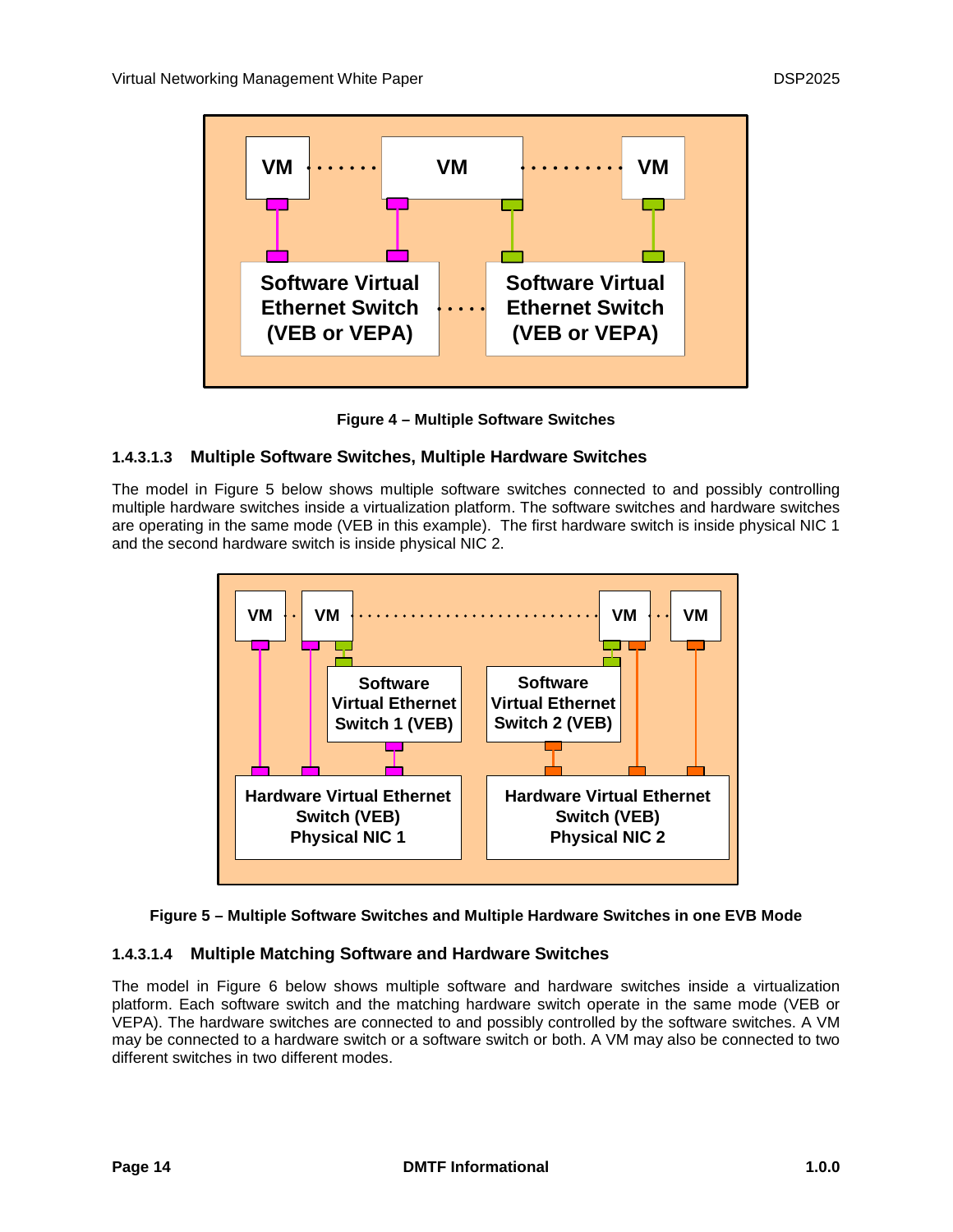Figure 4 – Multiple Software Switches

#### 1.4.3.1.3 Multiple Software Switches, Multiple Hardware Switches

The model in Figure 5 below shows multiple software switches connected to and possibly controlling multiple hardware switches inside a virtualization platform. The software switches and hardware switches are operating in the same mode (VEB in this example). The first hardware switch is inside physical NIC 1 and the second hardware switch is inside physical NIC 2.

Figure 5 – Multiple Software Switches and Multiple Hardware Switches in one EVB Mode

#### 1.4.3.1.4 Multiple Matching Software and Hardware Switches

The model in Figure 6 below shows multiple software and hardware switches inside a virtualization platform. Each software switch and the matching hardware switch operate in the same mode (VEB or VEPA). The hardware switches are connected to and possibly controlled by the software switches. A VM may be connected to a hardware switch or a software switch or both. A VM may also be connected to two different switches in two different modes.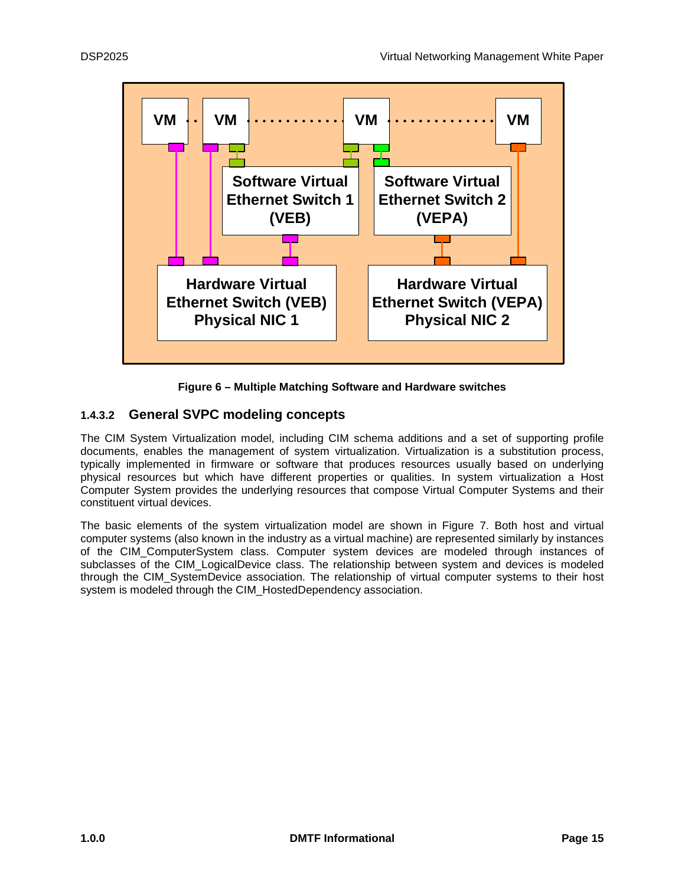Figure 6 – Multiple Matching Software and Hardware switches

#### 1.4.3.2 General SVPC modeling concepts

The CIM System Virtualization model, including CIM schema additions and a set of supporting profile documents, enables the management of system virtualization. Virtualization is a substitution process, typically implemented in firmware or software that produces resources usually based on underlying physical resources but which have different properties or qualities. In system virtualization a Host Computer System provides the underlying resources that compose Virtual Computer Systems and their constituent virtual devices.

The basic elements of the system virtualization model are shown in Figure 7. Both host and virtual computer systems (also known in the industry as a virtual machine) are represented similarly by instances of the CIM_ComputerSystem class. Computer system devices are modeled through instances of subclasses of the CIM_LogicalDevice class. The relationship between system and devices is modeled through the CIM_SystemDevice association. The relationship of virtual computer systems to their host system is modeled through the CIM_HostedDependency association.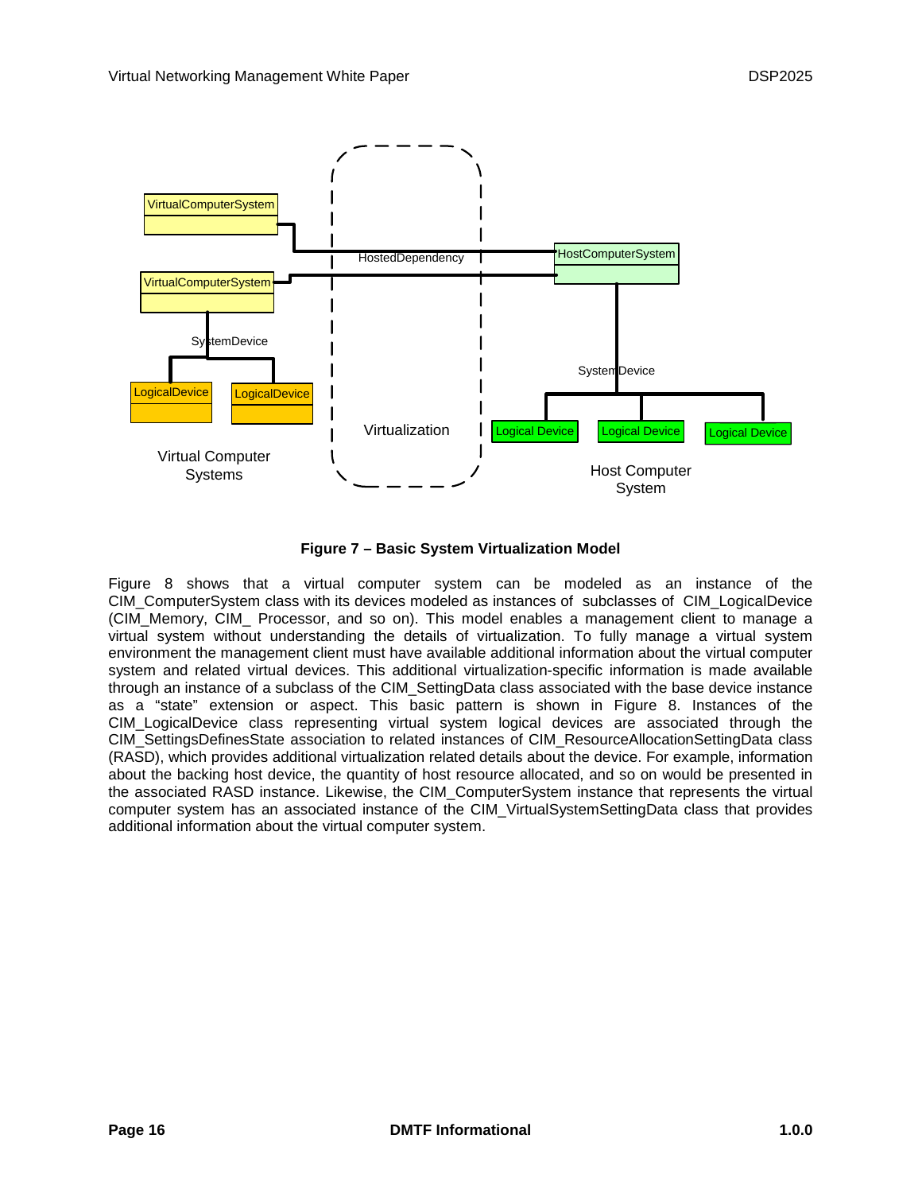**Figure 7 – Basic System Virtualization Model**

Figure 8 shows that a virtual computer system can be modeled as an instance of the CIM_ComputerSystem class with its devices modeled as instances of subclasses of CIM_LogicalDevice (CIM_Memory, CIM_ Processor, and so on). This model enables a management client to manage a virtual system without understanding the details of virtualization. To fully manage a virtual system environment the management client must have available additional information about the virtual computer system and related virtual devices. This additional virtualization-specific information is made available through an instance of a subclass of the CIM_SettingData class associated with the base device instance as a "state" extension or aspect. This basic pattern is shown in Figure 8. Instances of the CIM_LogicalDevice class representing virtual system logical devices are associated through the CIM_SettingsDefinesState association to related instances of CIM_ResourceAllocationSettingData class (RASD), which provides additional virtualization related details about the device. For example, information about the backing host device, the quantity of host resource allocated, and so on would be presented in the associated RASD instance. Likewise, the CIM_ComputerSystem instance that represents the virtual computer system has an associated instance of the CIM_VirtualSystemSettingData class that provides additional information about the virtual computer system.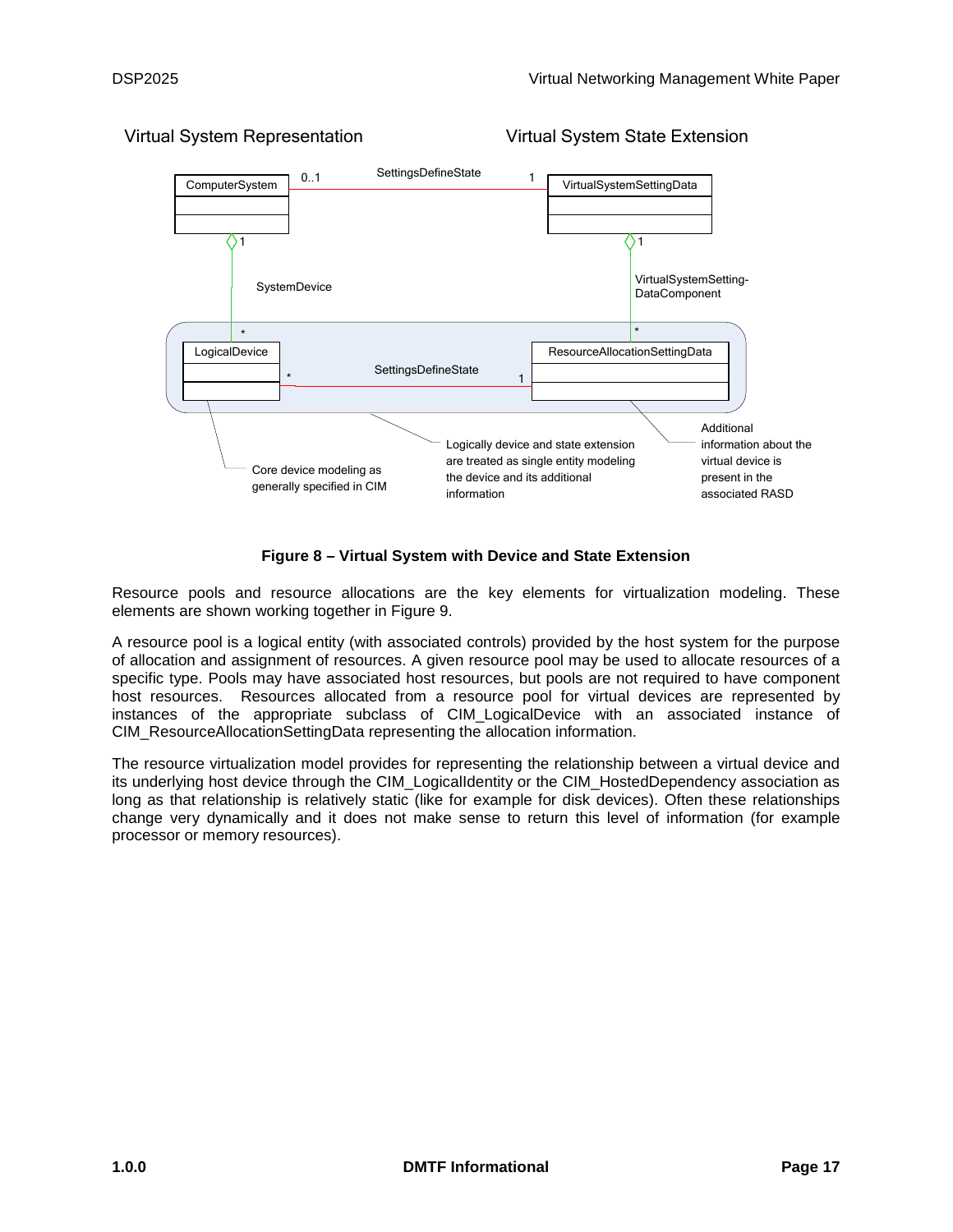Virtual System Representation

Virtual System State Extension

ComputerSystem 0..1 SettingsDefineState 1 VirtualSystemSettingData

1 SystemDevice

1 VirtualSystemSetting-DataComponent

\* LogicalDevice

\* ResourceAllocationSettingData

\* SettingsDefineState 1

Core device modeling as generally specified in CIM

Logically device and state extension are treated as single entity modeling the device and its additional information

Additional information about the virtual device is present in the associated RASD

**Figure 8 – Virtual System with Device and State Extension**

Resource pools and resource allocations are the key elements for virtualization modeling. These elements are shown working together in Figure 9.

A resource pool is a logical entity (with associated controls) provided by the host system for the purpose of allocation and assignment of resources. A given resource pool may be used to allocate resources of a specific type. Pools may have associated host resources, but pools are not required to have component host resources. Resources allocated from a resource pool for virtual devices are represented by instances of the appropriate subclass of CIM_LogicalDevice with an associated instance of CIM_ResourceAllocationSettingData representing the allocation information.

The resource virtualization model provides for representing the relationship between a virtual device and its underlying host device through the CIM_LogicalIdentity or the CIM_HostedDependency association as long as that relationship is relatively static (like for example for disk devices). Often these relationships change very dynamically and it does not make sense to return this level of information (for example processor or memory resources).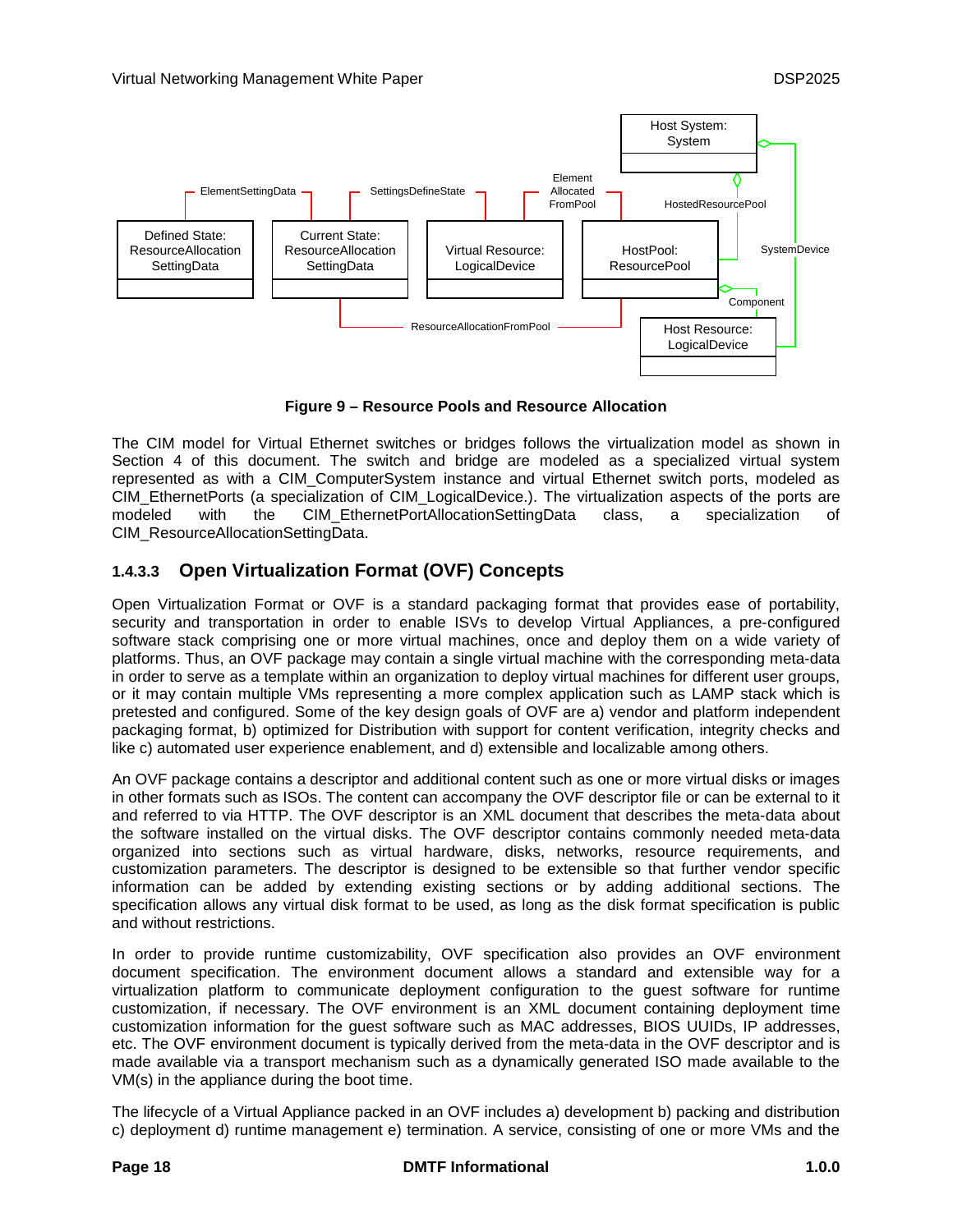Figure 9 – Resource Pools and Resource Allocation

The CIM model for Virtual Ethernet switches or bridges follows the virtualization model as shown in Section 4 of this document. The switch and bridge are modeled as a specialized virtual system represented as with a CIM_ComputerSystem instance and virtual Ethernet switch ports, modeled as CIM_EthernetPorts (a specialization of CIM_LogicalDevice.). The virtualization aspects of the ports are modeled with the CIM_EthernetPortAllocationSettingData class, a specialization of CIM_ResourceAllocationSettingData.

### 1.4.3.3 Open Virtualization Format (OVF) Concepts

Open Virtualization Format or OVF is a standard packaging format that provides ease of portability, security and transportation in order to enable ISVs to develop Virtual Appliances, a pre-configured software stack comprising one or more virtual machines, once and deploy them on a wide variety of platforms. Thus, an OVF package may contain a single virtual machine with the corresponding meta-data in order to serve as a template within an organization to deploy virtual machines for different user groups, or it may contain multiple VMs representing a more complex application such as LAMP stack which is pretested and configured. Some of the key design goals of OVF are a) vendor and platform independent packaging format, b) optimized for Distribution with support for content verification, integrity checks and like c) automated user experience enablement, and d) extensible and localizable among others.

An OVF package contains a descriptor and additional content such as one or more virtual disks or images in other formats such as ISOs. The content can accompany the OVF descriptor file or can be external to it and referred to via HTTP. The OVF descriptor is an XML document that describes the meta-data about the software installed on the virtual disks. The OVF descriptor contains commonly needed meta-data organized into sections such as virtual hardware, disks, networks, resource requirements, and customization parameters. The descriptor is designed to be extensible so that further vendor specific information can be added by extending existing sections or by adding additional sections. The specification allows any virtual disk format to be used, as long as the disk format specification is public and without restrictions.

In order to provide runtime customizability, OVF specification also provides an OVF environment document specification. The environment document allows a standard and extensible way for a virtualization platform to communicate deployment configuration to the guest software for runtime customization, if necessary. The OVF environment is an XML document containing deployment time customization information for the guest software such as MAC addresses, BIOS UUIDs, IP addresses, etc. The OVF environment document is typically derived from the meta-data in the OVF descriptor and is made available via a transport mechanism such as a dynamically generated ISO made available to the VM(s) in the appliance during the boot time.

The lifecycle of a Virtual Appliance packed in an OVF includes a) development b) packing and distribution c) deployment d) runtime management e) termination. A service, consisting of one or more VMs and the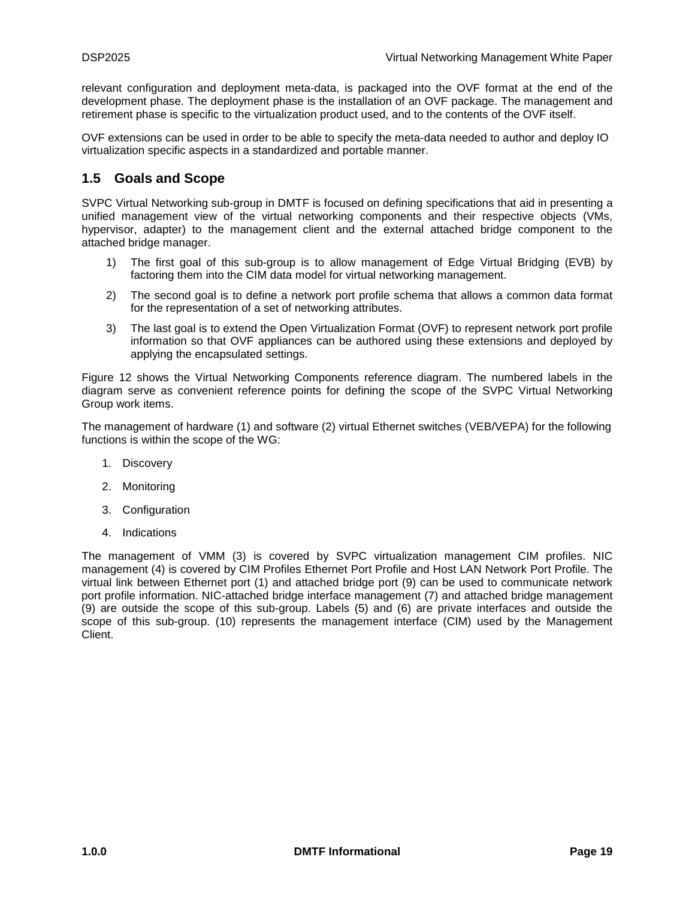relevant configuration and deployment meta-data, is packaged into the OVF format at the end of the development phase. The deployment phase is the installation of an OVF package. The management and retirement phase is specific to the virtualization product used, and to the contents of the OVF itself.

OVF extensions can be used in order to be able to specify the meta-data needed to author and deploy IO virtualization specific aspects in a standardized and portable manner.

## 1.5 Goals and Scope

SVPC Virtual Networking sub-group in DMTF is focused on defining specifications that aid in presenting a unified management view of the virtual networking components and their respective objects (VMs, hypervisor, adapter) to the management client and the external attached bridge component to the attached bridge manager.

1) The first goal of this sub-group is to allow management of Edge Virtual Bridging (EVB) by factoring them into the CIM data model for virtual networking management.

2) The second goal is to define a network port profile schema that allows a common data format for the representation of a set of networking attributes.

3) The last goal is to extend the Open Virtualization Format (OVF) to represent network port profile information so that OVF appliances can be authored using these extensions and deployed by applying the encapsulated settings.

Figure 12 shows the Virtual Networking Components reference diagram. The numbered labels in the diagram serve as convenient reference points for defining the scope of the SVPC Virtual Networking Group work items.

The management of hardware (1) and software (2) virtual Ethernet switches (VEB/VEPA) for the following functions is within the scope of the WG:

1. Discovery
2. Monitoring
3. Configuration
4. Indications

The management of VMM (3) is covered by SVPC virtualization management CIM profiles. NIC management (4) is covered by CIM Profiles Ethernet Port Profile and Host LAN Network Port Profile. The virtual link between Ethernet port (1) and attached bridge port (9) can be used to communicate network port profile information. NIC-attached bridge interface management (7) and attached bridge management (9) are outside the scope of this sub-group. Labels (5) and (6) are private interfaces and outside the scope of this sub-group. (10) represents the management interface (CIM) used by the Management Client.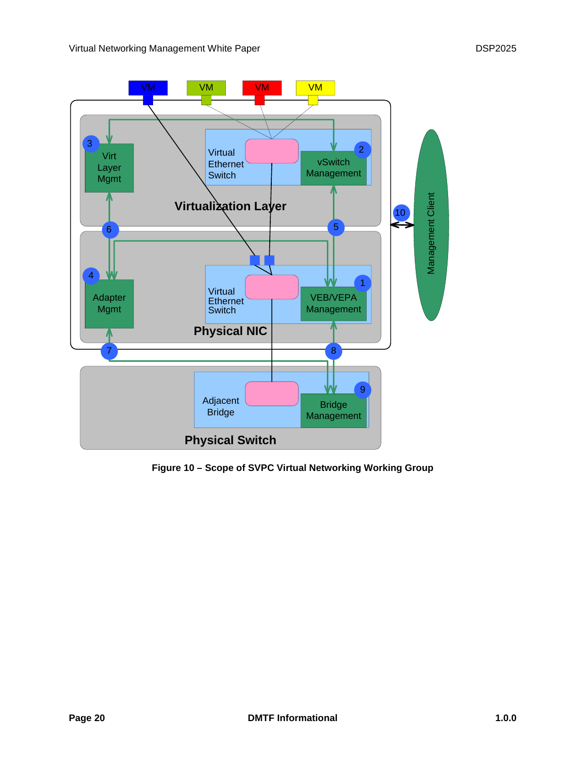**Figure 10 – Scope of SVPC Virtual Networking Working Group**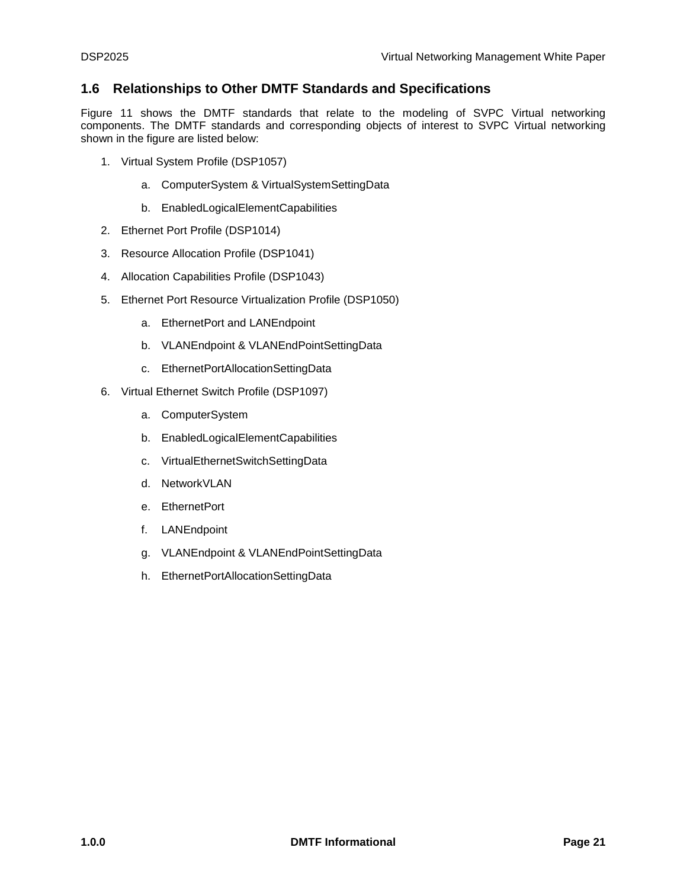## 1.6 Relationships to Other DMTF Standards and Specifications

Figure 11 shows the DMTF standards that relate to the modeling of SVPC Virtual networking components. The DMTF standards and corresponding objects of interest to SVPC Virtual networking shown in the figure are listed below:

1. Virtual System Profile (DSP1057)
   a. ComputerSystem & VirtualSystemSettingData
   b. EnabledLogicalElementCapabilities
2. Ethernet Port Profile (DSP1014)
3. Resource Allocation Profile (DSP1041)
4. Allocation Capabilities Profile (DSP1043)
5. Ethernet Port Resource Virtualization Profile (DSP1050)
   a. EthernetPort and LANEndpoint
   b. VLANEndpoint & VLANEndPointSettingData
   c. EthernetPortAllocationSettingData
6. Virtual Ethernet Switch Profile (DSP1097)
   a. ComputerSystem
   b. EnabledLogicalElementCapabilities
   c. VirtualEthernetSwitchSettingData
   d. NetworkVLAN
   e. EthernetPort
   f. LANEndpoint
   g. VLANEndpoint & VLANEndPointSettingData
   h. EthernetPortAllocationSettingData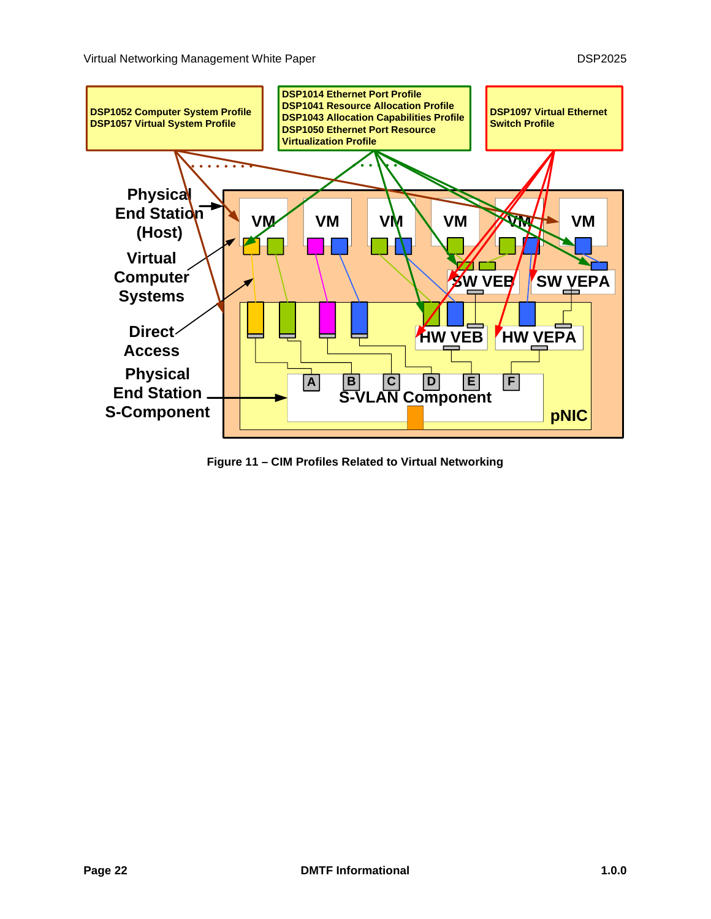DSP1052 Computer System Profile
DSP1057 Virtual System Profile

DSP1014 Ethernet Port Profile
DSP1041 Resource Allocation Profile
DSP1043 Allocation Capabilities Profile
DSP1050 Ethernet Port Resource Virtualization Profile

DSP1097 Virtual Ethernet Switch Profile

Physical End Station (Host)

Virtual Computer Systems

Direct Access

Physical End Station S-Component

VM VM VM VM VM VM

SW VEB SW VEPA

HW VEB HW VEPA

A B C D E F

S-VLAN Component

pNIC

**Figure 11 – CIM Profiles Related to Virtual Networking**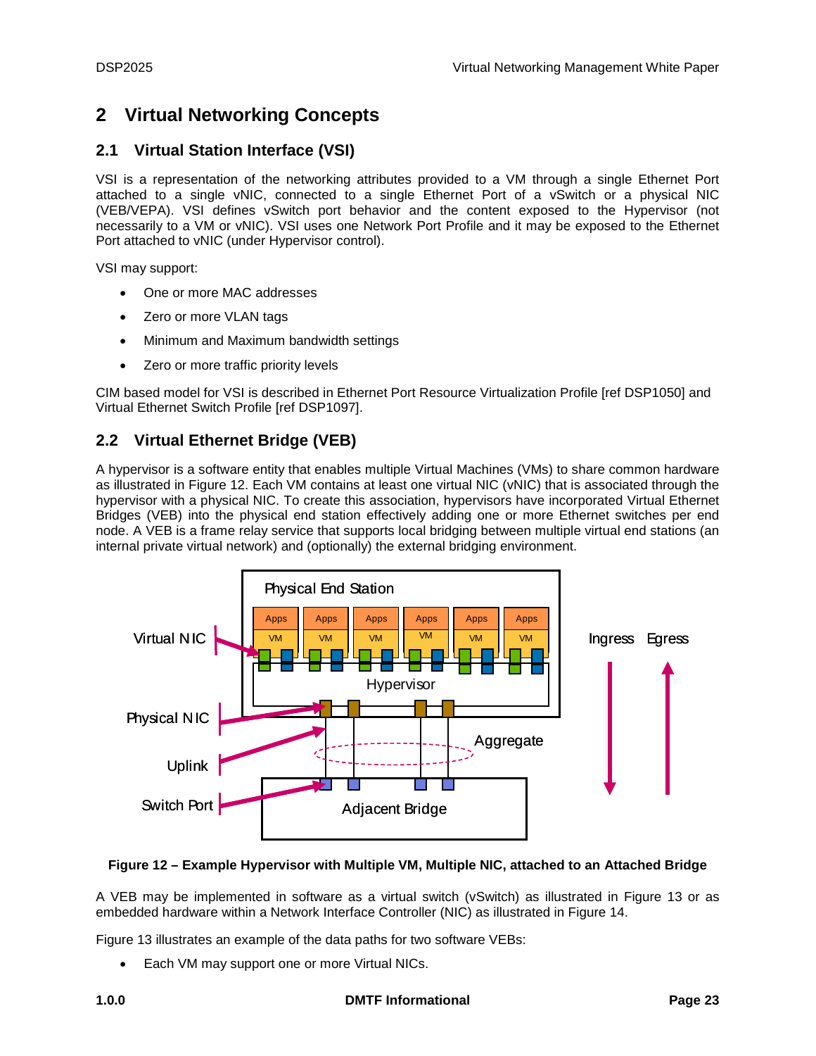# 2 Virtual Networking Concepts

## 2.1 Virtual Station Interface (VSI)

VSI is a representation of the networking attributes provided to a VM through a single Ethernet Port attached to a single vNIC, connected to a single Ethernet Port of a vSwitch or a physical NIC (VEB/VEPA). VSI defines vSwitch port behavior and the content exposed to the Hypervisor (not necessarily to a VM or vNIC). VSI uses one Network Port Profile and it may be exposed to the Ethernet Port attached to vNIC (under Hypervisor control).

VSI may support:

- One or more MAC addresses
- Zero or more VLAN tags
- Minimum and Maximum bandwidth settings
- Zero or more traffic priority levels

CIM based model for VSI is described in Ethernet Port Resource Virtualization Profile [ref DSP1050] and Virtual Ethernet Switch Profile [ref DSP1097].

## 2.2 Virtual Ethernet Bridge (VEB)

A hypervisor is a software entity that enables multiple Virtual Machines (VMs) to share common hardware as illustrated in Figure 12. Each VM contains at least one virtual NIC (vNIC) that is associated through the hypervisor with a physical NIC. To create this association, hypervisors have incorporated Virtual Ethernet Bridges (VEB) into the physical end station effectively adding one or more Ethernet switches per end node. A VEB is a frame relay service that supports local bridging between multiple virtual end stations (an internal private virtual network) and (optionally) the external bridging environment.

**Figure 12 – Example Hypervisor with Multiple VM, Multiple NIC, attached to an Attached Bridge**

A VEB may be implemented in software as a virtual switch (vSwitch) as illustrated in Figure 13 or as embedded hardware within a Network Interface Controller (NIC) as illustrated in Figure 14.

Figure 13 illustrates an example of the data paths for two software VEBs:

- Each VM may support one or more Virtual NICs.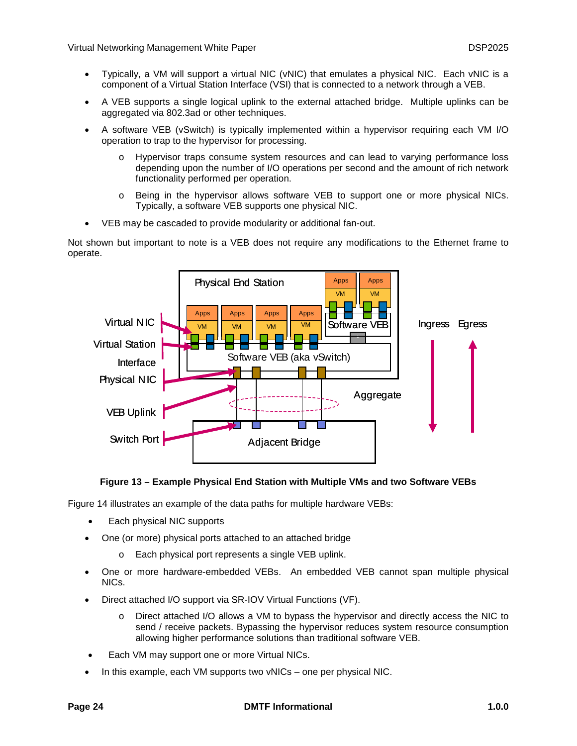- Typically, a VM will support a virtual NIC (vNIC) that emulates a physical NIC. Each vNIC is a component of a Virtual Station Interface (VSI) that is connected to a network through a VEB.
- A VEB supports a single logical uplink to the external attached bridge. Multiple uplinks can be aggregated via 802.3ad or other techniques.
- A software VEB (vSwitch) is typically implemented within a hypervisor requiring each VM I/O operation to trap to the hypervisor for processing.
  - Hypervisor traps consume system resources and can lead to varying performance loss depending upon the number of I/O operations per second and the amount of rich network functionality performed per operation.
  - Being in the hypervisor allows software VEB to support one or more physical NICs. Typically, a software VEB supports one physical NIC.
- VEB may be cascaded to provide modularity or additional fan-out.

Not shown but important to note is a VEB does not require any modifications to the Ethernet frame to operate.

**Figure 13 – Example Physical End Station with Multiple VMs and two Software VEBs**

Figure 14 illustrates an example of the data paths for multiple hardware VEBs:

- Each physical NIC supports
- One (or more) physical ports attached to an attached bridge
  - Each physical port represents a single VEB uplink.
- One or more hardware-embedded VEBs. An embedded VEB cannot span multiple physical NICs.
- Direct attached I/O support via SR-IOV Virtual Functions (VF).
  - Direct attached I/O allows a VM to bypass the hypervisor and directly access the NIC to send / receive packets. Bypassing the hypervisor reduces system resource consumption allowing higher performance solutions than traditional software VEB.
- Each VM may support one or more Virtual NICs.
- In this example, each VM supports two vNICs – one per physical NIC.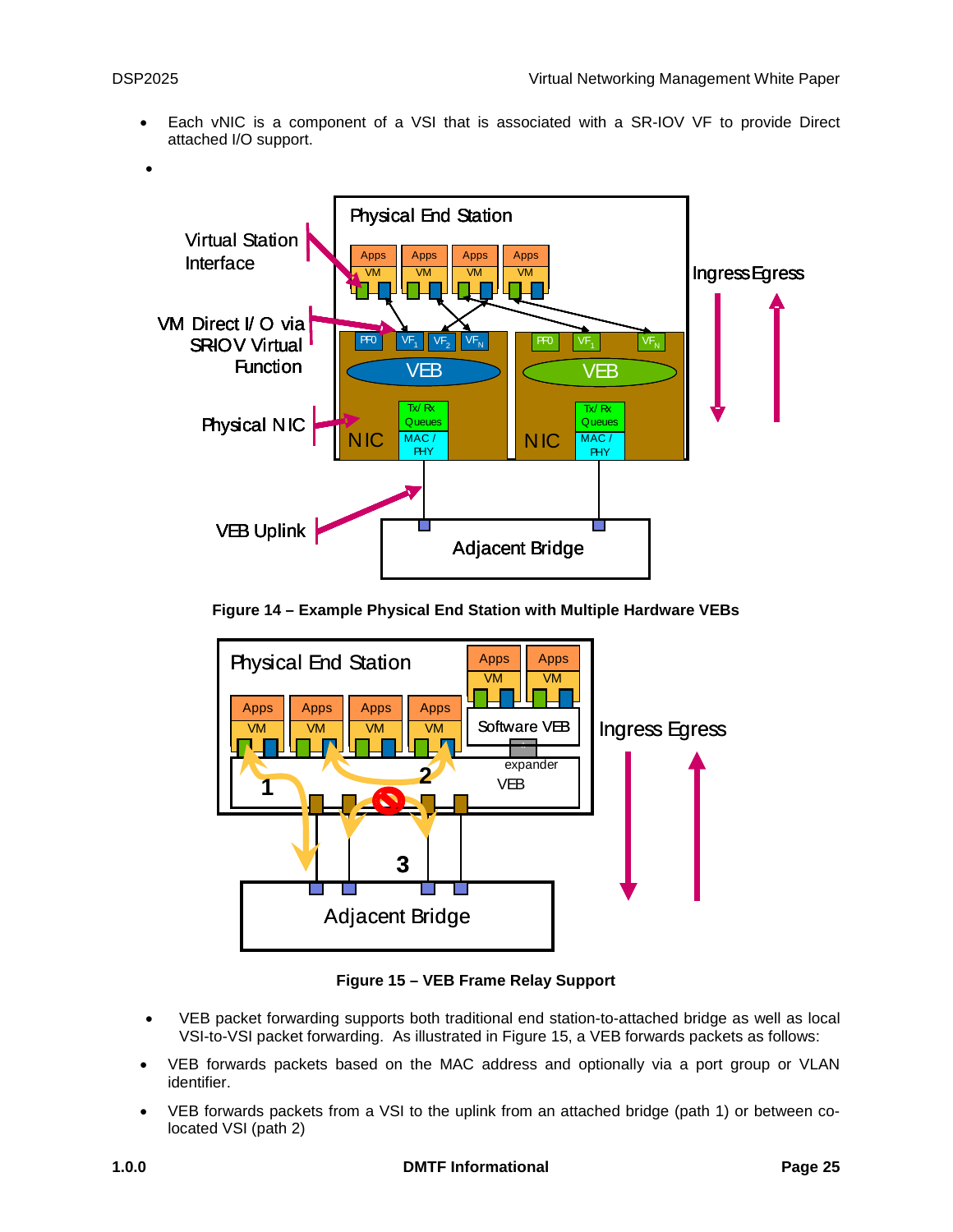- Each vNIC is a component of a VSI that is associated with a SR-IOV VF to provide Direct attached I/O support.
- 

**Figure 14 – Example Physical End Station with Multiple Hardware VEBs**

**Figure 15 – VEB Frame Relay Support**

- VEB packet forwarding supports both traditional end station-to-attached bridge as well as local VSI-to-VSI packet forwarding. As illustrated in Figure 15, a VEB forwards packets as follows:
- VEB forwards packets based on the MAC address and optionally via a port group or VLAN identifier.
- VEB forwards packets from a VSI to the uplink from an attached bridge (path 1) or between co-located VSI (path 2)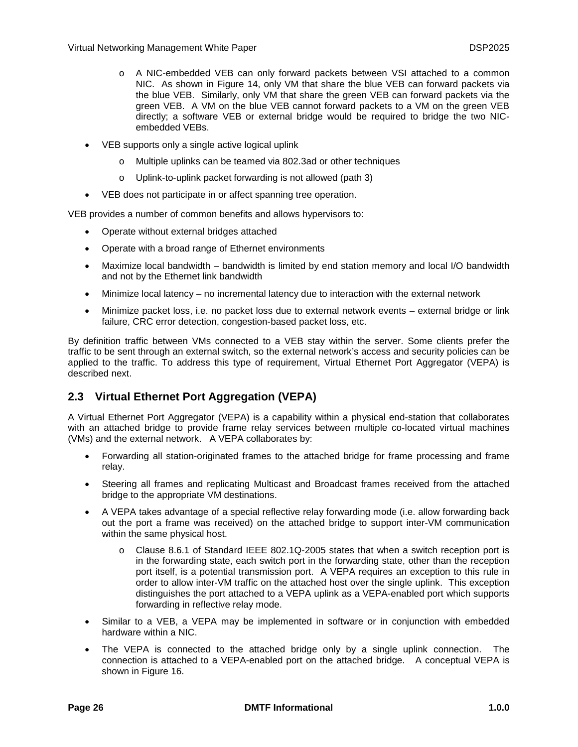- A NIC-embedded VEB can only forward packets between VSI attached to a common NIC. As shown in Figure 14, only VM that share the blue VEB can forward packets via the blue VEB. Similarly, only VM that share the green VEB can forward packets via the green VEB. A VM on the blue VEB cannot forward packets to a VM on the green VEB directly; a software VEB or external bridge would be required to bridge the two NIC-embedded VEBs.

- VEB supports only a single active logical uplink
    - Multiple uplinks can be teamed via 802.3ad or other techniques
    - Uplink-to-uplink packet forwarding is not allowed (path 3)
- VEB does not participate in or affect spanning tree operation.

VEB provides a number of common benefits and allows hypervisors to:

- Operate without external bridges attached
- Operate with a broad range of Ethernet environments
- Maximize local bandwidth – bandwidth is limited by end station memory and local I/O bandwidth and not by the Ethernet link bandwidth
- Minimize local latency – no incremental latency due to interaction with the external network
- Minimize packet loss, i.e. no packet loss due to external network events – external bridge or link failure, CRC error detection, congestion-based packet loss, etc.

By definition traffic between VMs connected to a VEB stay within the server. Some clients prefer the traffic to be sent through an external switch, so the external network's access and security policies can be applied to the traffic. To address this type of requirement, Virtual Ethernet Port Aggregator (VEPA) is described next.

## 2.3 Virtual Ethernet Port Aggregation (VEPA)

A Virtual Ethernet Port Aggregator (VEPA) is a capability within a physical end-station that collaborates with an attached bridge to provide frame relay services between multiple co-located virtual machines (VMs) and the external network. A VEPA collaborates by:

- Forwarding all station-originated frames to the attached bridge for frame processing and frame relay.
- Steering all frames and replicating Multicast and Broadcast frames received from the attached bridge to the appropriate VM destinations.
- A VEPA takes advantage of a special reflective relay forwarding mode (i.e. allow forwarding back out the port a frame was received) on the attached bridge to support inter-VM communication within the same physical host.
    - Clause 8.6.1 of Standard IEEE 802.1Q-2005 states that when a switch reception port is in the forwarding state, each switch port in the forwarding state, other than the reception port itself, is a potential transmission port. A VEPA requires an exception to this rule in order to allow inter-VM traffic on the attached host over the single uplink. This exception distinguishes the port attached to a VEPA uplink as a VEPA-enabled port which supports forwarding in reflective relay mode.
- Similar to a VEB, a VEPA may be implemented in software or in conjunction with embedded hardware within a NIC.
- The VEPA is connected to the attached bridge only by a single uplink connection. The connection is attached to a VEPA-enabled port on the attached bridge. A conceptual VEPA is shown in Figure 16.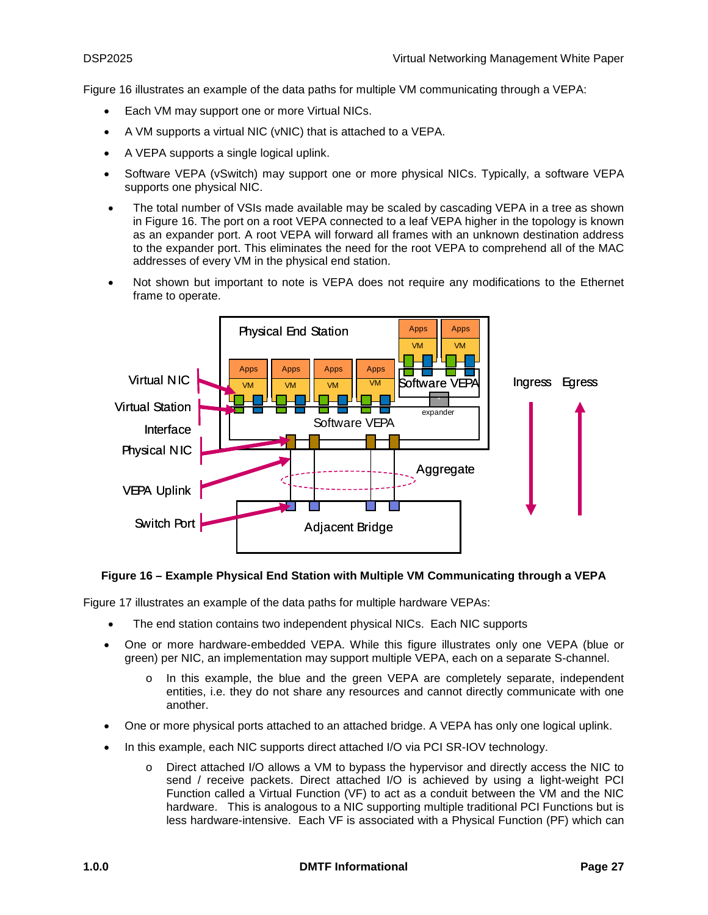Figure 16 illustrates an example of the data paths for multiple VM communicating through a VEPA:

- Each VM may support one or more Virtual NICs.
- A VM supports a virtual NIC (vNIC) that is attached to a VEPA.
- A VEPA supports a single logical uplink.
- Software VEPA (vSwitch) may support one or more physical NICs. Typically, a software VEPA supports one physical NIC.
- The total number of VSIs made available may be scaled by cascading VEPA in a tree as shown in Figure 16. The port on a root VEPA connected to a leaf VEPA higher in the topology is known as an expander port. A root VEPA will forward all frames with an unknown destination address to the expander port. This eliminates the need for the root VEPA to comprehend all of the MAC addresses of every VM in the physical end station.
- Not shown but important to note is VEPA does not require any modifications to the Ethernet frame to operate.

**Figure 16 – Example Physical End Station with Multiple VM Communicating through a VEPA**

Figure 17 illustrates an example of the data paths for multiple hardware VEPAs:

- The end station contains two independent physical NICs. Each NIC supports
- One or more hardware-embedded VEPA. While this figure illustrates only one VEPA (blue or green) per NIC, an implementation may support multiple VEPA, each on a separate S-channel.
  - In this example, the blue and the green VEPA are completely separate, independent entities, i.e. they do not share any resources and cannot directly communicate with one another.
- One or more physical ports attached to an attached bridge. A VEPA has only one logical uplink.
- In this example, each NIC supports direct attached I/O via PCI SR-IOV technology.
  - Direct attached I/O allows a VM to bypass the hypervisor and directly access the NIC to send / receive packets. Direct attached I/O is achieved by using a light-weight PCI Function called a Virtual Function (VF) to act as a conduit between the VM and the NIC hardware. This is analogous to a NIC supporting multiple traditional PCI Functions but is less hardware-intensive. Each VF is associated with a Physical Function (PF) which can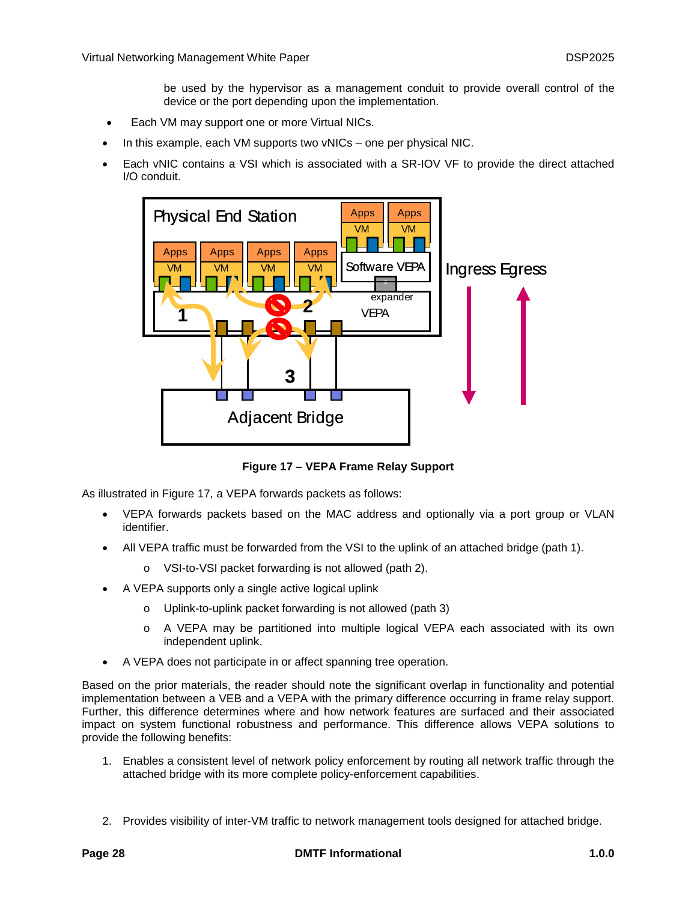be used by the hypervisor as a management conduit to provide overall control of the device or the port depending upon the implementation.

- Each VM may support one or more Virtual NICs.
- In this example, each VM supports two vNICs – one per physical NIC.
- Each vNIC contains a VSI which is associated with a SR-IOV VF to provide the direct attached I/O conduit.

**Figure 17 – VEPA Frame Relay Support**

As illustrated in Figure 17, a VEPA forwards packets as follows:

- VEPA forwards packets based on the MAC address and optionally via a port group or VLAN identifier.
- All VEPA traffic must be forwarded from the VSI to the uplink of an attached bridge (path 1).
  - VSI-to-VSI packet forwarding is not allowed (path 2).
- A VEPA supports only a single active logical uplink
  - Uplink-to-uplink packet forwarding is not allowed (path 3)
  - A VEPA may be partitioned into multiple logical VEPA each associated with its own independent uplink.
- A VEPA does not participate in or affect spanning tree operation.

Based on the prior materials, the reader should note the significant overlap in functionality and potential implementation between a VEB and a VEPA with the primary difference occurring in frame relay support. Further, this difference determines where and how network features are surfaced and their associated impact on system functional robustness and performance. This difference allows VEPA solutions to provide the following benefits:

1. Enables a consistent level of network policy enforcement by routing all network traffic through the attached bridge with its more complete policy-enforcement capabilities.

2. Provides visibility of inter-VM traffic to network management tools designed for attached bridge.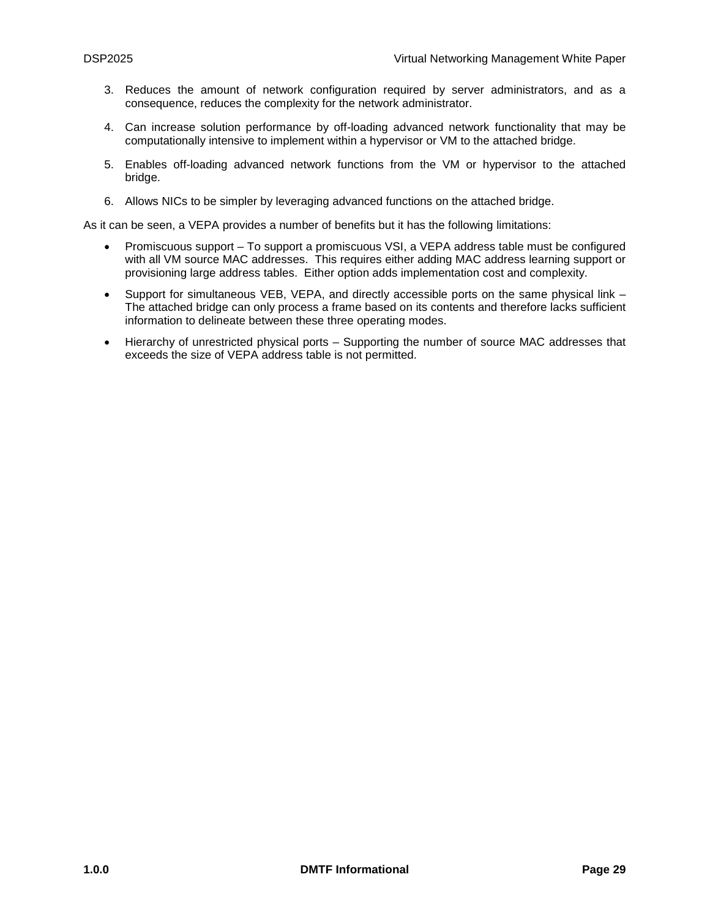3. Reduces the amount of network configuration required by server administrators, and as a consequence, reduces the complexity for the network administrator.

4. Can increase solution performance by off-loading advanced network functionality that may be computationally intensive to implement within a hypervisor or VM to the attached bridge.

5. Enables off-loading advanced network functions from the VM or hypervisor to the attached bridge.

6. Allows NICs to be simpler by leveraging advanced functions on the attached bridge.

As it can be seen, a VEPA provides a number of benefits but it has the following limitations:

- Promiscuous support – To support a promiscuous VSI, a VEPA address table must be configured with all VM source MAC addresses. This requires either adding MAC address learning support or provisioning large address tables. Either option adds implementation cost and complexity.

- Support for simultaneous VEB, VEPA, and directly accessible ports on the same physical link – The attached bridge can only process a frame based on its contents and therefore lacks sufficient information to delineate between these three operating modes.

- Hierarchy of unrestricted physical ports – Supporting the number of source MAC addresses that exceeds the size of VEPA address table is not permitted.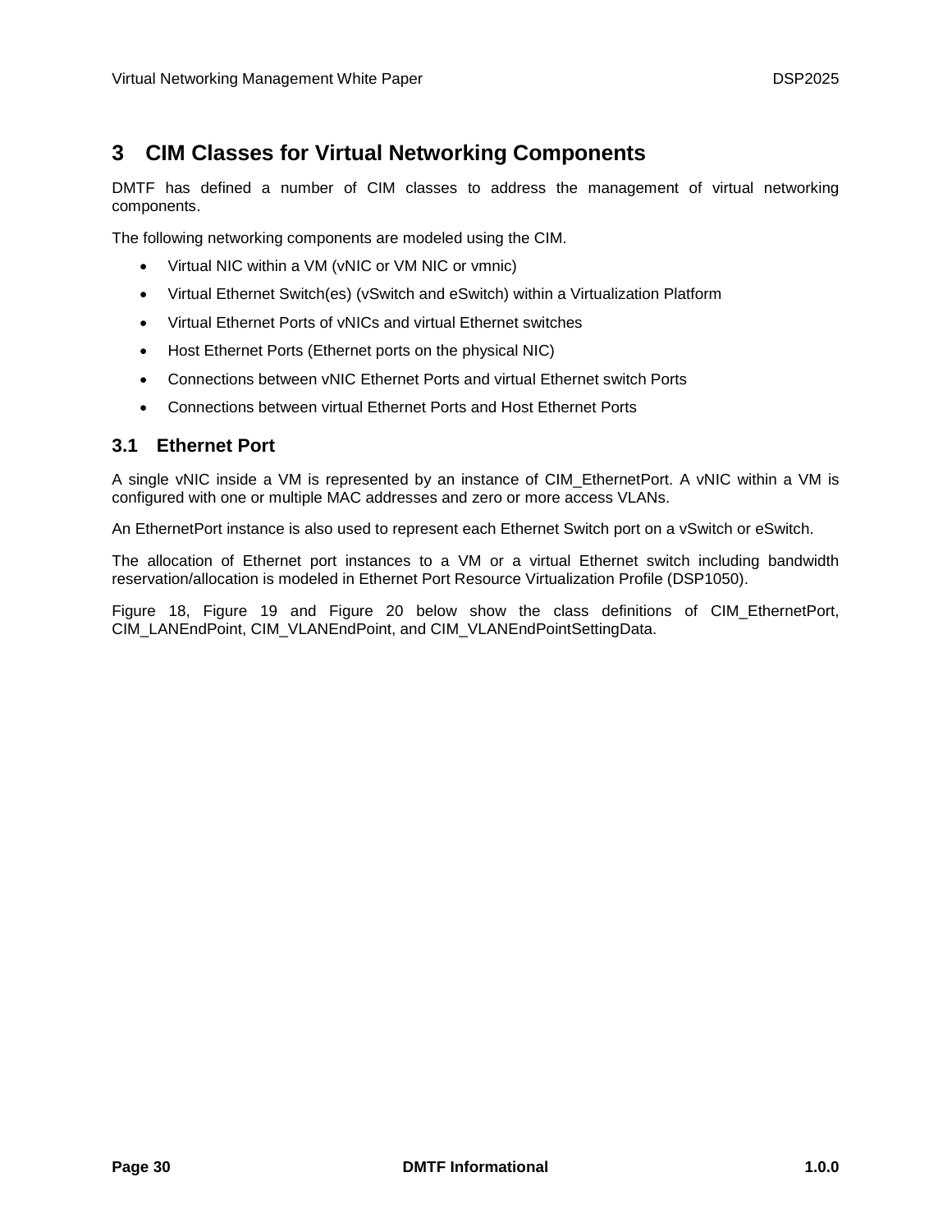# 3 CIM Classes for Virtual Networking Components

DMTF has defined a number of CIM classes to address the management of virtual networking components.

The following networking components are modeled using the CIM.

- Virtual NIC within a VM (vNIC or VM NIC or vmnic)
- Virtual Ethernet Switch(es) (vSwitch and eSwitch) within a Virtualization Platform
- Virtual Ethernet Ports of vNICs and virtual Ethernet switches
- Host Ethernet Ports (Ethernet ports on the physical NIC)
- Connections between vNIC Ethernet Ports and virtual Ethernet switch Ports
- Connections between virtual Ethernet Ports and Host Ethernet Ports

## 3.1 Ethernet Port

A single vNIC inside a VM is represented by an instance of CIM_EthernetPort. A vNIC within a VM is configured with one or multiple MAC addresses and zero or more access VLANs.

An EthernetPort instance is also used to represent each Ethernet Switch port on a vSwitch or eSwitch.

The allocation of Ethernet port instances to a VM or a virtual Ethernet switch including bandwidth reservation/allocation is modeled in Ethernet Port Resource Virtualization Profile (DSP1050).

Figure 18, Figure 19 and Figure 20 below show the class definitions of CIM_EthernetPort, CIM_LANEndPoint, CIM_VLANEndPoint, and CIM_VLANEndPointSettingData.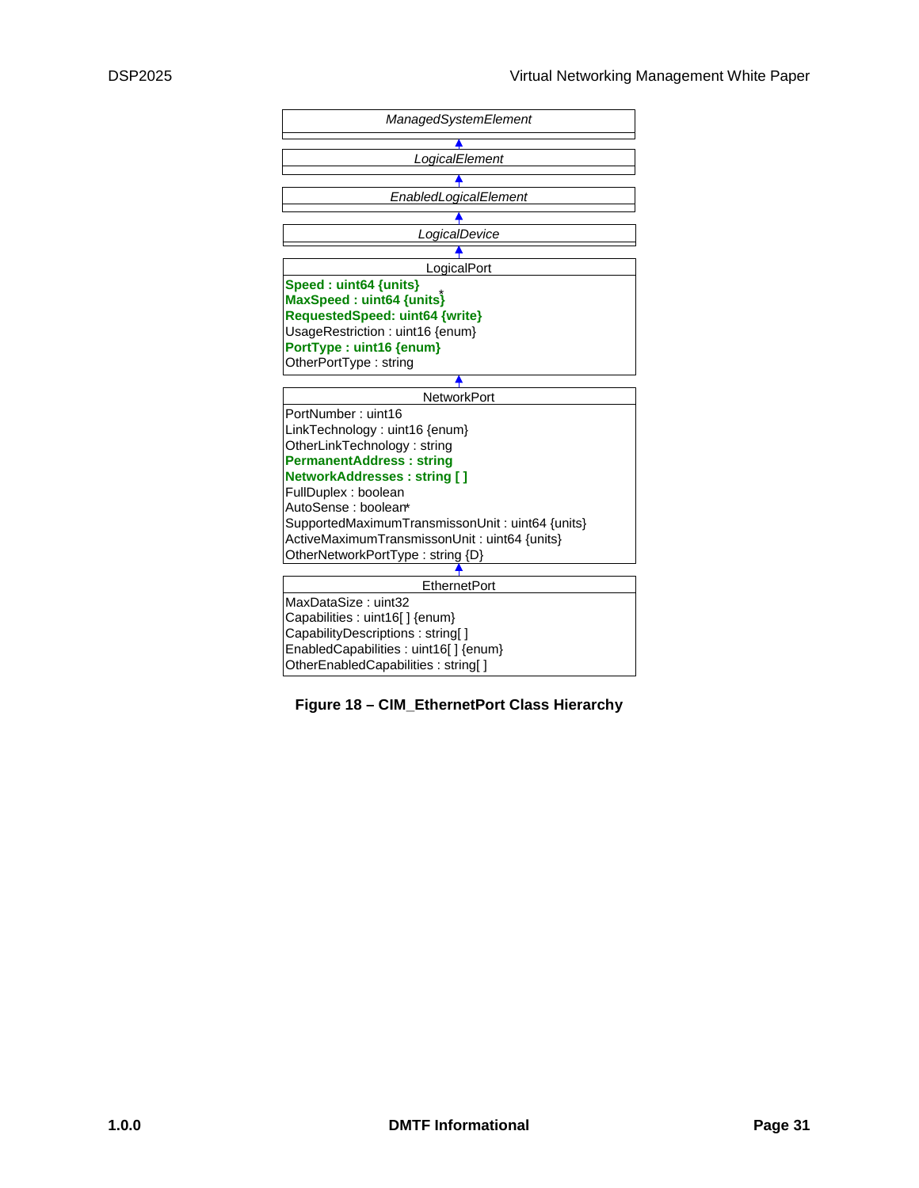*ManagedSystemElement*

*LogicalElement*

*EnabledLogicalElement*

*LogicalDevice*

LogicalPort

- **Speed : uint64 {units}**
- **MaxSpeed : uint64 {units}**
- **RequestedSpeed: uint64 {write}**
- UsageRestriction : uint16 {enum}
- **PortType : uint16 {enum}**
- OtherPortType : string

NetworkPort

- PortNumber : uint16
- LinkTechnology : uint16 {enum}
- OtherLinkTechnology : string
- **PermanentAddress : string**
- **NetworkAddresses : string [ ]**
- FullDuplex : boolean
- AutoSense : boolean
- SupportedMaximumTransmissonUnit : uint64 {units}
- ActiveMaximumTransmissonUnit : uint64 {units}
- OtherNetworkPortType : string {D}

EthernetPort

- MaxDataSize : uint32
- Capabilities : uint16[ ] {enum}
- CapabilityDescriptions : string[ ]
- EnabledCapabilities : uint16[ ] {enum}
- OtherEnabledCapabilities : string[ ]

**Figure 18 – CIM_EthernetPort Class Hierarchy**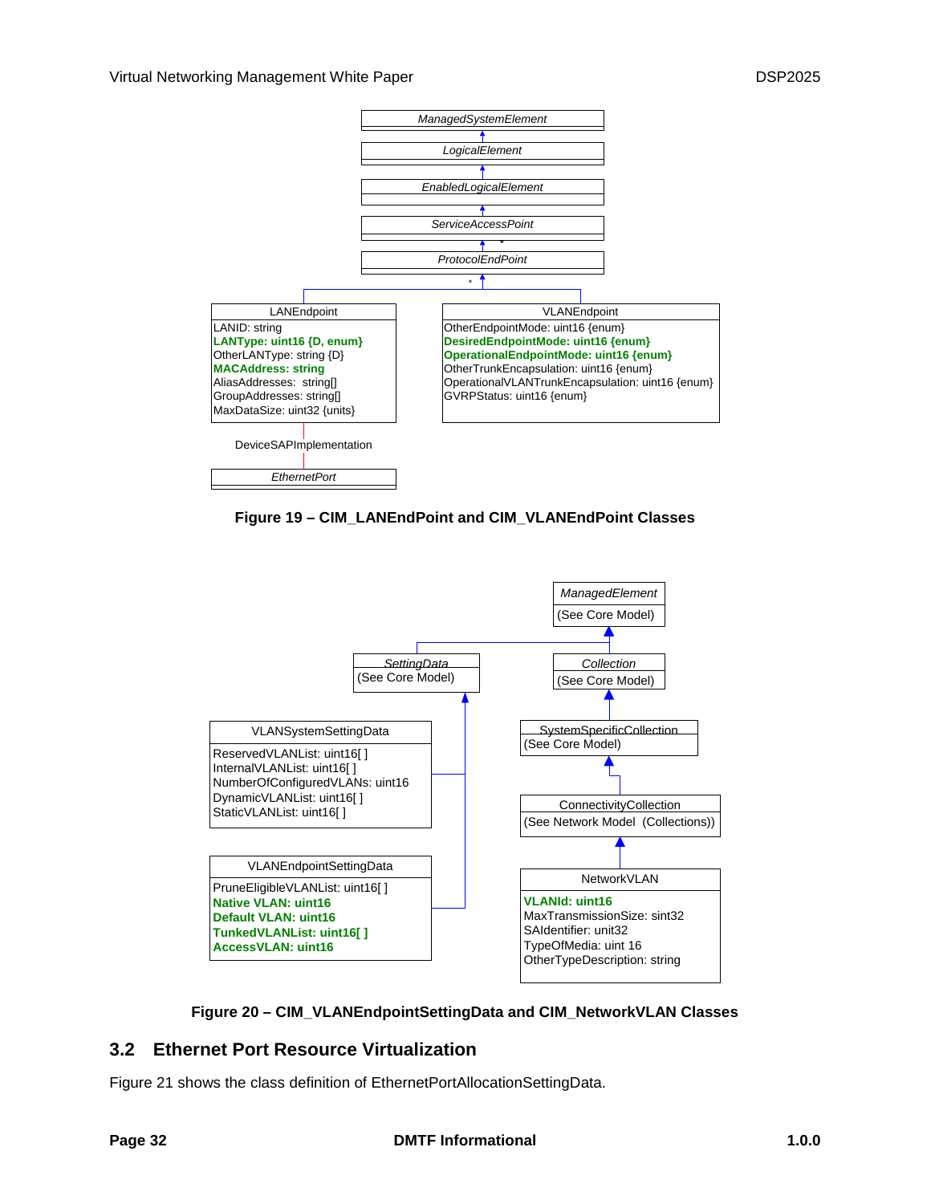**Figure 19 – CIM_LANEndPoint and CIM_VLANEndPoint Classes**

**Figure 20 – CIM_VLANEndpointSettingData and CIM_NetworkVLAN Classes**

## 3.2 Ethernet Port Resource Virtualization

Figure 21 shows the class definition of EthernetPortAllocationSettingData.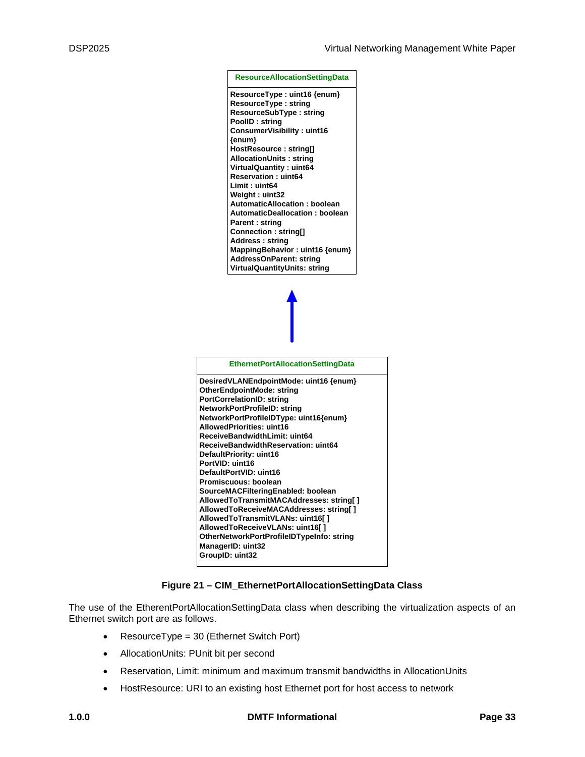**ResourceAllocationSettingData**

```
ResourceType : uint16 {enum}
ResourceType : string
ResourceSubType : string
PoolID : string
ConsumerVisibility : uint16 {enum}
HostResource : string[]
AllocationUnits : string
VirtualQuantity : uint64
Reservation : uint64
Limit : uint64
Weight : uint32
AutomaticAllocation : boolean
AutomaticDeallocation : boolean
Parent : string
Connection : string[]
Address : string
MappingBehavior : uint16 {enum}
AddressOnParent: string
VirtualQuantityUnits: string
```

**EthernetPortAllocationSettingData**

```
DesiredVLANEndpointMode: uint16 {enum}
OtherEndpointMode: string
PortCorrelationID: string
NetworkPortProfileID: string
NetworkPortProfileIDType: uint16{enum}
AllowedPriorities: uint16
ReceiveBandwidthLimit: uint64
ReceiveBandwidthReservation: uint64
DefaultPriority: uint16
PortVID: uint16
DefaultPortVID: uint16
Promiscuous: boolean
SourceMACFilteringEnabled: boolean
AllowedToTransmitMACAddresses: string[ ]
AllowedToReceiveMACAddresses: string[ ]
AllowedToTransmitVLANs: uint16[ ]
AllowedToReceiveVLANs: uint16[ ]
OtherNetworkPortProfileIDTypeInfo: string
ManagerID: uint32
GroupID: uint32
```

**Figure 21 – CIM_EthernetPortAllocationSettingData Class**

The use of the EtherentPortAllocationSettingData class when describing the virtualization aspects of an Ethernet switch port are as follows.

- ResourceType = 30 (Ethernet Switch Port)
- AllocationUnits: PUnit bit per second
- Reservation, Limit: minimum and maximum transmit bandwidths in AllocationUnits
- HostResource: URI to an existing host Ethernet port for host access to network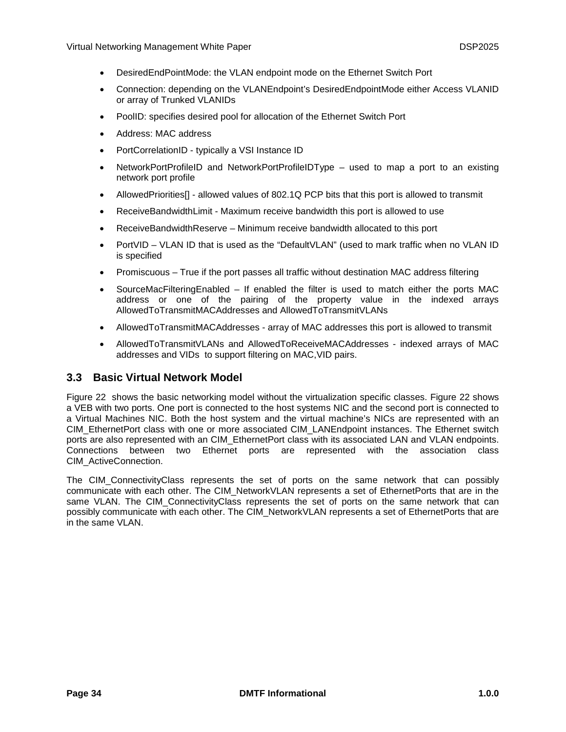- DesiredEndPointMode: the VLAN endpoint mode on the Ethernet Switch Port
- Connection: depending on the VLANEndpoint's DesiredEndpointMode either Access VLANID or array of Trunked VLANIDs
- PoolID: specifies desired pool for allocation of the Ethernet Switch Port
- Address: MAC address
- PortCorrelationID - typically a VSI Instance ID
- NetworkPortProfileID and NetworkPortProfileIDType – used to map a port to an existing network port profile
- AllowedPriorities[] - allowed values of 802.1Q PCP bits that this port is allowed to transmit
- ReceiveBandwidthLimit - Maximum receive bandwidth this port is allowed to use
- ReceiveBandwidthReserve – Minimum receive bandwidth allocated to this port
- PortVID – VLAN ID that is used as the "DefaultVLAN" (used to mark traffic when no VLAN ID is specified
- Promiscuous – True if the port passes all traffic without destination MAC address filtering
- SourceMacFilteringEnabled – If enabled the filter is used to match either the ports MAC address or one of the pairing of the property value in the indexed arrays AllowedToTransmitMACAddresses and AllowedToTransmitVLANs
- AllowedToTransmitMACAddresses - array of MAC addresses this port is allowed to transmit
- AllowedToTransmitVLANs and AllowedToReceiveMACAddresses - indexed arrays of MAC addresses and VIDs to support filtering on MAC,VID pairs.

## 3.3 Basic Virtual Network Model

Figure 22 shows the basic networking model without the virtualization specific classes. Figure 22 shows a VEB with two ports. One port is connected to the host systems NIC and the second port is connected to a Virtual Machines NIC. Both the host system and the virtual machine's NICs are represented with an CIM_EthernetPort class with one or more associated CIM_LANEndpoint instances. The Ethernet switch ports are also represented with an CIM_EthernetPort class with its associated LAN and VLAN endpoints. Connections between two Ethernet ports are represented with the association class CIM_ActiveConnection.

The CIM_ConnectivityClass represents the set of ports on the same network that can possibly communicate with each other. The CIM_NetworkVLAN represents a set of EthernetPorts that are in the same VLAN. The CIM_ConnectivityClass represents the set of ports on the same network that can possibly communicate with each other. The CIM_NetworkVLAN represents a set of EthernetPorts that are in the same VLAN.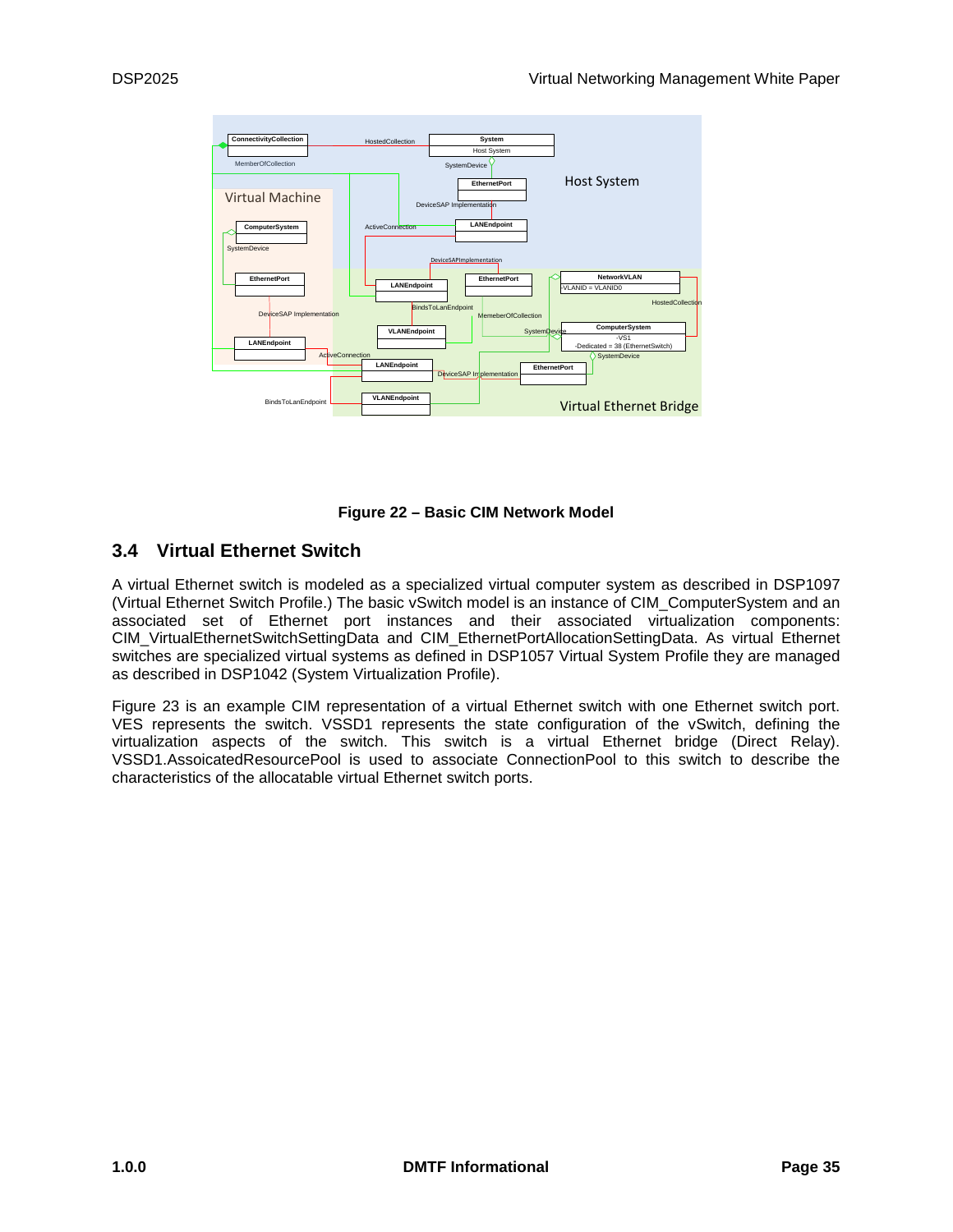Figure 22 – Basic CIM Network Model

## 3.4 Virtual Ethernet Switch

A virtual Ethernet switch is modeled as a specialized virtual computer system as described in DSP1097 (Virtual Ethernet Switch Profile.) The basic vSwitch model is an instance of CIM_ComputerSystem and an associated set of Ethernet port instances and their associated virtualization components: CIM_VirtualEthernetSwitchSettingData and CIM_EthernetPortAllocationSettingData. As virtual Ethernet switches are specialized virtual systems as defined in DSP1057 Virtual System Profile they are managed as described in DSP1042 (System Virtualization Profile).

Figure 23 is an example CIM representation of a virtual Ethernet switch with one Ethernet switch port. VES represents the switch. VSSD1 represents the state configuration of the vSwitch, defining the virtualization aspects of the switch. This switch is a virtual Ethernet bridge (Direct Relay). VSSD1.AssoicatedResourcePool is used to associate ConnectionPool to this switch to describe the characteristics of the allocatable virtual Ethernet switch ports.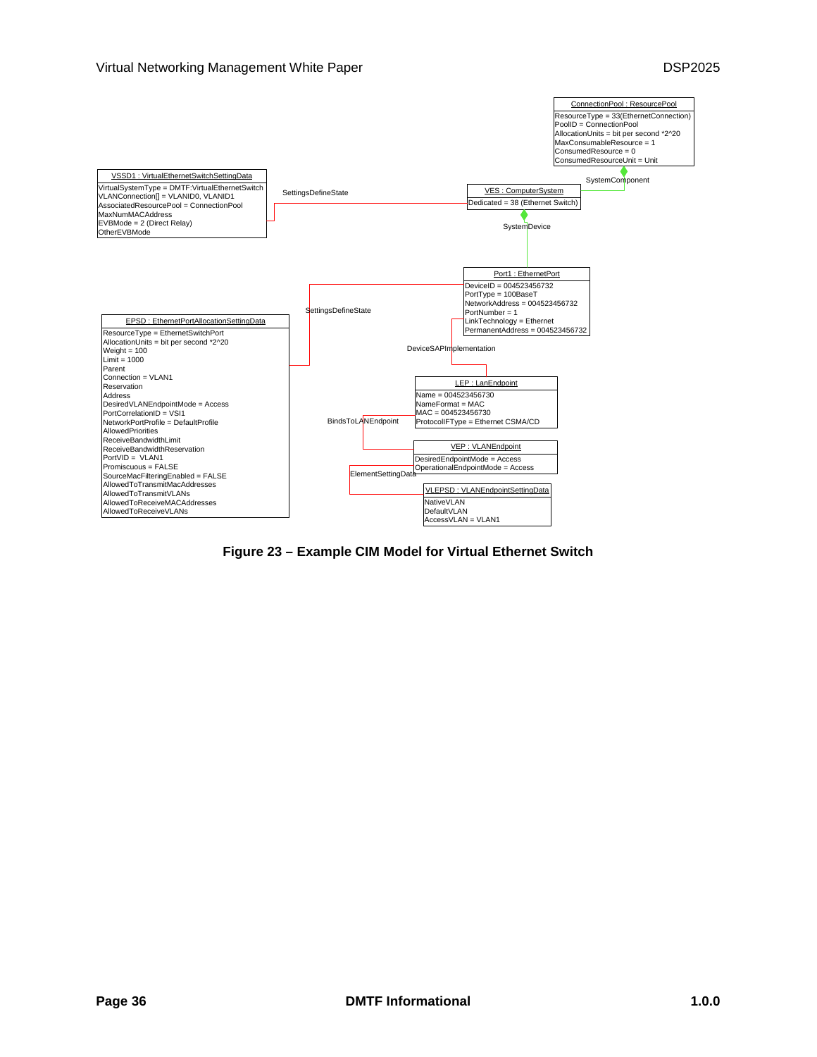**ConnectionPool : ResourcePool**

ResourceType = 33(EthernetConnection)
PoolID = ConnectionPool
AllocationUnits = bit per second *2^20
MaxConsumableResource = 1
ConsumedResource = 0
ConsumedResourceUnit = Unit

SystemComponent

**VSSD1 : VirtualEthernetSwitchSettingData**

VirtualSystemType = DMTF:VirtualEthernetSwitch
VLANConnection[] = VLANID0, VLANID1
AssociatedResourcePool = ConnectionPool
MaxNumMACAddress
EVBMode = 2 (Direct Relay)
OtherEVBMode

SettingsDefineState

**VES : ComputerSystem**

Dedicated = 38 (Ethernet Switch)

SystemDevice

**Port1 : EthernetPort**

DeviceID = 004523456732
PortType = 100BaseT
NetworkAddress = 004523456732
PortNumber = 1
LinkTechnology = Ethernet
PermanentAddress = 004523456732

SettingsDefineState

**EPSD : EthernetPortAllocationSettingData**

ResourceType = EthernetSwitchPort
AllocationUnits = bit per second *2^20
Weight = 100
Limit = 1000
Parent
Connection = VLAN1
Reservation
Address
DesiredVLANEndpointMode = Access
PortCorrelationID = VSI1
NetworkPortProfile = DefaultProfile
AllowedPriorities
ReceiveBandwidthLimit
ReceiveBandwidthReservation
PortVID = VLAN1
Promiscuous = FALSE
SourceMacFilteringEnabled = FALSE
AllowedToTransmitMacAddresses
AllowedToTransmitVLANs
AllowedToReceiveMACAddresses
AllowedToReceiveVLANs

DeviceSAPImplementation

**LEP : LanEndpoint**

Name = 004523456730
NameFormat = MAC
MAC = 004523456730
ProtocolIFType = Ethernet CSMA/CD

BindsToLANEndpoint

**VEP : VLANEndpoint**

DesiredEndpointMode = Access
OperationalEndpointMode = Access

ElementSettingData

**VLEPSD : VLANEndpointSettingData**

NativeVLAN
DefaultVLAN
AccessVLAN = VLAN1

**Figure 23 – Example CIM Model for Virtual Ethernet Switch**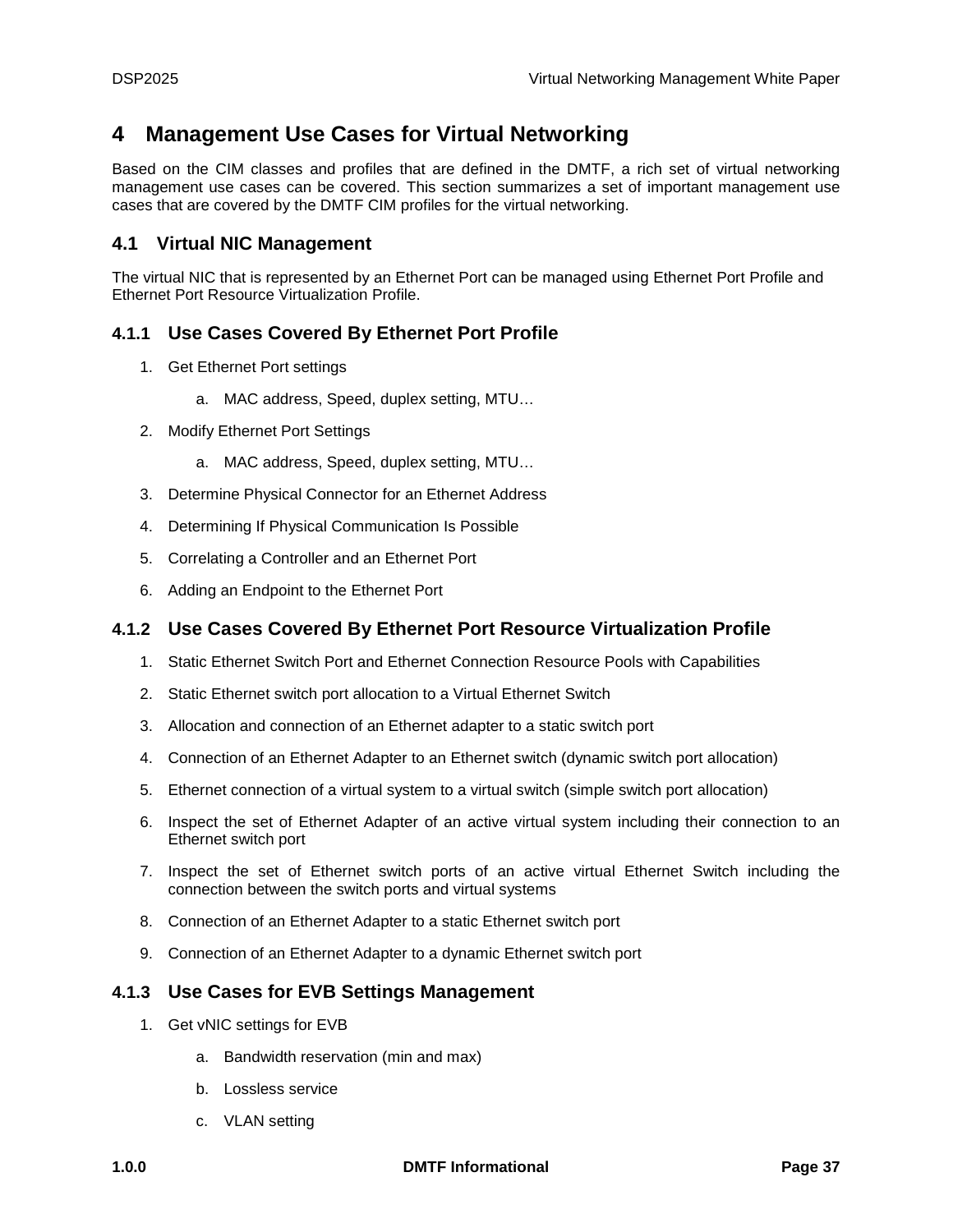# 4 Management Use Cases for Virtual Networking

Based on the CIM classes and profiles that are defined in the DMTF, a rich set of virtual networking management use cases can be covered. This section summarizes a set of important management use cases that are covered by the DMTF CIM profiles for the virtual networking.

## 4.1 Virtual NIC Management

The virtual NIC that is represented by an Ethernet Port can be managed using Ethernet Port Profile and Ethernet Port Resource Virtualization Profile.

### 4.1.1 Use Cases Covered By Ethernet Port Profile

1. Get Ethernet Port settings
   a. MAC address, Speed, duplex setting, MTU…
2. Modify Ethernet Port Settings
   a. MAC address, Speed, duplex setting, MTU…
3. Determine Physical Connector for an Ethernet Address
4. Determining If Physical Communication Is Possible
5. Correlating a Controller and an Ethernet Port
6. Adding an Endpoint to the Ethernet Port

### 4.1.2 Use Cases Covered By Ethernet Port Resource Virtualization Profile

1. Static Ethernet Switch Port and Ethernet Connection Resource Pools with Capabilities
2. Static Ethernet switch port allocation to a Virtual Ethernet Switch
3. Allocation and connection of an Ethernet adapter to a static switch port
4. Connection of an Ethernet Adapter to an Ethernet switch (dynamic switch port allocation)
5. Ethernet connection of a virtual system to a virtual switch (simple switch port allocation)
6. Inspect the set of Ethernet Adapter of an active virtual system including their connection to an Ethernet switch port
7. Inspect the set of Ethernet switch ports of an active virtual Ethernet Switch including the connection between the switch ports and virtual systems
8. Connection of an Ethernet Adapter to a static Ethernet switch port
9. Connection of an Ethernet Adapter to a dynamic Ethernet switch port

### 4.1.3 Use Cases for EVB Settings Management

1. Get vNIC settings for EVB
   a. Bandwidth reservation (min and max)
   b. Lossless service
   c. VLAN setting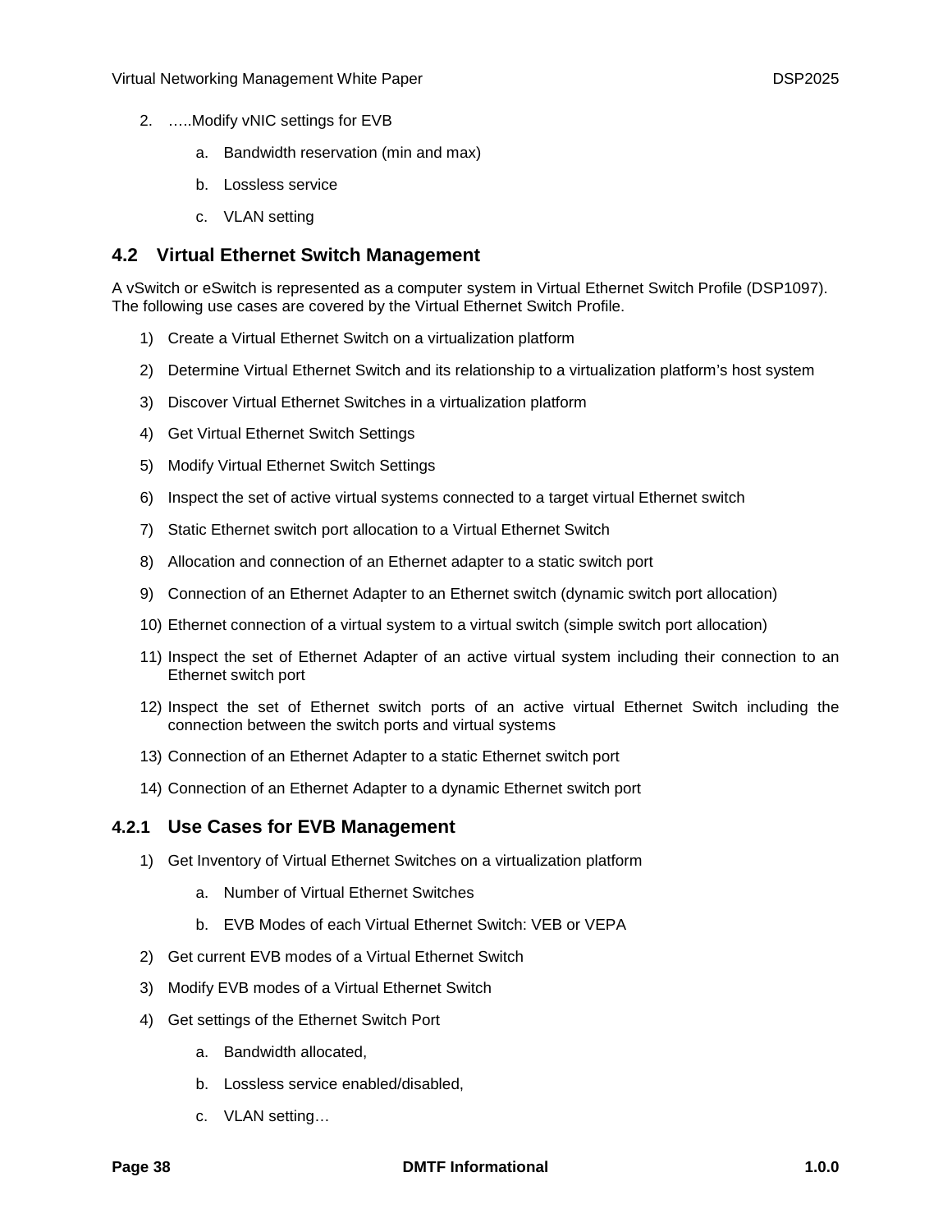2. …..Modify vNIC settings for EVB
    a. Bandwidth reservation (min and max)
    b. Lossless service
    c. VLAN setting

## 4.2 Virtual Ethernet Switch Management

A vSwitch or eSwitch is represented as a computer system in Virtual Ethernet Switch Profile (DSP1097). The following use cases are covered by the Virtual Ethernet Switch Profile.

1) Create a Virtual Ethernet Switch on a virtualization platform
2) Determine Virtual Ethernet Switch and its relationship to a virtualization platform's host system
3) Discover Virtual Ethernet Switches in a virtualization platform
4) Get Virtual Ethernet Switch Settings
5) Modify Virtual Ethernet Switch Settings
6) Inspect the set of active virtual systems connected to a target virtual Ethernet switch
7) Static Ethernet switch port allocation to a Virtual Ethernet Switch
8) Allocation and connection of an Ethernet adapter to a static switch port
9) Connection of an Ethernet Adapter to an Ethernet switch (dynamic switch port allocation)
10) Ethernet connection of a virtual system to a virtual switch (simple switch port allocation)
11) Inspect the set of Ethernet Adapter of an active virtual system including their connection to an Ethernet switch port
12) Inspect the set of Ethernet switch ports of an active virtual Ethernet Switch including the connection between the switch ports and virtual systems
13) Connection of an Ethernet Adapter to a static Ethernet switch port
14) Connection of an Ethernet Adapter to a dynamic Ethernet switch port

### 4.2.1 Use Cases for EVB Management

1) Get Inventory of Virtual Ethernet Switches on a virtualization platform
    a. Number of Virtual Ethernet Switches
    b. EVB Modes of each Virtual Ethernet Switch: VEB or VEPA
2) Get current EVB modes of a Virtual Ethernet Switch
3) Modify EVB modes of a Virtual Ethernet Switch
4) Get settings of the Ethernet Switch Port
    a. Bandwidth allocated,
    b. Lossless service enabled/disabled,
    c. VLAN setting…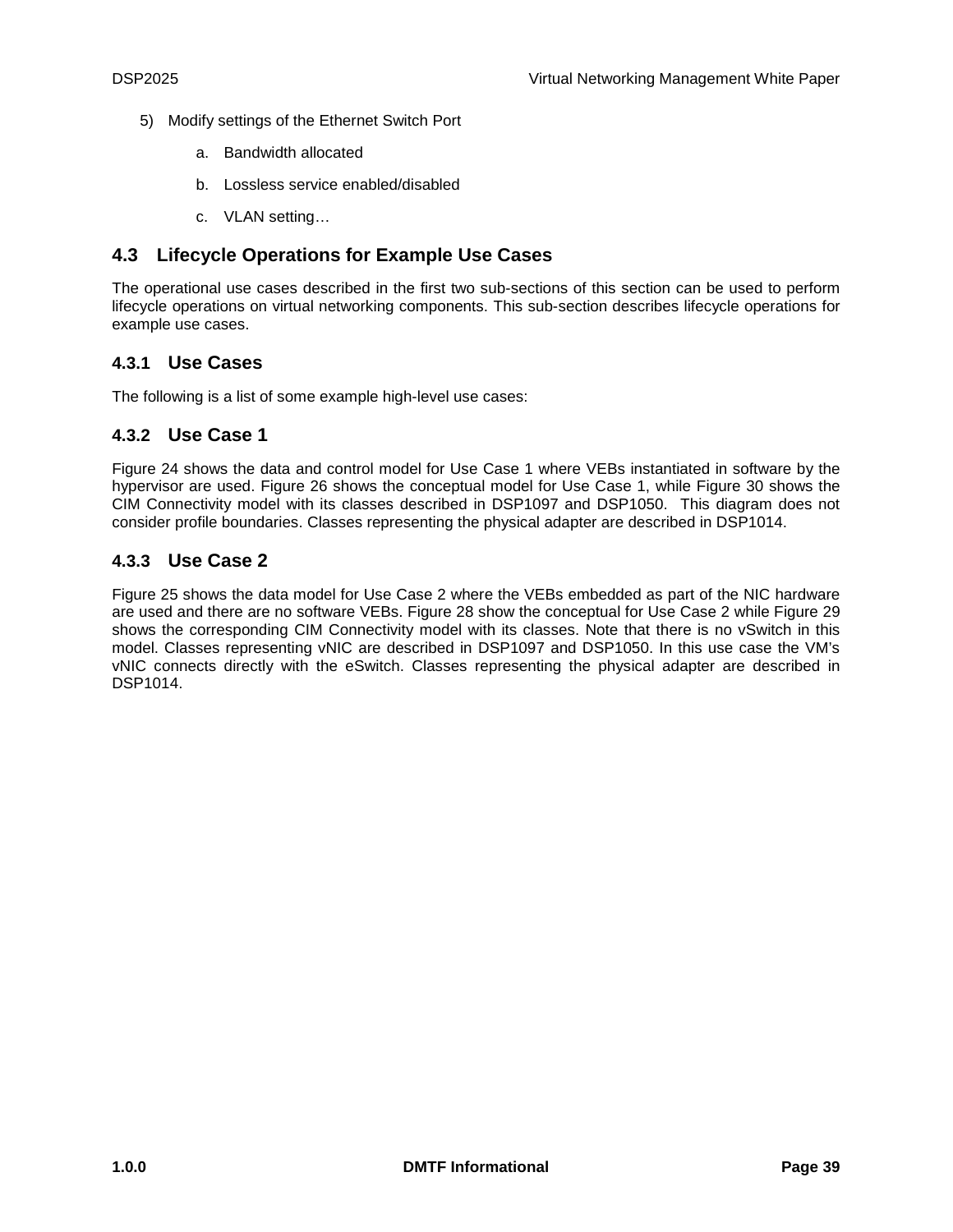5) Modify settings of the Ethernet Switch Port

   a. Bandwidth allocated

   b. Lossless service enabled/disabled

   c. VLAN setting…

## 4.3 Lifecycle Operations for Example Use Cases

The operational use cases described in the first two sub-sections of this section can be used to perform lifecycle operations on virtual networking components. This sub-section describes lifecycle operations for example use cases.

### 4.3.1 Use Cases

The following is a list of some example high-level use cases:

### 4.3.2 Use Case 1

Figure 24 shows the data and control model for Use Case 1 where VEBs instantiated in software by the hypervisor are used. Figure 26 shows the conceptual model for Use Case 1, while Figure 30 shows the CIM Connectivity model with its classes described in DSP1097 and DSP1050. This diagram does not consider profile boundaries. Classes representing the physical adapter are described in DSP1014.

### 4.3.3 Use Case 2

Figure 25 shows the data model for Use Case 2 where the VEBs embedded as part of the NIC hardware are used and there are no software VEBs. Figure 28 show the conceptual for Use Case 2 while Figure 29 shows the corresponding CIM Connectivity model with its classes. Note that there is no vSwitch in this model. Classes representing vNIC are described in DSP1097 and DSP1050. In this use case the VM's vNIC connects directly with the eSwitch. Classes representing the physical adapter are described in DSP1014.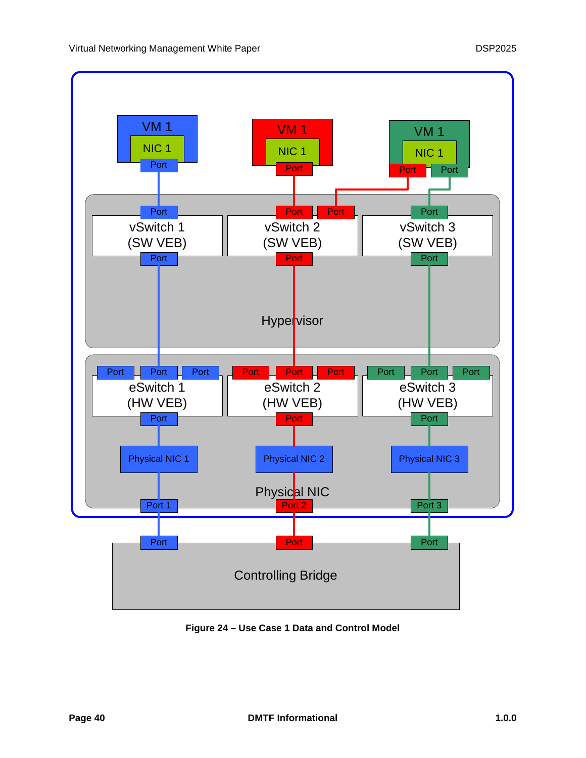**Figure 24 – Use Case 1 Data and Control Model**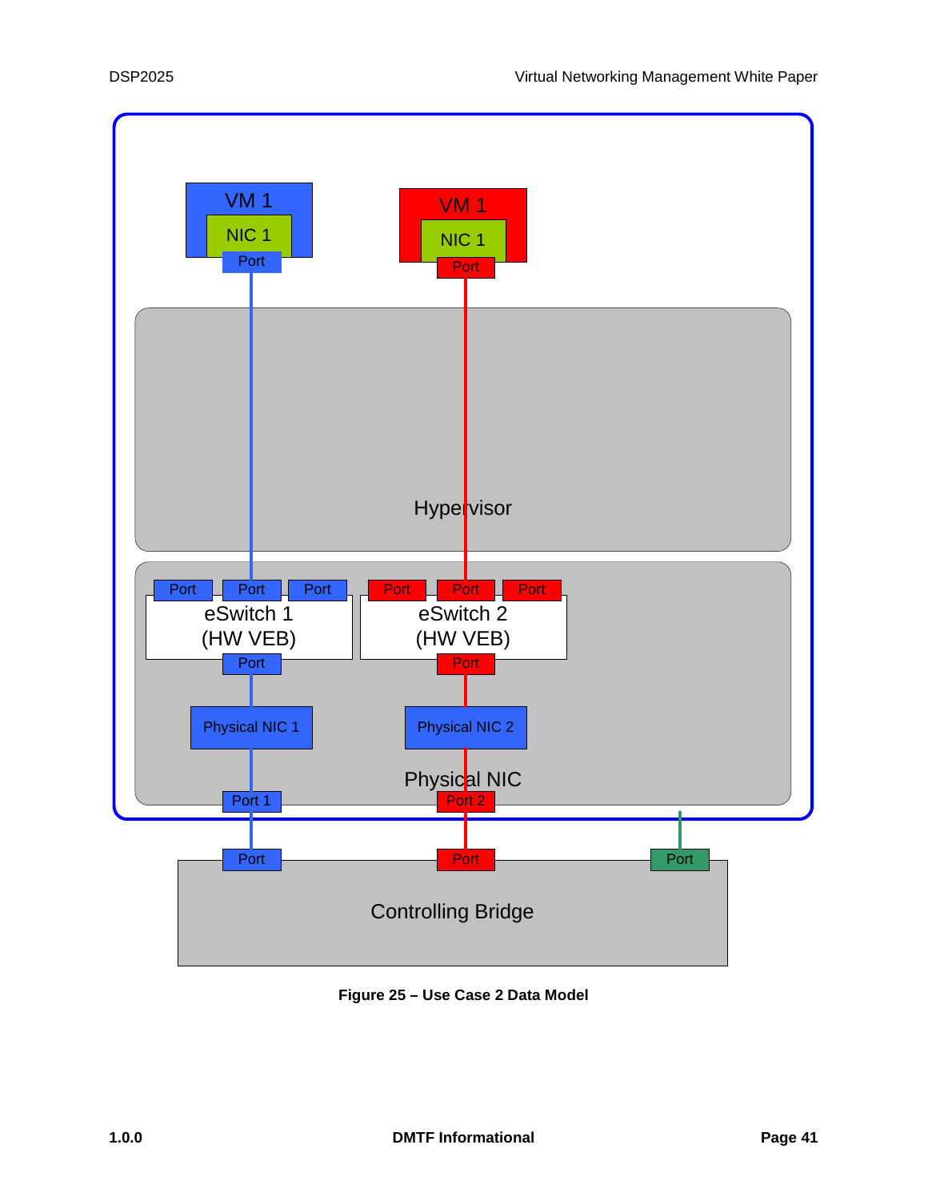Figure 25 – Use Case 2 Data Model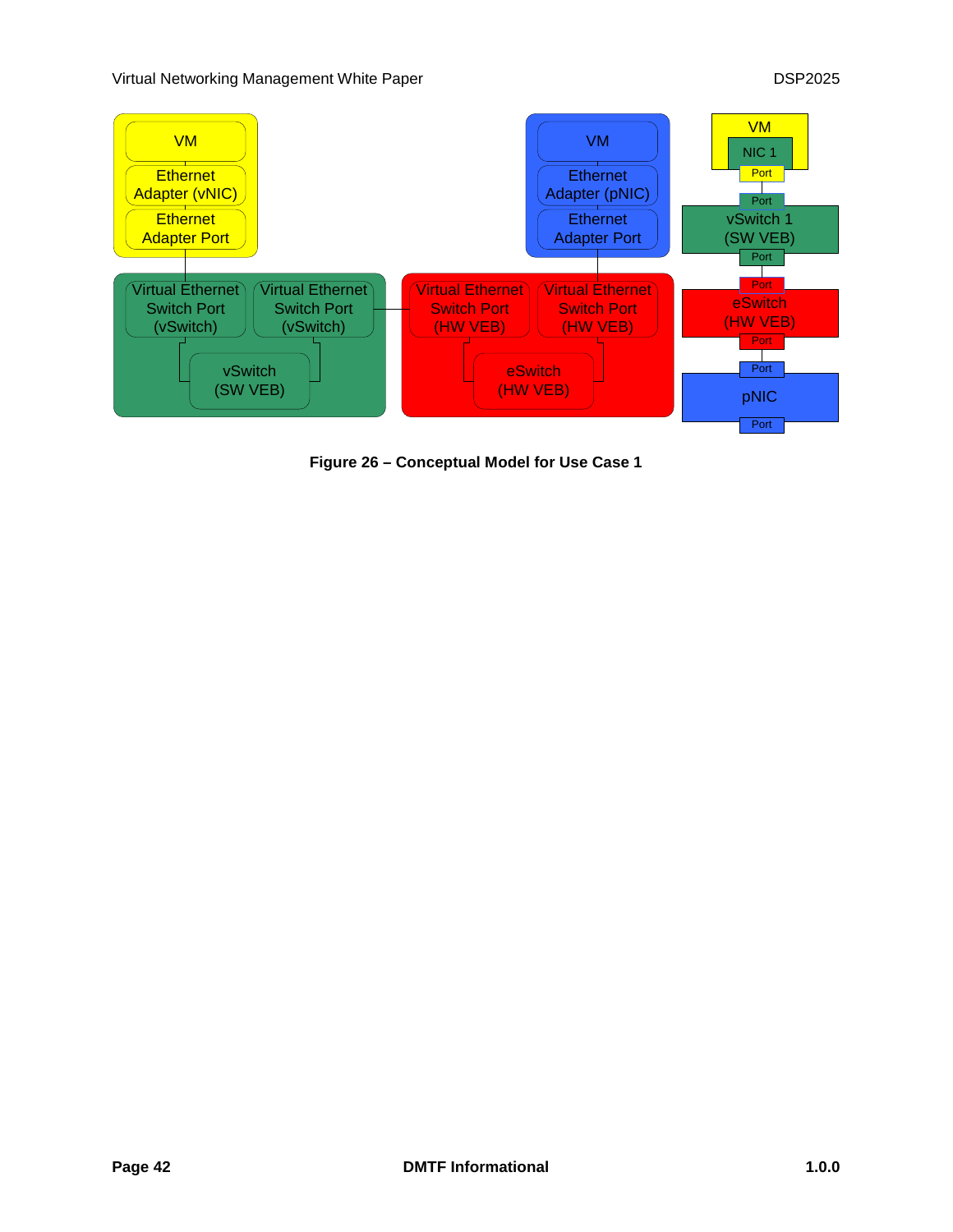Figure 26 – Conceptual Model for Use Case 1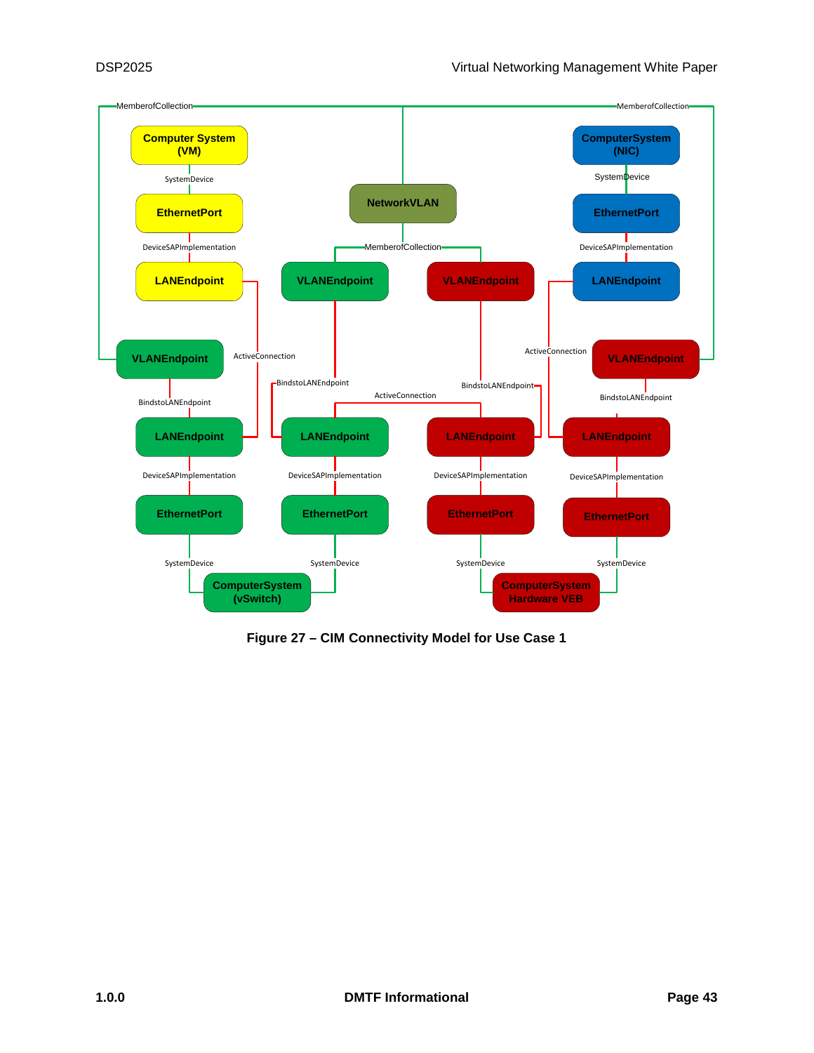Figure 27 – CIM Connectivity Model for Use Case 1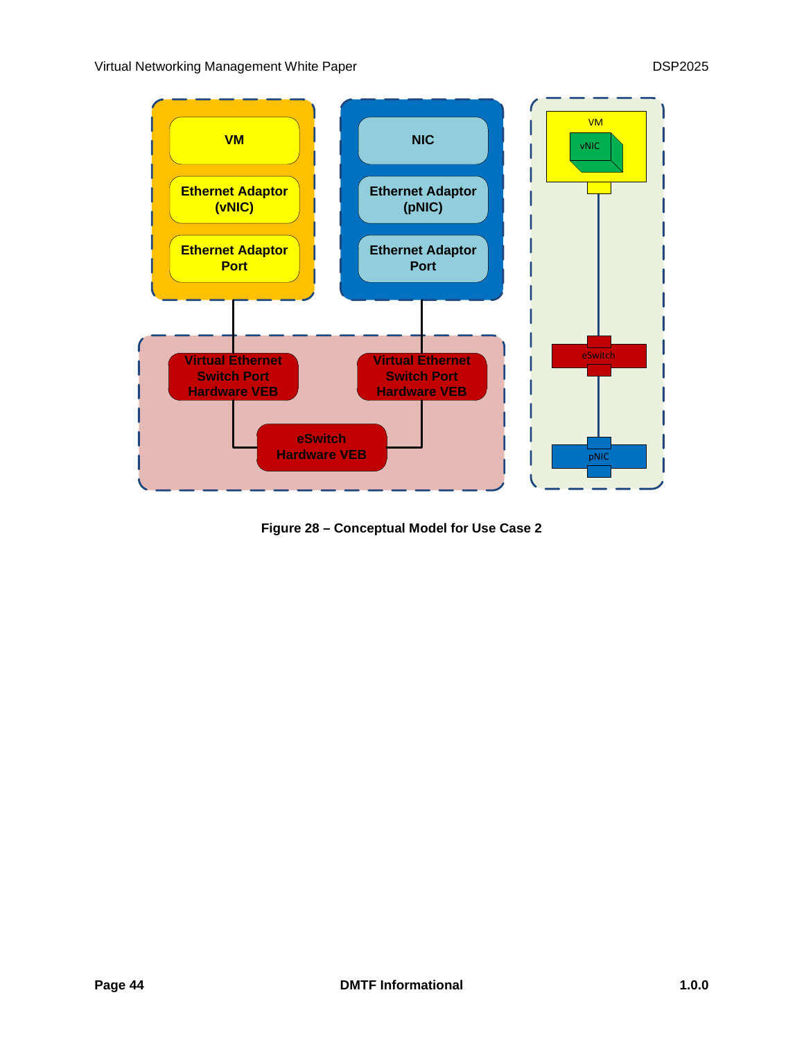Figure 28 – Conceptual Model for Use Case 2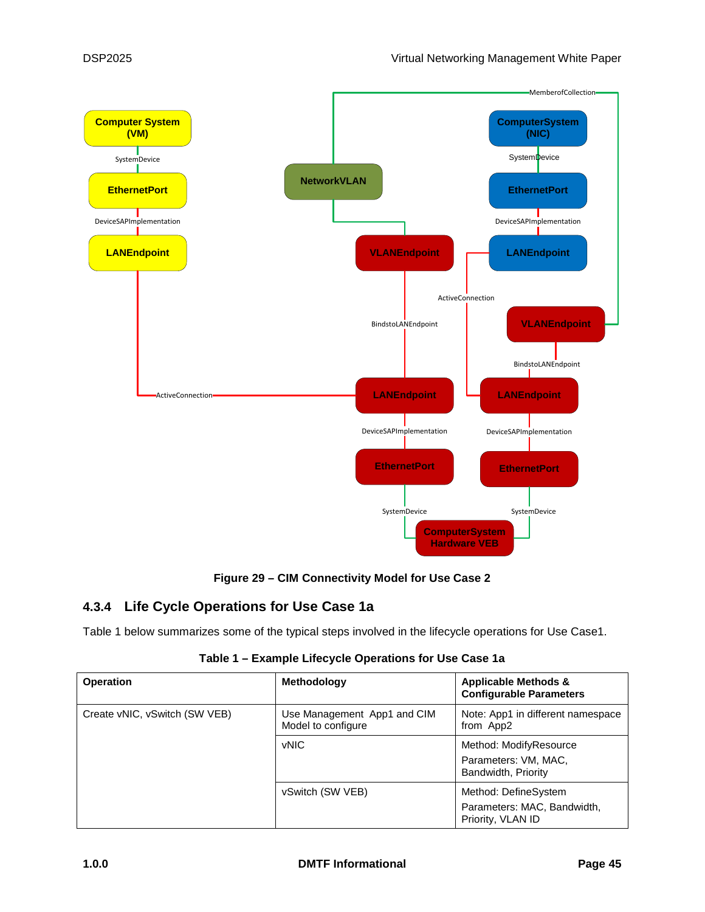**Figure 29 – CIM Connectivity Model for Use Case 2**

### 4.3.4 Life Cycle Operations for Use Case 1a

Table 1 below summarizes some of the typical steps involved in the lifecycle operations for Use Case1.

**Table 1 – Example Lifecycle Operations for Use Case 1a**

| Operation | Methodology | Applicable Methods & Configurable Parameters |
|---|---|---|
| Create vNIC, vSwitch (SW VEB) | Use Management App1 and CIM Model to configure | Note: App1 in different namespace from App2 |
| | vNIC | Method: ModifyResource<br>Parameters: VM, MAC, Bandwidth, Priority |
| | vSwitch (SW VEB) | Method: DefineSystem<br>Parameters: MAC, Bandwidth, Priority, VLAN ID |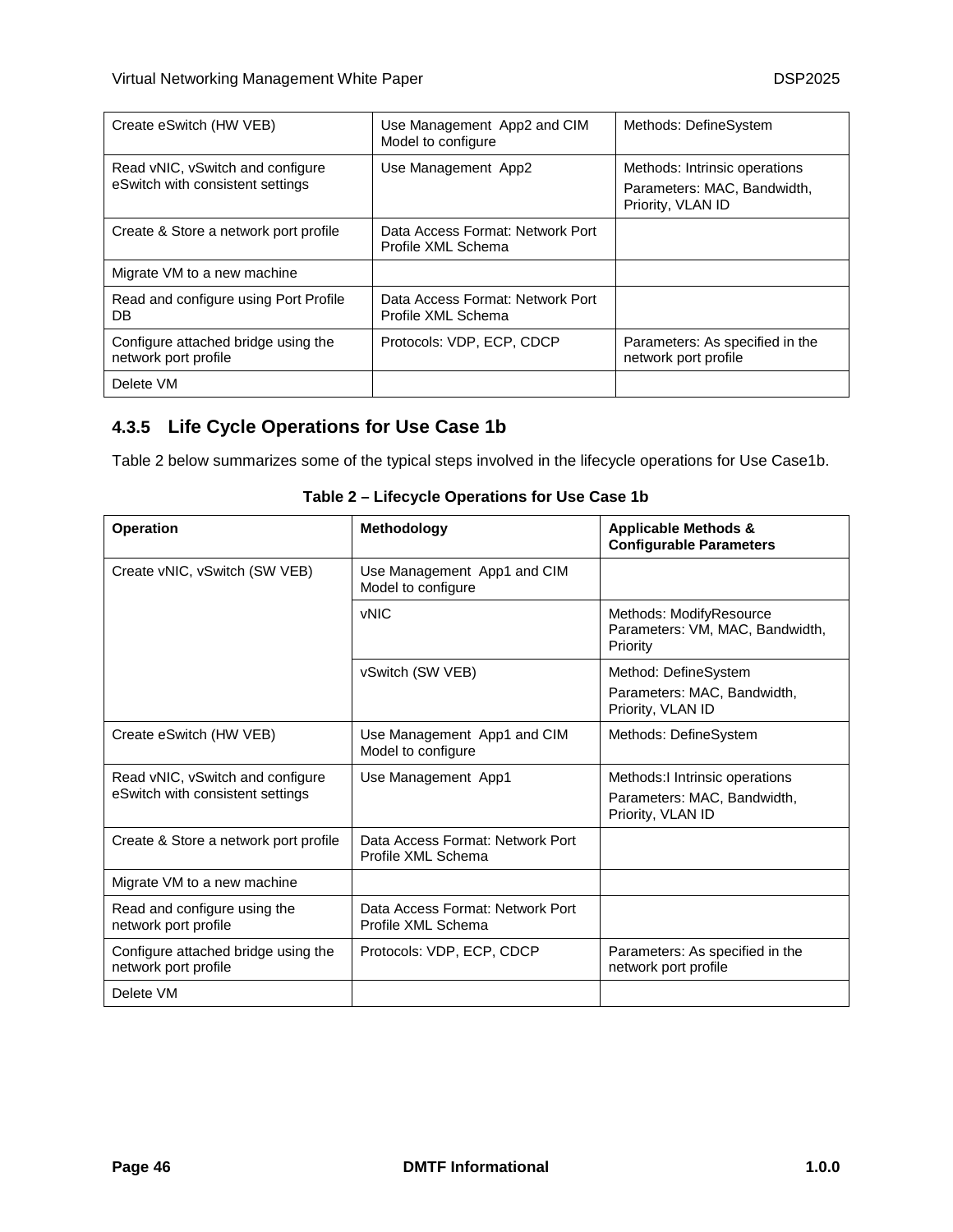| | | |
|---|---|---|
| Create eSwitch (HW VEB) | Use Management App2 and CIM Model to configure | Methods: DefineSystem |
| Read vNIC, vSwitch and configure eSwitch with consistent settings | Use Management App2 | Methods: Intrinsic operations<br>Parameters: MAC, Bandwidth, Priority, VLAN ID |
| Create & Store a network port profile | Data Access Format: Network Port Profile XML Schema | |
| Migrate VM to a new machine | | |
| Read and configure using Port Profile DB | Data Access Format: Network Port Profile XML Schema | |
| Configure attached bridge using the network port profile | Protocols: VDP, ECP, CDCP | Parameters: As specified in the network port profile |
| Delete VM | | |

### 4.3.5 Life Cycle Operations for Use Case 1b

Table 2 below summarizes some of the typical steps involved in the lifecycle operations for Use Case1b.

**Table 2 – Lifecycle Operations for Use Case 1b**

| Operation | Methodology | Applicable Methods & Configurable Parameters |
|---|---|---|
| Create vNIC, vSwitch (SW VEB) | Use Management App1 and CIM Model to configure | |
| | vNIC | Methods: ModifyResource<br>Parameters: VM, MAC, Bandwidth, Priority |
| | vSwitch (SW VEB) | Method: DefineSystem<br>Parameters: MAC, Bandwidth, Priority, VLAN ID |
| Create eSwitch (HW VEB) | Use Management App1 and CIM Model to configure | Methods: DefineSystem |
| Read vNIC, vSwitch and configure eSwitch with consistent settings | Use Management App1 | Methods:I Intrinsic operations<br>Parameters: MAC, Bandwidth, Priority, VLAN ID |
| Create & Store a network port profile | Data Access Format: Network Port Profile XML Schema | |
| Migrate VM to a new machine | | |
| Read and configure using the network port profile | Data Access Format: Network Port Profile XML Schema | |
| Configure attached bridge using the network port profile | Protocols: VDP, ECP, CDCP | Parameters: As specified in the network port profile |
| Delete VM | | |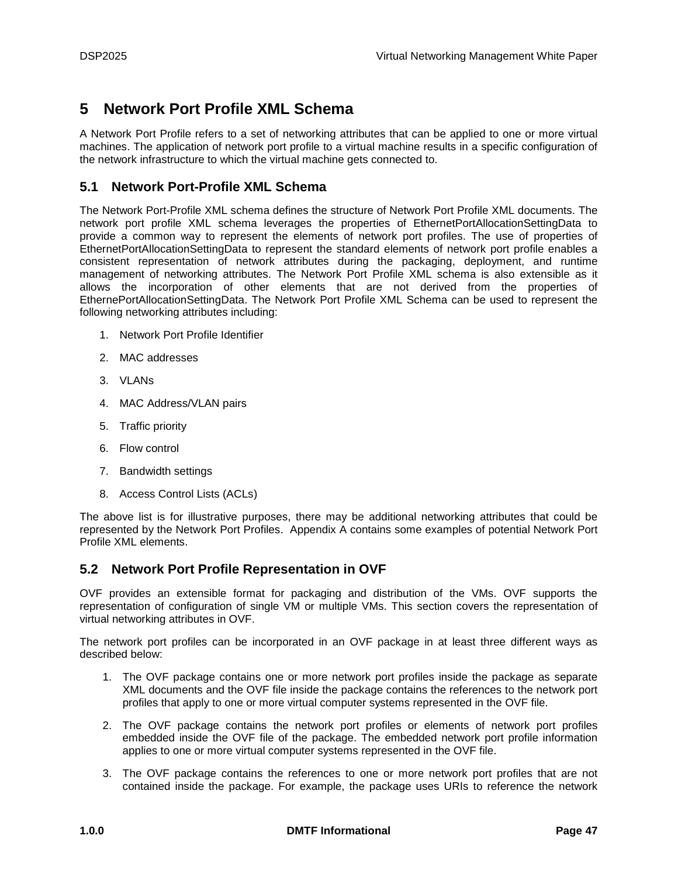# 5 Network Port Profile XML Schema

A Network Port Profile refers to a set of networking attributes that can be applied to one or more virtual machines. The application of network port profile to a virtual machine results in a specific configuration of the network infrastructure to which the virtual machine gets connected to.

## 5.1 Network Port-Profile XML Schema

The Network Port-Profile XML schema defines the structure of Network Port Profile XML documents. The network port profile XML schema leverages the properties of EthernetPortAllocationSettingData to provide a common way to represent the elements of network port profiles. The use of properties of EthernetPortAllocationSettingData to represent the standard elements of network port profile enables a consistent representation of network attributes during the packaging, deployment, and runtime management of networking attributes. The Network Port Profile XML schema is also extensible as it allows the incorporation of other elements that are not derived from the properties of EthernePortAllocationSettingData. The Network Port Profile XML Schema can be used to represent the following networking attributes including:

1. Network Port Profile Identifier
2. MAC addresses
3. VLANs
4. MAC Address/VLAN pairs
5. Traffic priority
6. Flow control
7. Bandwidth settings
8. Access Control Lists (ACLs)

The above list is for illustrative purposes, there may be additional networking attributes that could be represented by the Network Port Profiles. Appendix A contains some examples of potential Network Port Profile XML elements.

## 5.2 Network Port Profile Representation in OVF

OVF provides an extensible format for packaging and distribution of the VMs. OVF supports the representation of configuration of single VM or multiple VMs. This section covers the representation of virtual networking attributes in OVF.

The network port profiles can be incorporated in an OVF package in at least three different ways as described below:

1. The OVF package contains one or more network port profiles inside the package as separate XML documents and the OVF file inside the package contains the references to the network port profiles that apply to one or more virtual computer systems represented in the OVF file.
2. The OVF package contains the network port profiles or elements of network port profiles embedded inside the OVF file of the package. The embedded network port profile information applies to one or more virtual computer systems represented in the OVF file.
3. The OVF package contains the references to one or more network port profiles that are not contained inside the package. For example, the package uses URIs to reference the network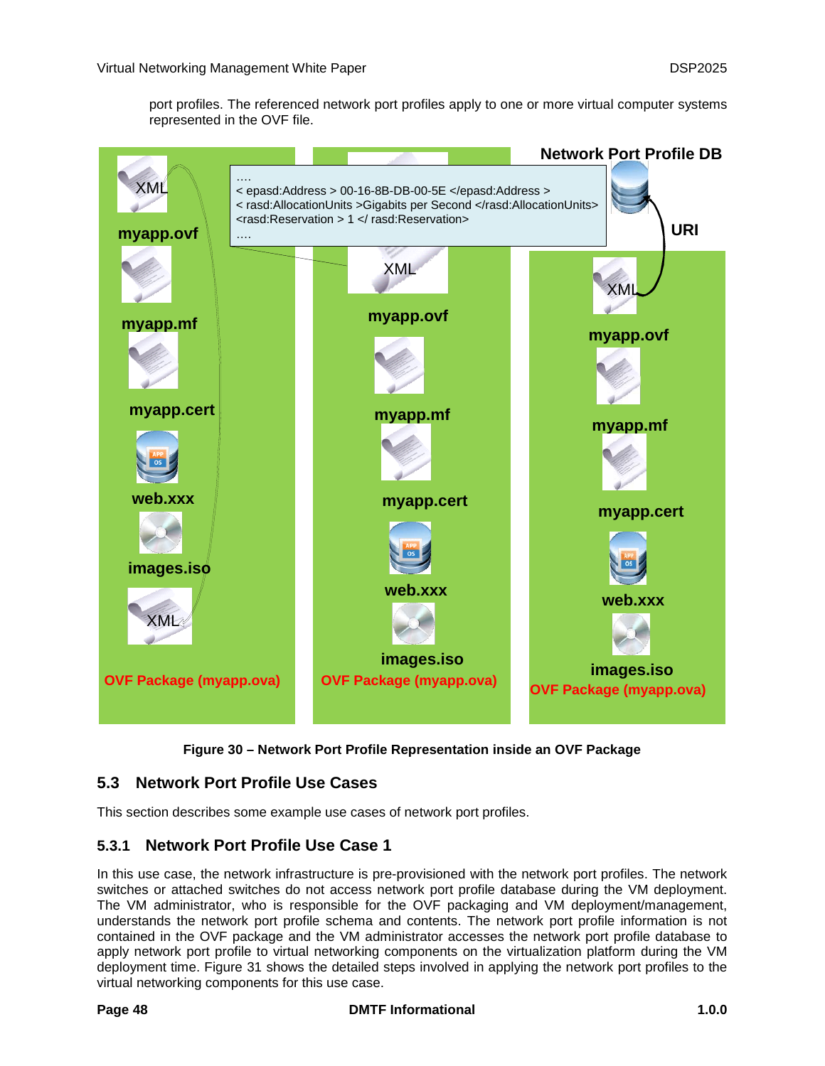port profiles. The referenced network port profiles apply to one or more virtual computer systems represented in the OVF file.

**Figure 30 – Network Port Profile Representation inside an OVF Package**

## 5.3 Network Port Profile Use Cases

This section describes some example use cases of network port profiles.

### 5.3.1 Network Port Profile Use Case 1

In this use case, the network infrastructure is pre-provisioned with the network port profiles. The network switches or attached switches do not access network port profile database during the VM deployment. The VM administrator, who is responsible for the OVF packaging and VM deployment/management, understands the network port profile schema and contents. The network port profile information is not contained in the OVF package and the VM administrator accesses the network port profile database to apply network port profile to virtual networking components on the virtualization platform during the VM deployment time. Figure 31 shows the detailed steps involved in applying the network port profiles to the virtual networking components for this use case.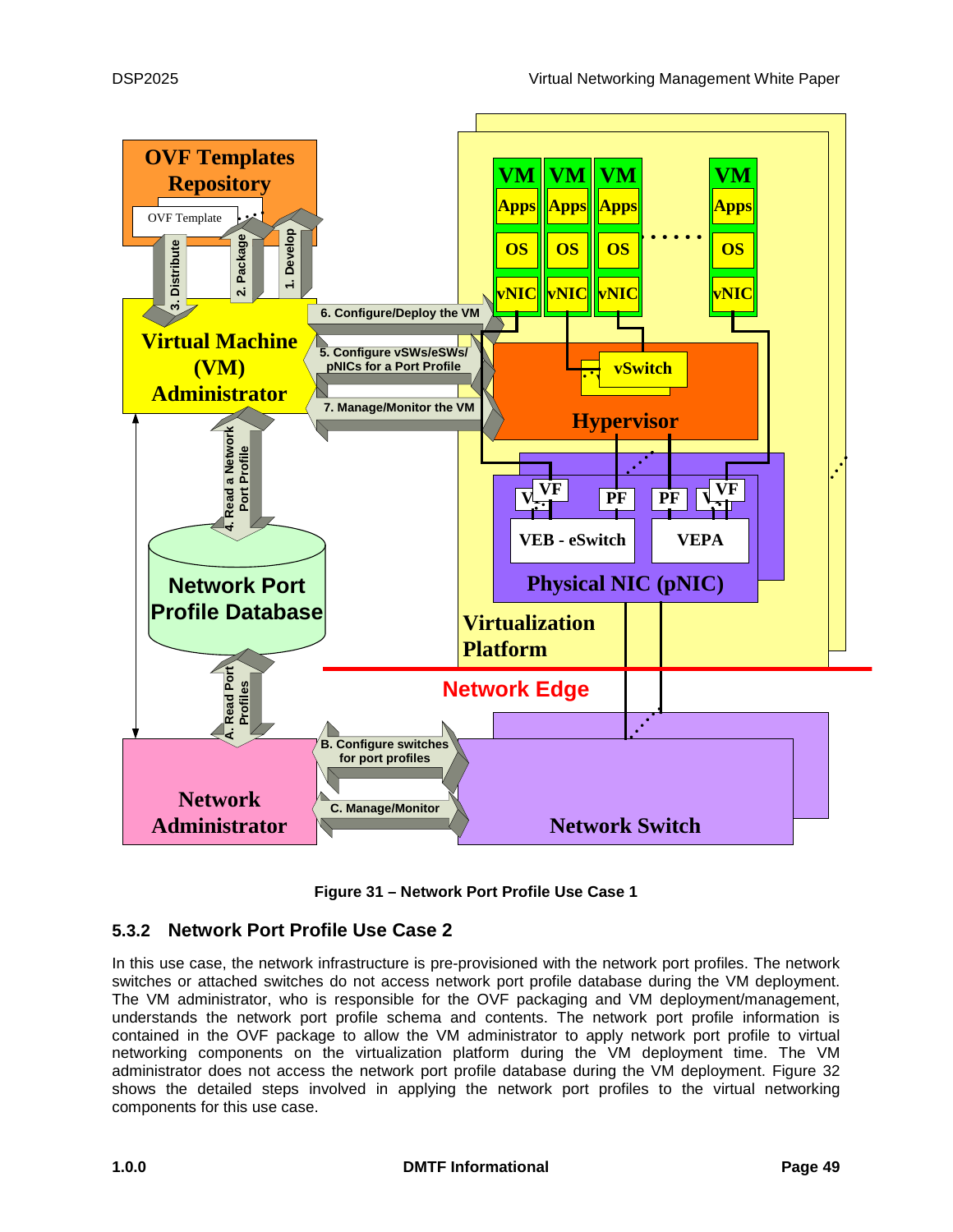Figure 31 – Network Port Profile Use Case 1

### 5.3.2 Network Port Profile Use Case 2

In this use case, the network infrastructure is pre-provisioned with the network port profiles. The network switches or attached switches do not access network port profile database during the VM deployment. The VM administrator, who is responsible for the OVF packaging and VM deployment/management, understands the network port profile schema and contents. The network port profile information is contained in the OVF package to allow the VM administrator to apply network port profile to virtual networking components on the virtualization platform during the VM deployment time. The VM administrator does not access the network port profile database during the VM deployment. Figure 32 shows the detailed steps involved in applying the network port profiles to the virtual networking components for this use case.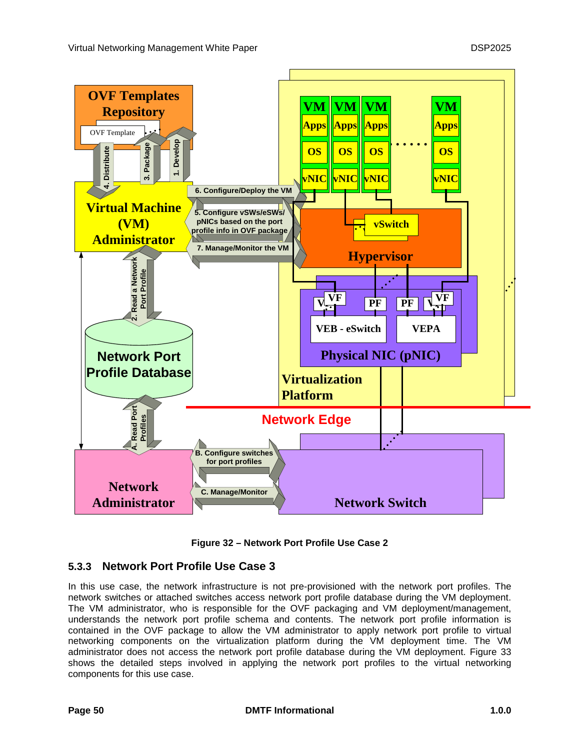Figure 32 – Network Port Profile Use Case 2

### 5.3.3 Network Port Profile Use Case 3

In this use case, the network infrastructure is not pre-provisioned with the network port profiles. The network switches or attached switches access network port profile database during the VM deployment. The VM administrator, who is responsible for the OVF packaging and VM deployment/management, understands the network port profile schema and contents. The network port profile information is contained in the OVF package to allow the VM administrator to apply network port profile to virtual networking components on the virtualization platform during the VM deployment time. The VM administrator does not access the network port profile database during the VM deployment. Figure 33 shows the detailed steps involved in applying the network port profiles to the virtual networking components for this use case.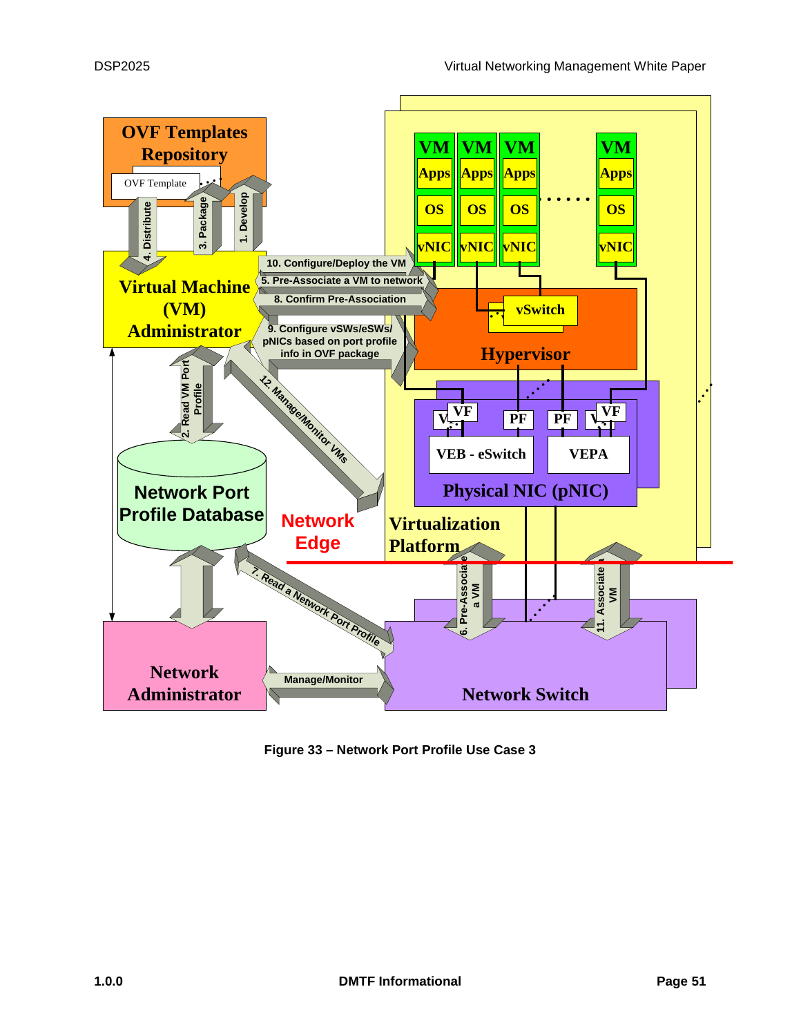**Figure 33 – Network Port Profile Use Case 3**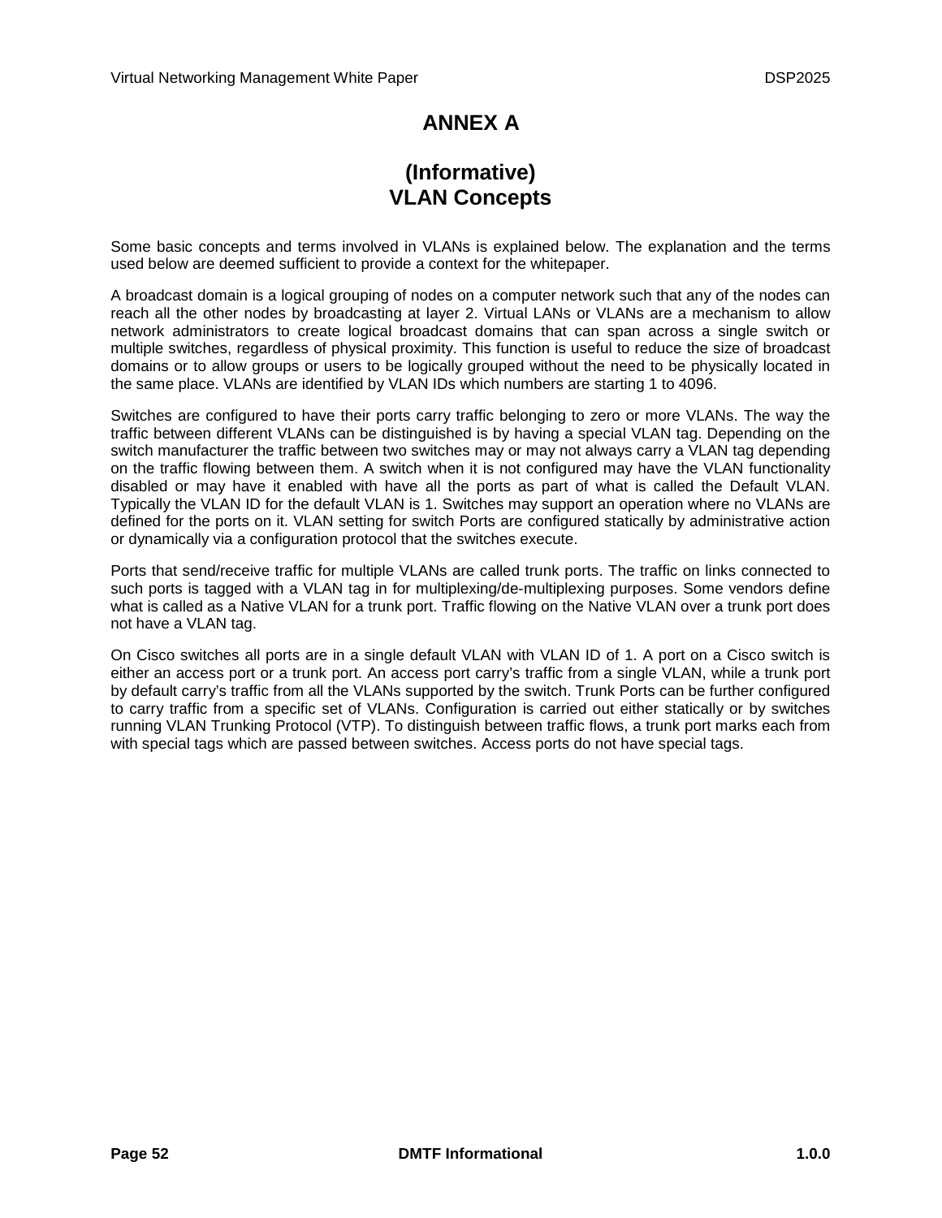# ANNEX A

## (Informative)
## VLAN Concepts

Some basic concepts and terms involved in VLANs is explained below. The explanation and the terms used below are deemed sufficient to provide a context for the whitepaper.

A broadcast domain is a logical grouping of nodes on a computer network such that any of the nodes can reach all the other nodes by broadcasting at layer 2. Virtual LANs or VLANs are a mechanism to allow network administrators to create logical broadcast domains that can span across a single switch or multiple switches, regardless of physical proximity. This function is useful to reduce the size of broadcast domains or to allow groups or users to be logically grouped without the need to be physically located in the same place. VLANs are identified by VLAN IDs which numbers are starting 1 to 4096.

Switches are configured to have their ports carry traffic belonging to zero or more VLANs. The way the traffic between different VLANs can be distinguished is by having a special VLAN tag. Depending on the switch manufacturer the traffic between two switches may or may not always carry a VLAN tag depending on the traffic flowing between them. A switch when it is not configured may have the VLAN functionality disabled or may have it enabled with have all the ports as part of what is called the Default VLAN. Typically the VLAN ID for the default VLAN is 1. Switches may support an operation where no VLANs are defined for the ports on it. VLAN setting for switch Ports are configured statically by administrative action or dynamically via a configuration protocol that the switches execute.

Ports that send/receive traffic for multiple VLANs are called trunk ports. The traffic on links connected to such ports is tagged with a VLAN tag in for multiplexing/de-multiplexing purposes. Some vendors define what is called as a Native VLAN for a trunk port. Traffic flowing on the Native VLAN over a trunk port does not have a VLAN tag.

On Cisco switches all ports are in a single default VLAN with VLAN ID of 1. A port on a Cisco switch is either an access port or a trunk port. An access port carry's traffic from a single VLAN, while a trunk port by default carry's traffic from all the VLANs supported by the switch. Trunk Ports can be further configured to carry traffic from a specific set of VLANs. Configuration is carried out either statically or by switches running VLAN Trunking Protocol (VTP). To distinguish between traffic flows, a trunk port marks each from with special tags which are passed between switches. Access ports do not have special tags.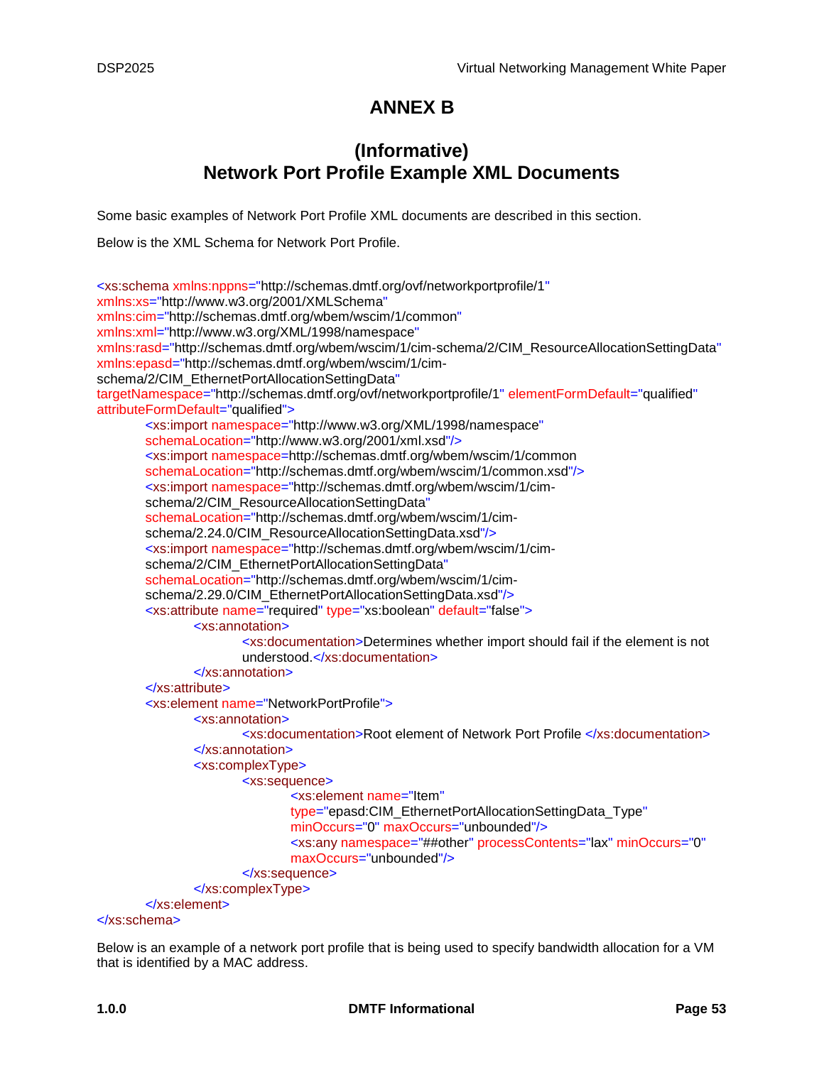# ANNEX B

## (Informative)
## Network Port Profile Example XML Documents

Some basic examples of Network Port Profile XML documents are described in this section.

Below is the XML Schema for Network Port Profile.

```
<xs:schema xmlns:nppns="http://schemas.dmtf.org/ovf/networkportprofile/1"
xmlns:xs="http://www.w3.org/2001/XMLSchema"
xmlns:cim="http://schemas.dmtf.org/wbem/wscim/1/common"
xmlns:xml="http://www.w3.org/XML/1998/namespace"
xmlns:rasd="http://schemas.dmtf.org/wbem/wscim/1/cim-schema/2/CIM_ResourceAllocationSettingData"
xmlns:epasd="http://schemas.dmtf.org/wbem/wscim/1/cim-
schema/2/CIM_EthernetPortAllocationSettingData"
targetNamespace="http://schemas.dmtf.org/ovf/networkportprofile/1" elementFormDefault="qualified"
attributeFormDefault="qualified">
	<xs:import namespace="http://www.w3.org/XML/1998/namespace"
	schemaLocation="http://www.w3.org/2001/xml.xsd"/>
	<xs:import namespace=http://schemas.dmtf.org/wbem/wscim/1/common
	schemaLocation="http://schemas.dmtf.org/wbem/wscim/1/common.xsd"/>
	<xs:import namespace="http://schemas.dmtf.org/wbem/wscim/1/cim-
	schema/2/CIM_ResourceAllocationSettingData"
	schemaLocation="http://schemas.dmtf.org/wbem/wscim/1/cim-
	schema/2.24.0/CIM_ResourceAllocationSettingData.xsd"/>
	<xs:import namespace="http://schemas.dmtf.org/wbem/wscim/1/cim-
	schema/2/CIM_EthernetPortAllocationSettingData"
	schemaLocation="http://schemas.dmtf.org/wbem/wscim/1/cim-
	schema/2.29.0/CIM_EthernetPortAllocationSettingData.xsd"/>
	<xs:attribute name="required" type="xs:boolean" default="false">
		<xs:annotation>
			<xs:documentation>Determines whether import should fail if the element is not
			understood.</xs:documentation>
		</xs:annotation>
	</xs:attribute>
	<xs:element name="NetworkPortProfile">
		<xs:annotation>
			<xs:documentation>Root element of Network Port Profile </xs:documentation>
		</xs:annotation>
		<xs:complexType>
			<xs:sequence>
				<xs:element name="Item"
				type="epasd:CIM_EthernetPortAllocationSettingData_Type"
				minOccurs="0" maxOccurs="unbounded"/>
				<xs:any namespace="##other" processContents="lax" minOccurs="0"
				maxOccurs="unbounded"/>
			</xs:sequence>
		</xs:complexType>
	</xs:element>
</xs:schema>
```

Below is an example of a network port profile that is being used to specify bandwidth allocation for a VM that is identified by a MAC address.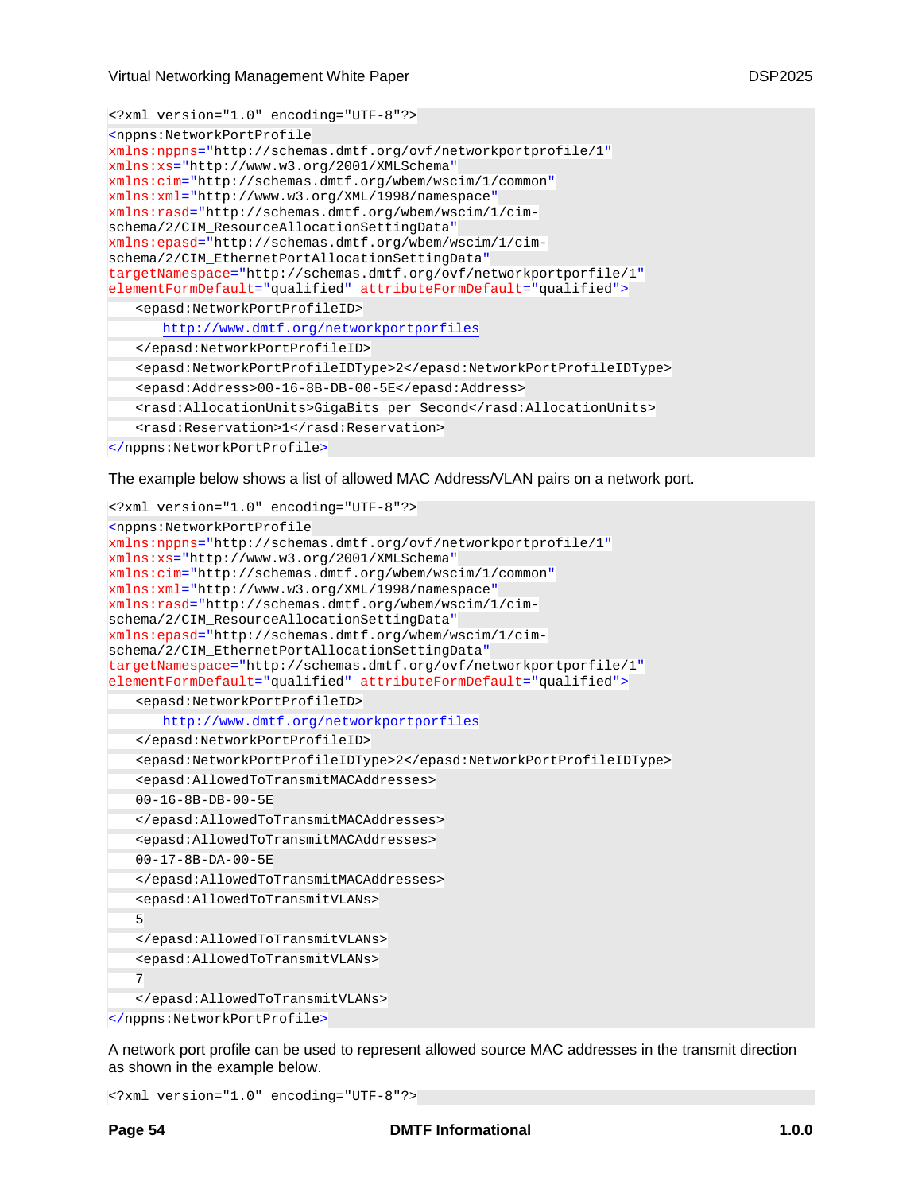```xml
<?xml version="1.0" encoding="UTF-8"?>
<nppns:NetworkPortProfile
xmlns:nppns="http://schemas.dmtf.org/ovf/networkportprofile/1"
xmlns:xs="http://www.w3.org/2001/XMLSchema"
xmlns:cim="http://schemas.dmtf.org/wbem/wscim/1/common"
xmlns:xml="http://www.w3.org/XML/1998/namespace"
xmlns:rasd="http://schemas.dmtf.org/wbem/wscim/1/cim-
schema/2/CIM_ResourceAllocationSettingData"
xmlns:epasd="http://schemas.dmtf.org/wbem/wscim/1/cim-
schema/2/CIM_EthernetPortAllocationSettingData"
targetNamespace="http://schemas.dmtf.org/ovf/networkportprofile/1"
elementFormDefault="qualified" attributeFormDefault="qualified">
   <epasd:NetworkPortProfileID>
      http://www.dmtf.org/networkportporfiles
   </epasd:NetworkPortProfileID>
   <epasd:NetworkPortProfileIDType>2</epasd:NetworkPortProfileIDType>
   <epasd:Address>00-16-8B-DB-00-5E</epasd:Address>
   <rasd:AllocationUnits>GigaBits per Second</rasd:AllocationUnits>
   <rasd:Reservation>1</rasd:Reservation>
</nppns:NetworkPortProfile>
```

The example below shows a list of allowed MAC Address/VLAN pairs on a network port.

```xml
<?xml version="1.0" encoding="UTF-8"?>
<nppns:NetworkPortProfile
xmlns:nppns="http://schemas.dmtf.org/ovf/networkportprofile/1"
xmlns:xs="http://www.w3.org/2001/XMLSchema"
xmlns:cim="http://schemas.dmtf.org/wbem/wscim/1/common"
xmlns:xml="http://www.w3.org/XML/1998/namespace"
xmlns:rasd="http://schemas.dmtf.org/wbem/wscim/1/cim-
schema/2/CIM_ResourceAllocationSettingData"
xmlns:epasd="http://schemas.dmtf.org/wbem/wscim/1/cim-
schema/2/CIM_EthernetPortAllocationSettingData"
targetNamespace="http://schemas.dmtf.org/ovf/networkportprofile/1"
elementFormDefault="qualified" attributeFormDefault="qualified">
   <epasd:NetworkPortProfileID>
      http://www.dmtf.org/networkportporfiles
   </epasd:NetworkPortProfileID>
   <epasd:NetworkPortProfileIDType>2</epasd:NetworkPortProfileIDType>
   <epasd:AllowedToTransmitMACAddresses>
   00-16-8B-DB-00-5E
   </epasd:AllowedToTransmitMACAddresses>
   <epasd:AllowedToTransmitMACAddresses>
   00-17-8B-DA-00-5E
   </epasd:AllowedToTransmitMACAddresses>
   <epasd:AllowedToTransmitVLANs>
   5
   </epasd:AllowedToTransmitVLANs>
   <epasd:AllowedToTransmitVLANs>
   7
   </epasd:AllowedToTransmitVLANs>
</nppns:NetworkPortProfile>
```

A network port profile can be used to represent allowed source MAC addresses in the transmit direction as shown in the example below.

```xml
<?xml version="1.0" encoding="UTF-8"?>
```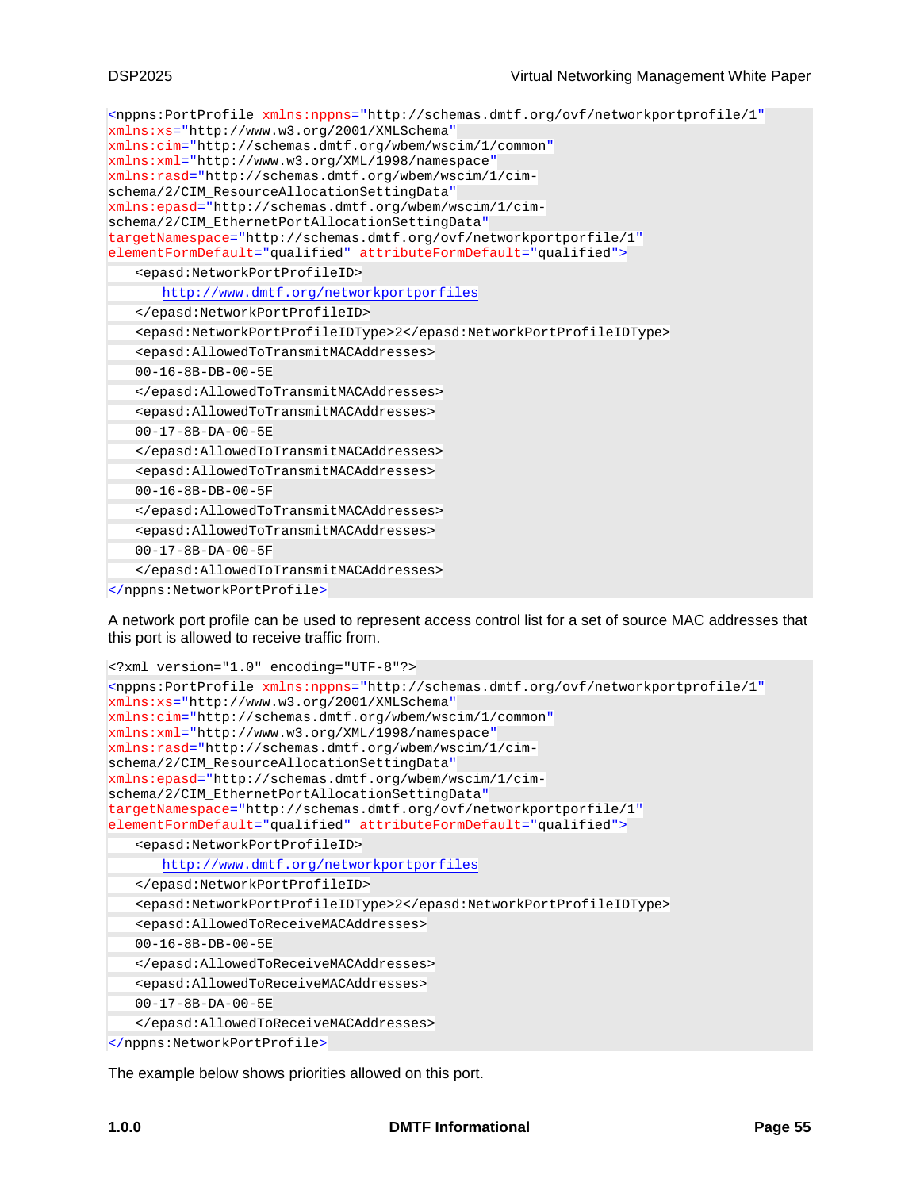```
<nppns:PortProfile xmlns:nppns="http://schemas.dmtf.org/ovf/networkprofile/1"
xmlns:xs="http://www.w3.org/2001/XMLSchema"
xmlns:cim="http://schemas.dmtf.org/wbem/wscim/1/common"
xmlns:xml="http://www.w3.org/XML/1998/namespace"
xmlns:rasd="http://schemas.dmtf.org/wbem/wscim/1/cim-schema/2/CIM_ResourceAllocationSettingData"
xmlns:epasd="http://schemas.dmtf.org/wbem/wscim/1/cim-schema/2/CIM_EthernetPortAllocationSettingData"
targetNamespace="http://schemas.dmtf.org/ovf/networkportprofile/1"
elementFormDefault="qualified" attributeFormDefault="qualified">
   <epasd:NetworkPortProfileID>
      http://www.dmtf.org/networkportporfiles
   </epasd:NetworkPortProfileID>
   <epasd:NetworkPortProfileIDType>2</epasd:NetworkPortProfileIDType>
   <epasd:AllowedToTransmitMACAddresses>
   00-16-8B-DB-00-5E
   </epasd:AllowedToTransmitMACAddresses>
   <epasd:AllowedToTransmitMACAddresses>
   00-17-8B-DA-00-5E
   </epasd:AllowedToTransmitMACAddresses>
   <epasd:AllowedToTransmitMACAddresses>
   00-16-8B-DB-00-5F
   </epasd:AllowedToTransmitMACAddresses>
   <epasd:AllowedToTransmitMACAddresses>
   00-17-8B-DA-00-5F
   </epasd:AllowedToTransmitMACAddresses>
</nppns:NetworkPortProfile>
```

A network port profile can be used to represent access control list for a set of source MAC addresses that this port is allowed to receive traffic from.

```
<?xml version="1.0" encoding="UTF-8"?>
<nppns:PortProfile xmlns:nppns="http://schemas.dmtf.org/ovf/networkprofile/1"
xmlns:xs="http://www.w3.org/2001/XMLSchema"
xmlns:cim="http://schemas.dmtf.org/wbem/wscim/1/common"
xmlns:xml="http://www.w3.org/XML/1998/namespace"
xmlns:rasd="http://schemas.dmtf.org/wbem/wscim/1/cim-schema/2/CIM_ResourceAllocationSettingData"
xmlns:epasd="http://schemas.dmtf.org/wbem/wscim/1/cim-schema/2/CIM_EthernetPortAllocationSettingData"
targetNamespace="http://schemas.dmtf.org/ovf/networkportprofile/1"
elementFormDefault="qualified" attributeFormDefault="qualified">
   <epasd:NetworkPortProfileID>
      http://www.dmtf.org/networkportporfiles
   </epasd:NetworkPortProfileID>
   <epasd:NetworkPortProfileIDType>2</epasd:NetworkPortProfileIDType>
   <epasd:AllowedToReceiveMACAddresses>
   00-16-8B-DB-00-5E
   </epasd:AllowedToReceiveMACAddresses>
   <epasd:AllowedToReceiveMACAddresses>
   00-17-8B-DA-00-5E
   </epasd:AllowedToReceiveMACAddresses>
</nppns:NetworkPortProfile>
```

The example below shows priorities allowed on this port.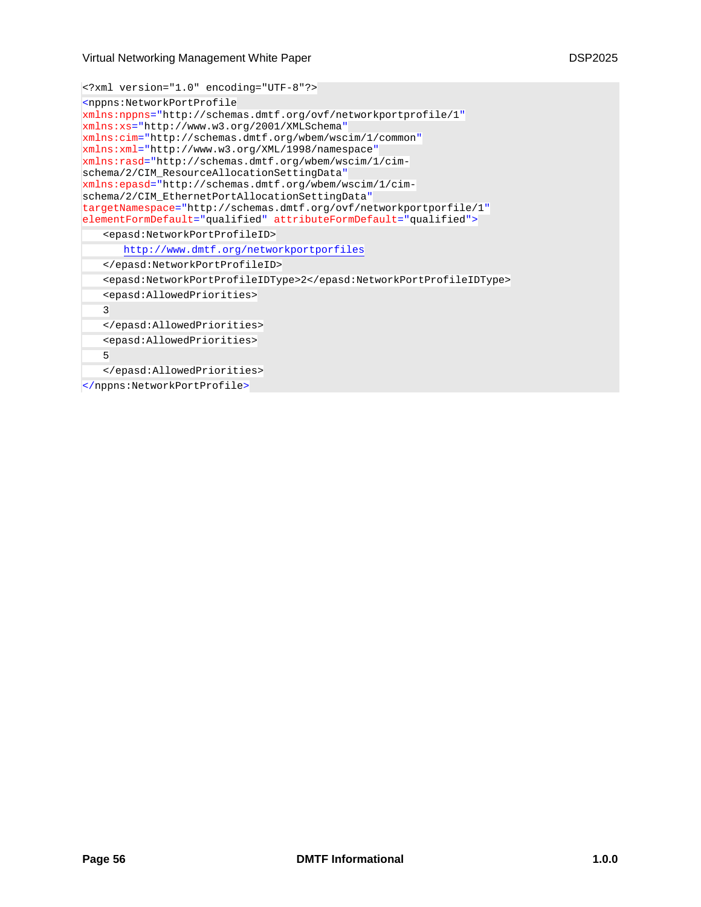```xml
<?xml version="1.0" encoding="UTF-8"?>
<nppns:NetworkPortProfile
xmlns:nppns="http://schemas.dmtf.org/ovf/networkportprofile/1"
xmlns:xs="http://www.w3.org/2001/XMLSchema"
xmlns:cim="http://schemas.dmtf.org/wbem/wscim/1/common"
xmlns:xml="http://www.w3.org/XML/1998/namespace"
xmlns:rasd="http://schemas.dmtf.org/wbem/wscim/1/cim-
schema/2/CIM_ResourceAllocationSettingData"
xmlns:epasd="http://schemas.dmtf.org/wbem/wscim/1/cim-
schema/2/CIM_EthernetPortAllocationSettingData"
targetNamespace="http://schemas.dmtf.org/ovf/networkportporfile/1"
elementFormDefault="qualified" attributeFormDefault="qualified">
   <epasd:NetworkPortProfileID>
      http://www.dmtf.org/networkportporfiles
   </epasd:NetworkPortProfileID>
   <epasd:NetworkPortProfileIDType>2</epasd:NetworkPortProfileIDType>
   <epasd:AllowedPriorities>
   3
   </epasd:AllowedPriorities>
   <epasd:AllowedPriorities>
   5
   </epasd:AllowedPriorities>
</nppns:NetworkPortProfile>
```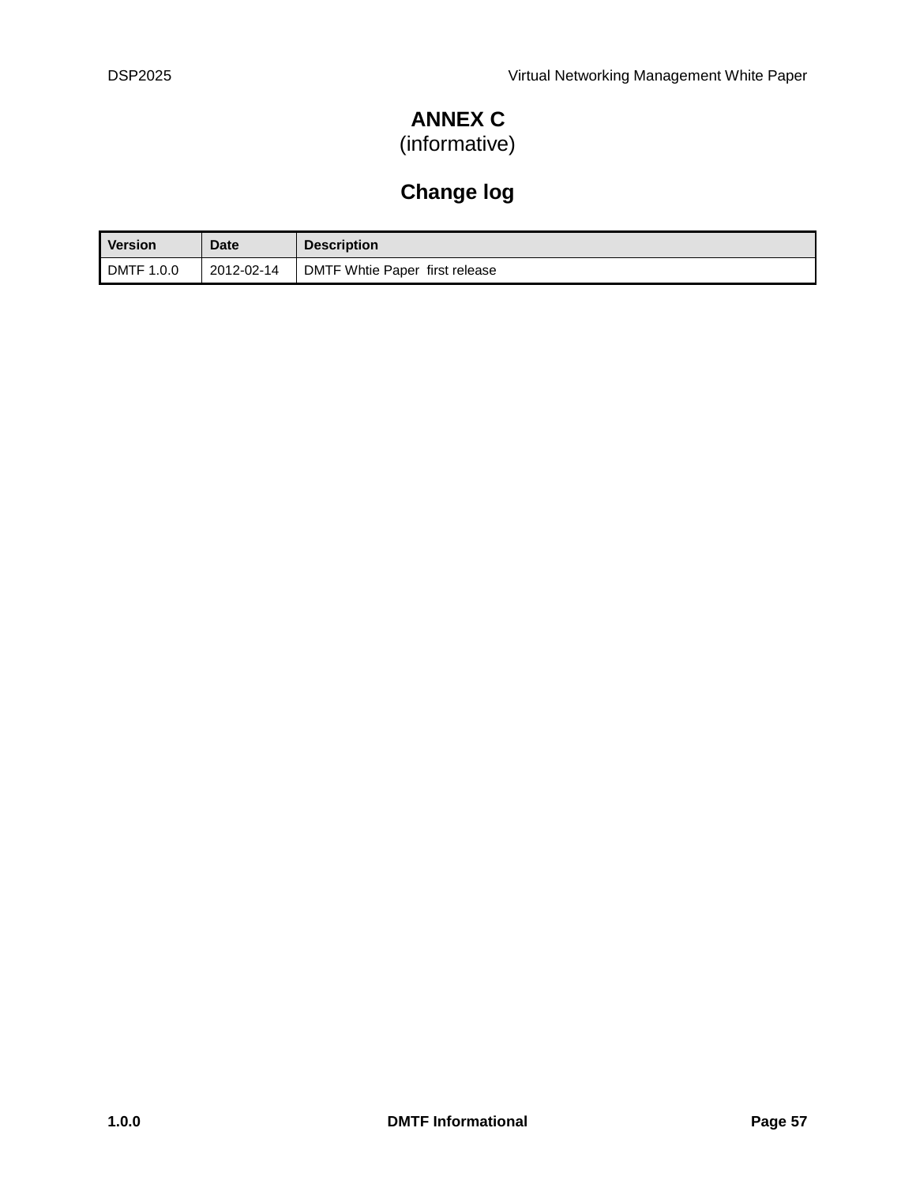# ANNEX C
(informative)

## Change log

| Version | Date | Description |
|---|---|---|
| DMTF 1.0.0 | 2012-02-14 | DMTF Whtie Paper  first release |